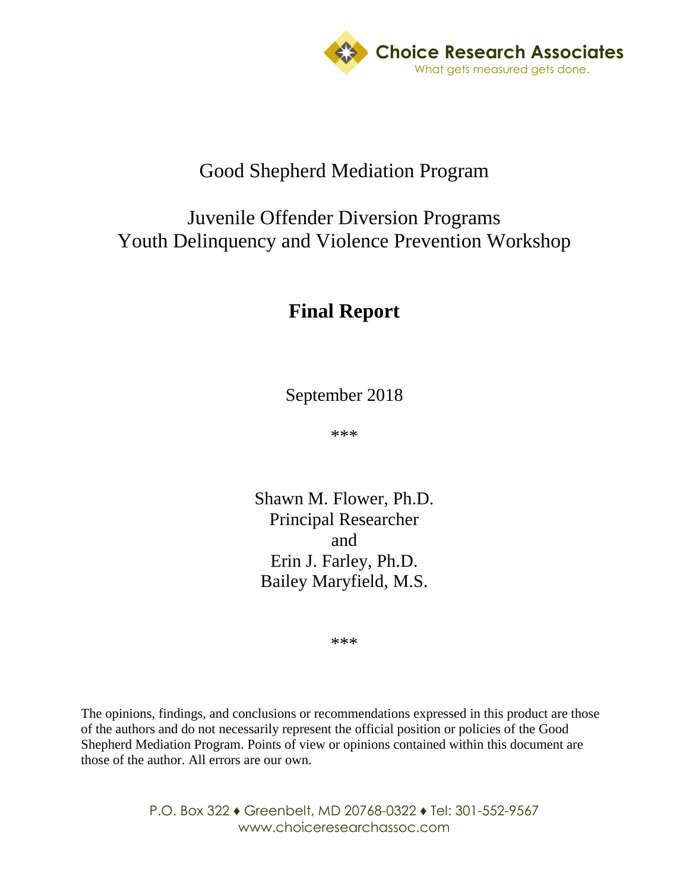Choice Research Associates

What gets measured gets done.

# Good Shepherd Mediation Program

## Juvenile Offender Diversion Programs
## Youth Delinquency and Violence Prevention Workshop

# Final Report

September 2018

***

Shawn M. Flower, Ph.D.
Principal Researcher
and
Erin J. Farley, Ph.D.
Bailey Maryfield, M.S.

***

The opinions, findings, and conclusions or recommendations expressed in this product are those of the authors and do not necessarily represent the official position or policies of the Good Shepherd Mediation Program. Points of view or opinions contained within this document are those of the author. All errors are our own.

P.O. Box 322 ♦ Greenbelt, MD 20768-0322 ♦ Tel: 301-552-9567
www.choiceresearchassoc.com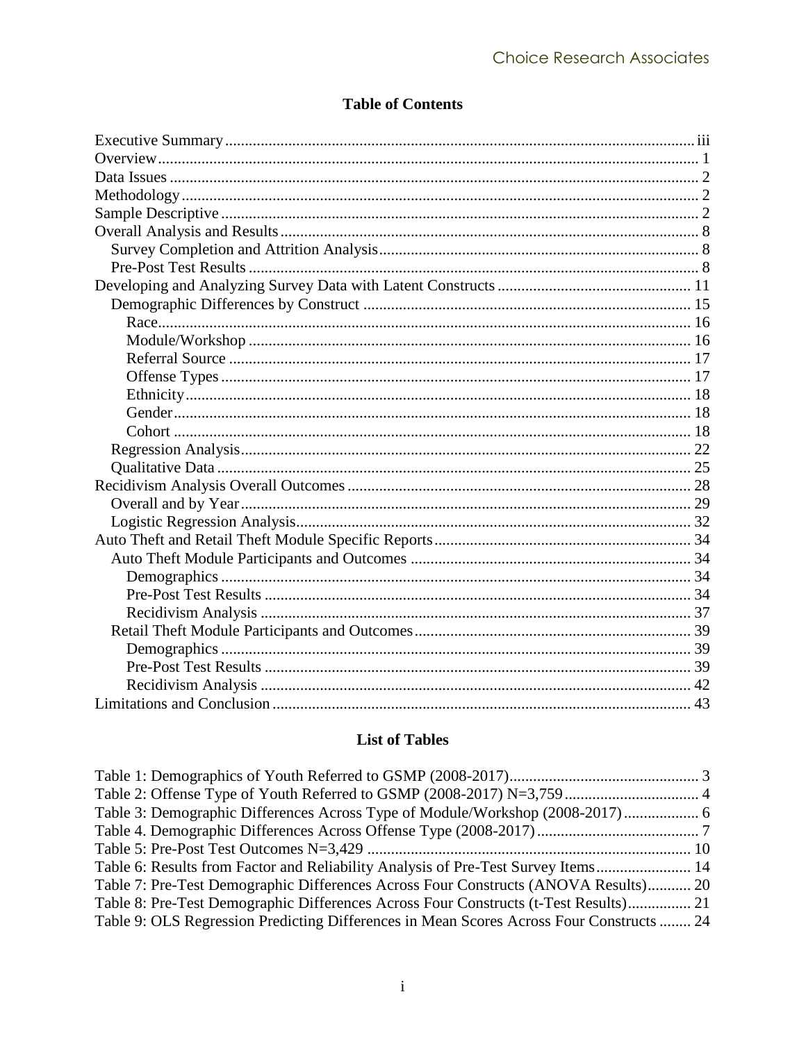# Table of Contents

Executive Summary ..... iii
Overview ..... 1
Data Issues ..... 2
Methodology ..... 2
Sample Descriptive ..... 2
Overall Analysis and Results ..... 8
- Survey Completion and Attrition Analysis ..... 8
- Pre-Post Test Results ..... 8

Developing and Analyzing Survey Data with Latent Constructs ..... 11
- Demographic Differences by Construct ..... 15
  - Race ..... 16
  - Module/Workshop ..... 16
  - Referral Source ..... 17
  - Offense Types ..... 17
  - Ethnicity ..... 18
  - Gender ..... 18
  - Cohort ..... 18
- Regression Analysis ..... 22
- Qualitative Data ..... 25

Recidivism Analysis Overall Outcomes ..... 28
- Overall and by Year ..... 29
- Logistic Regression Analysis ..... 32

Auto Theft and Retail Theft Module Specific Reports ..... 34
- Auto Theft Module Participants and Outcomes ..... 34
  - Demographics ..... 34
  - Pre-Post Test Results ..... 34
  - Recidivism Analysis ..... 37
- Retail Theft Module Participants and Outcomes ..... 39
  - Demographics ..... 39
  - Pre-Post Test Results ..... 39
  - Recidivism Analysis ..... 42

Limitations and Conclusion ..... 43

# List of Tables

Table 1: Demographics of Youth Referred to GSMP (2008-2017) ..... 3
Table 2: Offense Type of Youth Referred to GSMP (2008-2017) N=3,759 ..... 4
Table 3: Demographic Differences Across Type of Module/Workshop (2008-2017) ..... 6
Table 4. Demographic Differences Across Offense Type (2008-2017) ..... 7
Table 5: Pre-Post Test Outcomes N=3,429 ..... 10
Table 6: Results from Factor and Reliability Analysis of Pre-Test Survey Items ..... 14
Table 7: Pre-Test Demographic Differences Across Four Constructs (ANOVA Results) ..... 20
Table 8: Pre-Test Demographic Differences Across Four Constructs (t-Test Results) ..... 21
Table 9: OLS Regression Predicting Differences in Mean Scores Across Four Constructs ..... 24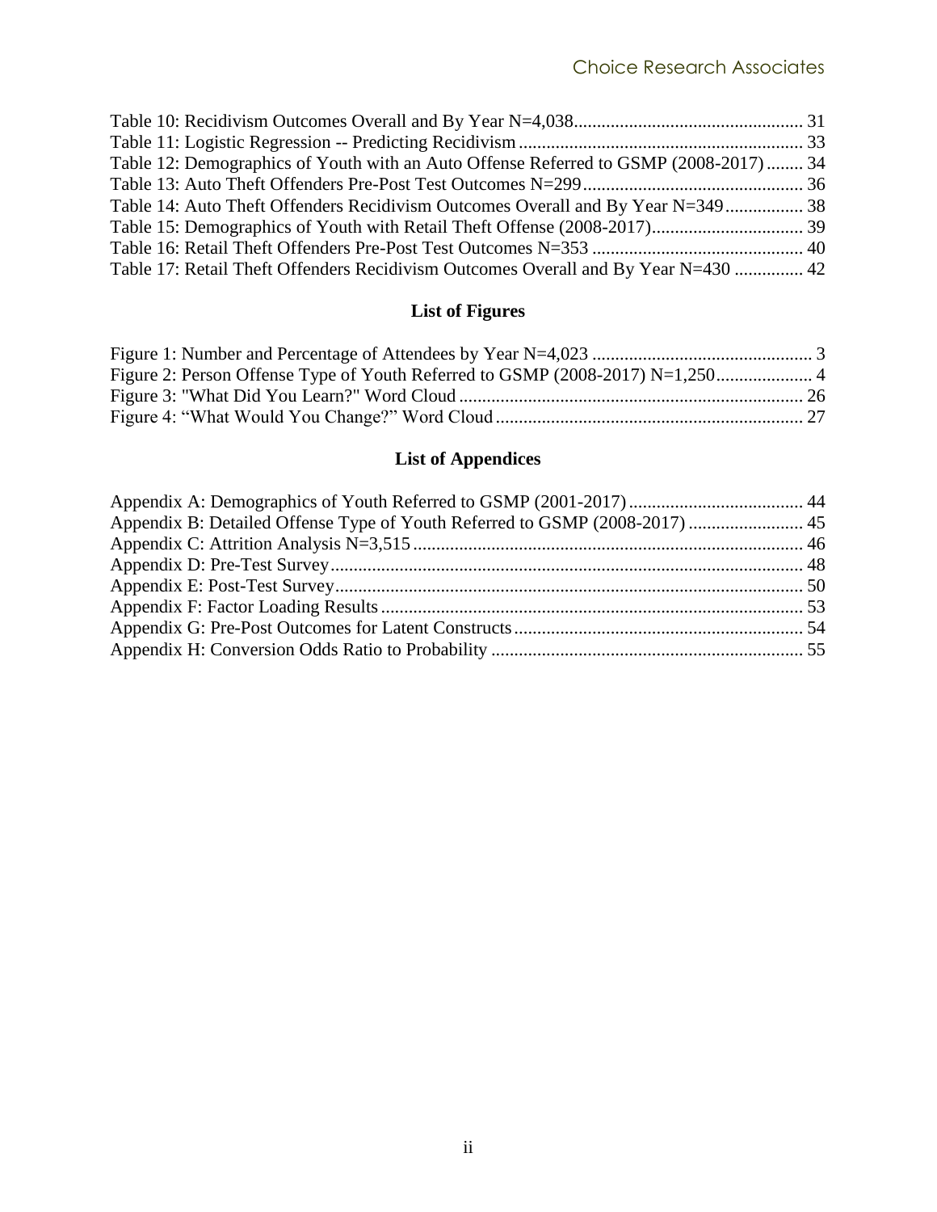Table 10: Recidivism Outcomes Overall and By Year N=4,038 .......... 31
Table 11: Logistic Regression -- Predicting Recidivism .......... 33
Table 12: Demographics of Youth with an Auto Offense Referred to GSMP (2008-2017) .......... 34
Table 13: Auto Theft Offenders Pre-Post Test Outcomes N=299 .......... 36
Table 14: Auto Theft Offenders Recidivism Outcomes Overall and By Year N=349 .......... 38
Table 15: Demographics of Youth with Retail Theft Offense (2008-2017) .......... 39
Table 16: Retail Theft Offenders Pre-Post Test Outcomes N=353 .......... 40
Table 17: Retail Theft Offenders Recidivism Outcomes Overall and By Year N=430 .......... 42

## List of Figures

Figure 1: Number and Percentage of Attendees by Year N=4,023 .......... 3
Figure 2: Person Offense Type of Youth Referred to GSMP (2008-2017) N=1,250 .......... 4
Figure 3: "What Did You Learn?" Word Cloud .......... 26
Figure 4: "What Would You Change?" Word Cloud .......... 27

## List of Appendices

Appendix A: Demographics of Youth Referred to GSMP (2001-2017) .......... 44
Appendix B: Detailed Offense Type of Youth Referred to GSMP (2008-2017) .......... 45
Appendix C: Attrition Analysis N=3,515 .......... 46
Appendix D: Pre-Test Survey .......... 48
Appendix E: Post-Test Survey .......... 50
Appendix F: Factor Loading Results .......... 53
Appendix G: Pre-Post Outcomes for Latent Constructs .......... 54
Appendix H: Conversion Odds Ratio to Probability .......... 55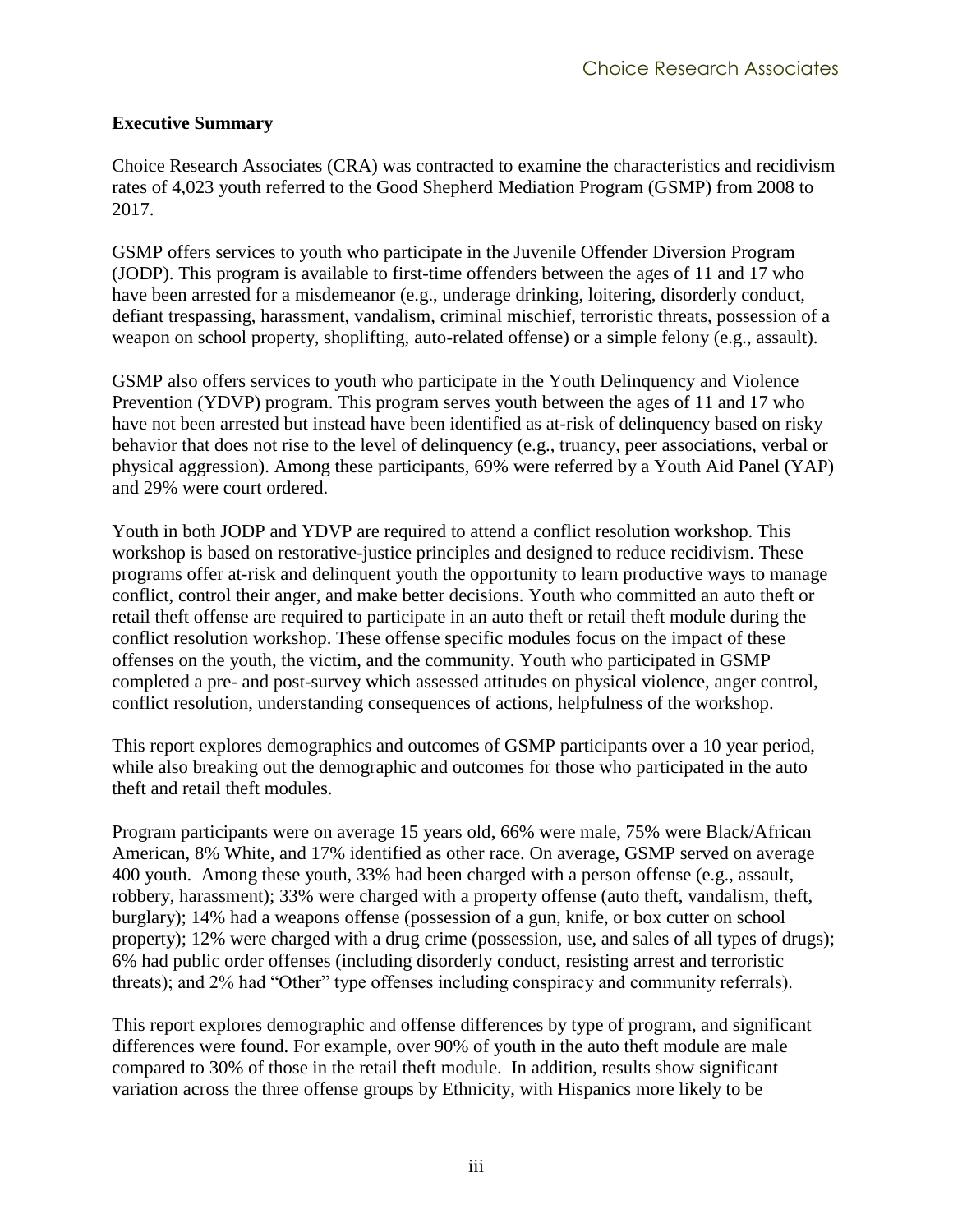**Executive Summary**

Choice Research Associates (CRA) was contracted to examine the characteristics and recidivism rates of 4,023 youth referred to the Good Shepherd Mediation Program (GSMP) from 2008 to 2017.

GSMP offers services to youth who participate in the Juvenile Offender Diversion Program (JODP). This program is available to first-time offenders between the ages of 11 and 17 who have been arrested for a misdemeanor (e.g., underage drinking, loitering, disorderly conduct, defiant trespassing, harassment, vandalism, criminal mischief, terroristic threats, possession of a weapon on school property, shoplifting, auto-related offense) or a simple felony (e.g., assault).

GSMP also offers services to youth who participate in the Youth Delinquency and Violence Prevention (YDVP) program. This program serves youth between the ages of 11 and 17 who have not been arrested but instead have been identified as at-risk of delinquency based on risky behavior that does not rise to the level of delinquency (e.g., truancy, peer associations, verbal or physical aggression). Among these participants, 69% were referred by a Youth Aid Panel (YAP) and 29% were court ordered.

Youth in both JODP and YDVP are required to attend a conflict resolution workshop. This workshop is based on restorative-justice principles and designed to reduce recidivism. These programs offer at-risk and delinquent youth the opportunity to learn productive ways to manage conflict, control their anger, and make better decisions. Youth who committed an auto theft or retail theft offense are required to participate in an auto theft or retail theft module during the conflict resolution workshop. These offense specific modules focus on the impact of these offenses on the youth, the victim, and the community. Youth who participated in GSMP completed a pre- and post-survey which assessed attitudes on physical violence, anger control, conflict resolution, understanding consequences of actions, helpfulness of the workshop.

This report explores demographics and outcomes of GSMP participants over a 10 year period, while also breaking out the demographic and outcomes for those who participated in the auto theft and retail theft modules.

Program participants were on average 15 years old, 66% were male, 75% were Black/African American, 8% White, and 17% identified as other race. On average, GSMP served on average 400 youth. Among these youth, 33% had been charged with a person offense (e.g., assault, robbery, harassment); 33% were charged with a property offense (auto theft, vandalism, theft, burglary); 14% had a weapons offense (possession of a gun, knife, or box cutter on school property); 12% were charged with a drug crime (possession, use, and sales of all types of drugs); 6% had public order offenses (including disorderly conduct, resisting arrest and terroristic threats); and 2% had "Other" type offenses including conspiracy and community referrals).

This report explores demographic and offense differences by type of program, and significant differences were found. For example, over 90% of youth in the auto theft module are male compared to 30% of those in the retail theft module. In addition, results show significant variation across the three offense groups by Ethnicity, with Hispanics more likely to be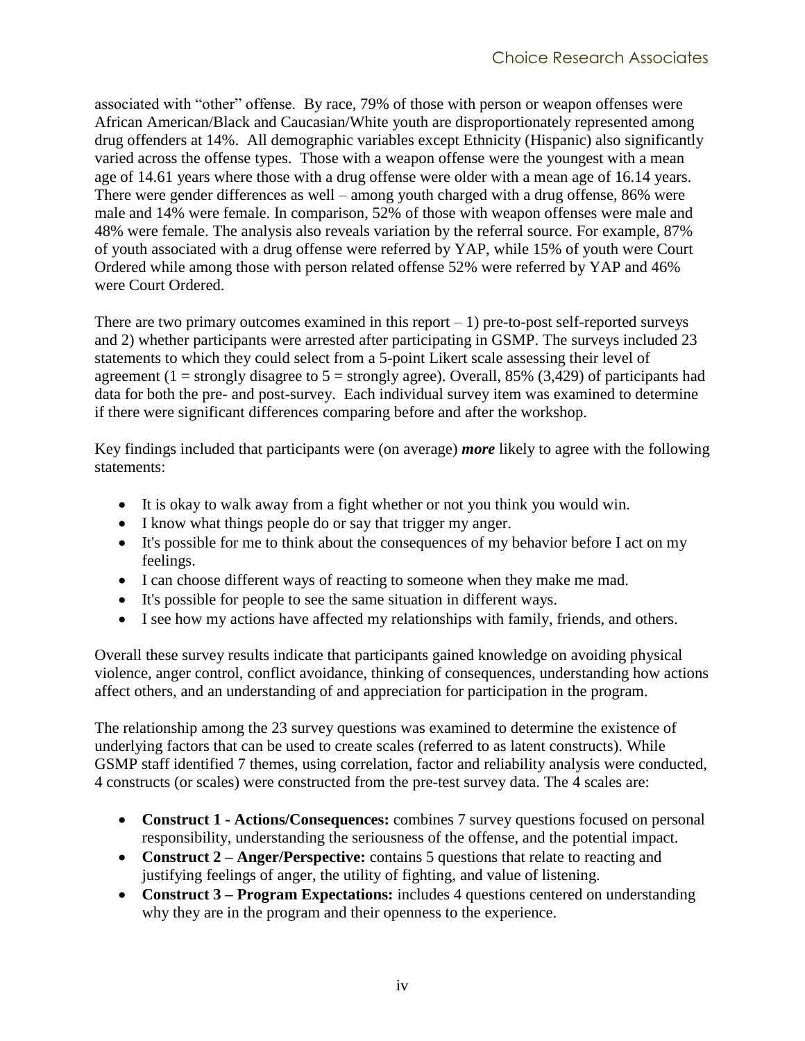associated with "other" offense. By race, 79% of those with person or weapon offenses were African American/Black and Caucasian/White youth are disproportionately represented among drug offenders at 14%. All demographic variables except Ethnicity (Hispanic) also significantly varied across the offense types. Those with a weapon offense were the youngest with a mean age of 14.61 years where those with a drug offense were older with a mean age of 16.14 years. There were gender differences as well – among youth charged with a drug offense, 86% were male and 14% were female. In comparison, 52% of those with weapon offenses were male and 48% were female. The analysis also reveals variation by the referral source. For example, 87% of youth associated with a drug offense were referred by YAP, while 15% of youth were Court Ordered while among those with person related offense 52% were referred by YAP and 46% were Court Ordered.

There are two primary outcomes examined in this report – 1) pre-to-post self-reported surveys and 2) whether participants were arrested after participating in GSMP. The surveys included 23 statements to which they could select from a 5-point Likert scale assessing their level of agreement (1 = strongly disagree to 5 = strongly agree). Overall, 85% (3,429) of participants had data for both the pre- and post-survey. Each individual survey item was examined to determine if there were significant differences comparing before and after the workshop.

Key findings included that participants were (on average) ***more*** likely to agree with the following statements:

- It is okay to walk away from a fight whether or not you think you would win.
- I know what things people do or say that trigger my anger.
- It's possible for me to think about the consequences of my behavior before I act on my feelings.
- I can choose different ways of reacting to someone when they make me mad.
- It's possible for people to see the same situation in different ways.
- I see how my actions have affected my relationships with family, friends, and others.

Overall these survey results indicate that participants gained knowledge on avoiding physical violence, anger control, conflict avoidance, thinking of consequences, understanding how actions affect others, and an understanding of and appreciation for participation in the program.

The relationship among the 23 survey questions was examined to determine the existence of underlying factors that can be used to create scales (referred to as latent constructs). While GSMP staff identified 7 themes, using correlation, factor and reliability analysis were conducted, 4 constructs (or scales) were constructed from the pre-test survey data. The 4 scales are:

- **Construct 1 - Actions/Consequences:** combines 7 survey questions focused on personal responsibility, understanding the seriousness of the offense, and the potential impact.
- **Construct 2 – Anger/Perspective:** contains 5 questions that relate to reacting and justifying feelings of anger, the utility of fighting, and value of listening.
- **Construct 3 – Program Expectations:** includes 4 questions centered on understanding why they are in the program and their openness to the experience.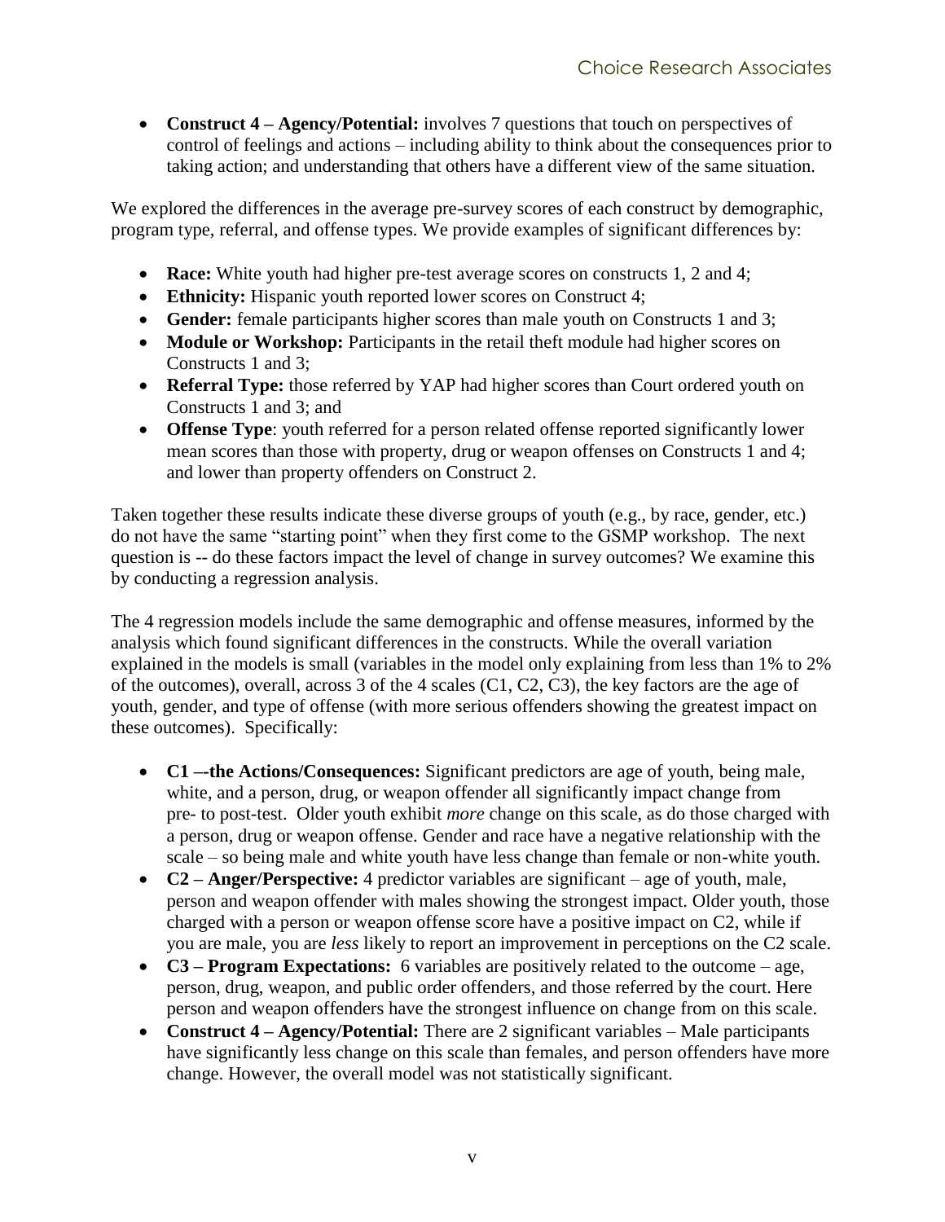- **Construct 4 – Agency/Potential:** involves 7 questions that touch on perspectives of control of feelings and actions – including ability to think about the consequences prior to taking action; and understanding that others have a different view of the same situation.

We explored the differences in the average pre-survey scores of each construct by demographic, program type, referral, and offense types. We provide examples of significant differences by:

- **Race:** White youth had higher pre-test average scores on constructs 1, 2 and 4;
- **Ethnicity:** Hispanic youth reported lower scores on Construct 4;
- **Gender:** female participants higher scores than male youth on Constructs 1 and 3;
- **Module or Workshop:** Participants in the retail theft module had higher scores on Constructs 1 and 3;
- **Referral Type:** those referred by YAP had higher scores than Court ordered youth on Constructs 1 and 3; and
- **Offense Type**: youth referred for a person related offense reported significantly lower mean scores than those with property, drug or weapon offenses on Constructs 1 and 4; and lower than property offenders on Construct 2.

Taken together these results indicate these diverse groups of youth (e.g., by race, gender, etc.) do not have the same "starting point" when they first come to the GSMP workshop. The next question is -- do these factors impact the level of change in survey outcomes? We examine this by conducting a regression analysis.

The 4 regression models include the same demographic and offense measures, informed by the analysis which found significant differences in the constructs. While the overall variation explained in the models is small (variables in the model only explaining from less than 1% to 2% of the outcomes), overall, across 3 of the 4 scales (C1, C2, C3), the key factors are the age of youth, gender, and type of offense (with more serious offenders showing the greatest impact on these outcomes). Specifically:

- **C1 –-the Actions/Consequences:** Significant predictors are age of youth, being male, white, and a person, drug, or weapon offender all significantly impact change from pre- to post-test. Older youth exhibit *more* change on this scale, as do those charged with a person, drug or weapon offense. Gender and race have a negative relationship with the scale – so being male and white youth have less change than female or non-white youth.
- **C2 – Anger/Perspective:** 4 predictor variables are significant – age of youth, male, person and weapon offender with males showing the strongest impact. Older youth, those charged with a person or weapon offense score have a positive impact on C2, while if you are male, you are *less* likely to report an improvement in perceptions on the C2 scale.
- **C3 – Program Expectations:** 6 variables are positively related to the outcome – age, person, drug, weapon, and public order offenders, and those referred by the court. Here person and weapon offenders have the strongest influence on change from on this scale.
- **Construct 4 – Agency/Potential:** There are 2 significant variables – Male participants have significantly less change on this scale than females, and person offenders have more change. However, the overall model was not statistically significant.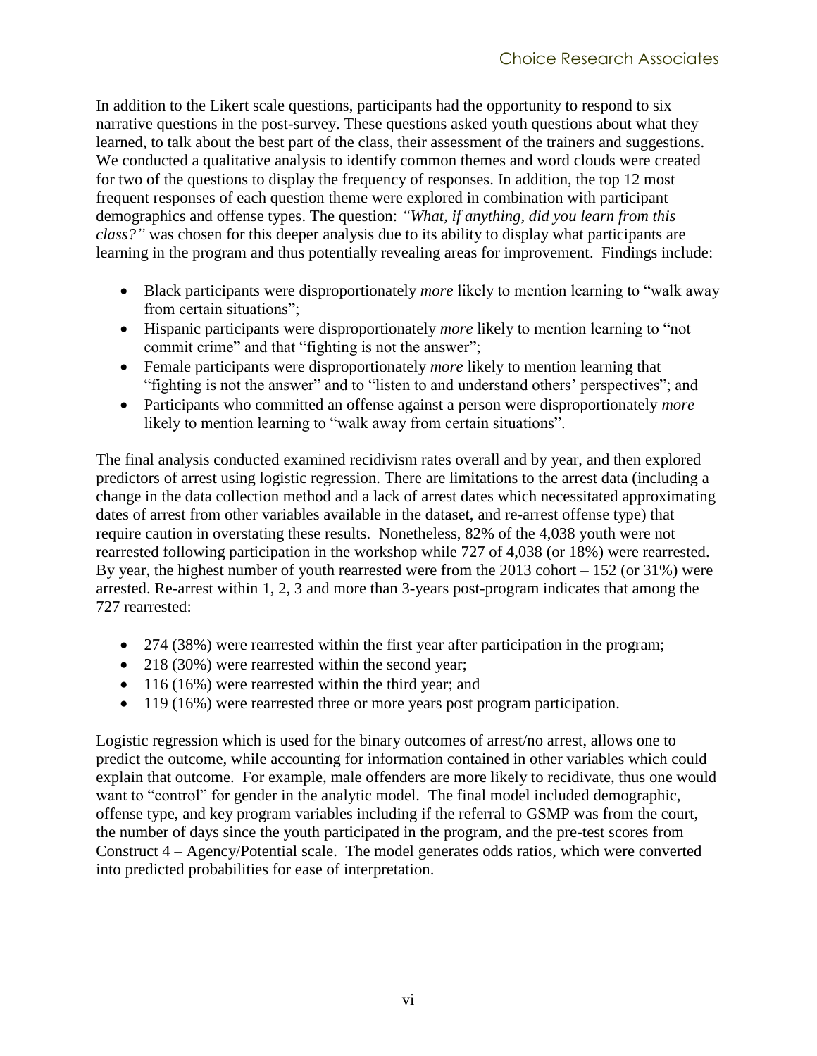In addition to the Likert scale questions, participants had the opportunity to respond to six narrative questions in the post-survey. These questions asked youth questions about what they learned, to talk about the best part of the class, their assessment of the trainers and suggestions. We conducted a qualitative analysis to identify common themes and word clouds were created for two of the questions to display the frequency of responses. In addition, the top 12 most frequent responses of each question theme were explored in combination with participant demographics and offense types. The question: *"What, if anything, did you learn from this class?"* was chosen for this deeper analysis due to its ability to display what participants are learning in the program and thus potentially revealing areas for improvement. Findings include:

- Black participants were disproportionately *more* likely to mention learning to "walk away from certain situations";
- Hispanic participants were disproportionately *more* likely to mention learning to "not commit crime" and that "fighting is not the answer";
- Female participants were disproportionately *more* likely to mention learning that "fighting is not the answer" and to "listen to and understand others' perspectives"; and
- Participants who committed an offense against a person were disproportionately *more* likely to mention learning to "walk away from certain situations".

The final analysis conducted examined recidivism rates overall and by year, and then explored predictors of arrest using logistic regression. There are limitations to the arrest data (including a change in the data collection method and a lack of arrest dates which necessitated approximating dates of arrest from other variables available in the dataset, and re-arrest offense type) that require caution in overstating these results. Nonetheless, 82% of the 4,038 youth were not rearrested following participation in the workshop while 727 of 4,038 (or 18%) were rearrested. By year, the highest number of youth rearrested were from the 2013 cohort – 152 (or 31%) were arrested. Re-arrest within 1, 2, 3 and more than 3-years post-program indicates that among the 727 rearrested:

- 274 (38%) were rearrested within the first year after participation in the program;
- 218 (30%) were rearrested within the second year;
- 116 (16%) were rearrested within the third year; and
- 119 (16%) were rearrested three or more years post program participation.

Logistic regression which is used for the binary outcomes of arrest/no arrest, allows one to predict the outcome, while accounting for information contained in other variables which could explain that outcome. For example, male offenders are more likely to recidivate, thus one would want to "control" for gender in the analytic model. The final model included demographic, offense type, and key program variables including if the referral to GSMP was from the court, the number of days since the youth participated in the program, and the pre-test scores from Construct 4 – Agency/Potential scale. The model generates odds ratios, which were converted into predicted probabilities for ease of interpretation.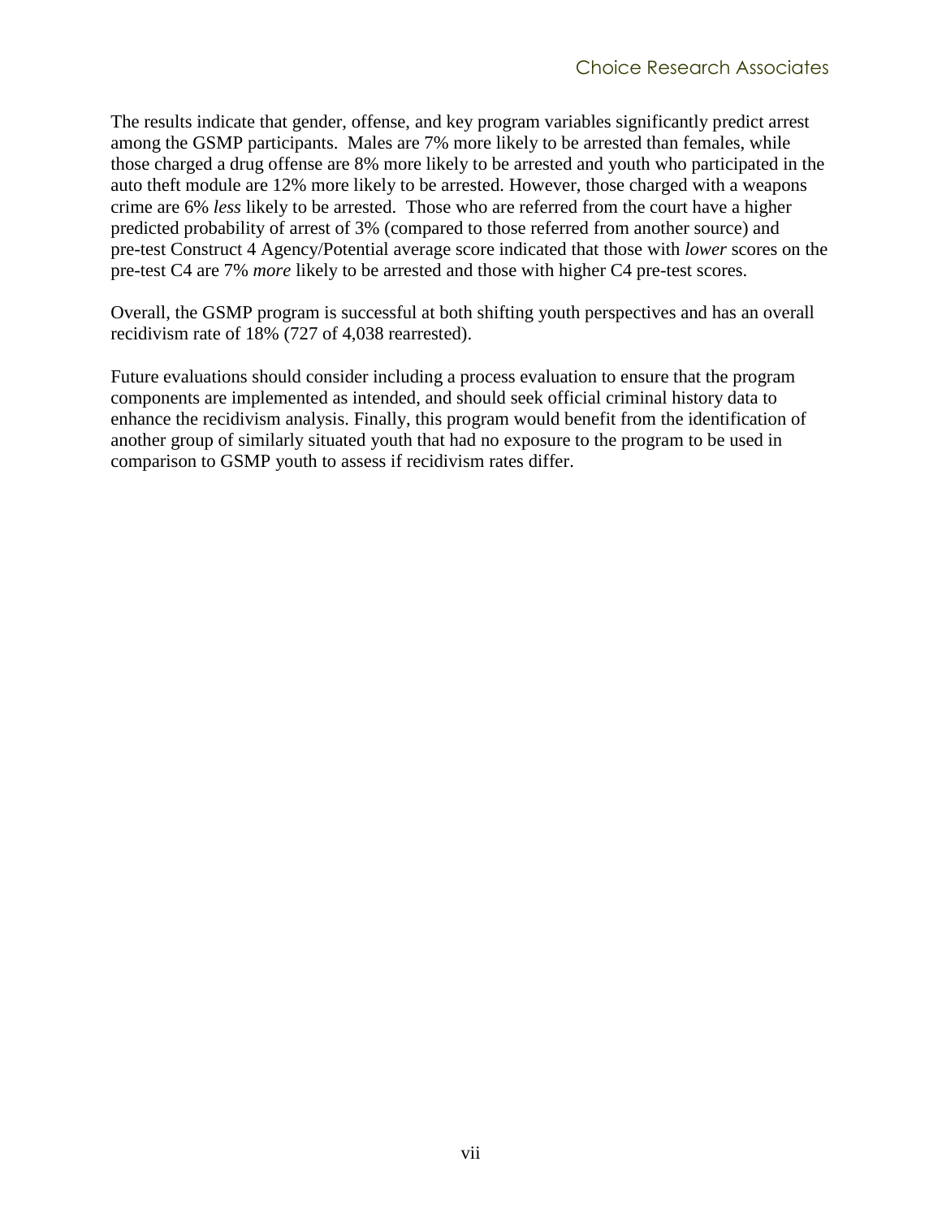The results indicate that gender, offense, and key program variables significantly predict arrest among the GSMP participants. Males are 7% more likely to be arrested than females, while those charged a drug offense are 8% more likely to be arrested and youth who participated in the auto theft module are 12% more likely to be arrested. However, those charged with a weapons crime are 6% *less* likely to be arrested. Those who are referred from the court have a higher predicted probability of arrest of 3% (compared to those referred from another source) and pre-test Construct 4 Agency/Potential average score indicated that those with *lower* scores on the pre-test C4 are 7% *more* likely to be arrested and those with higher C4 pre-test scores.

Overall, the GSMP program is successful at both shifting youth perspectives and has an overall recidivism rate of 18% (727 of 4,038 rearrested).

Future evaluations should consider including a process evaluation to ensure that the program components are implemented as intended, and should seek official criminal history data to enhance the recidivism analysis. Finally, this program would benefit from the identification of another group of similarly situated youth that had no exposure to the program to be used in comparison to GSMP youth to assess if recidivism rates differ.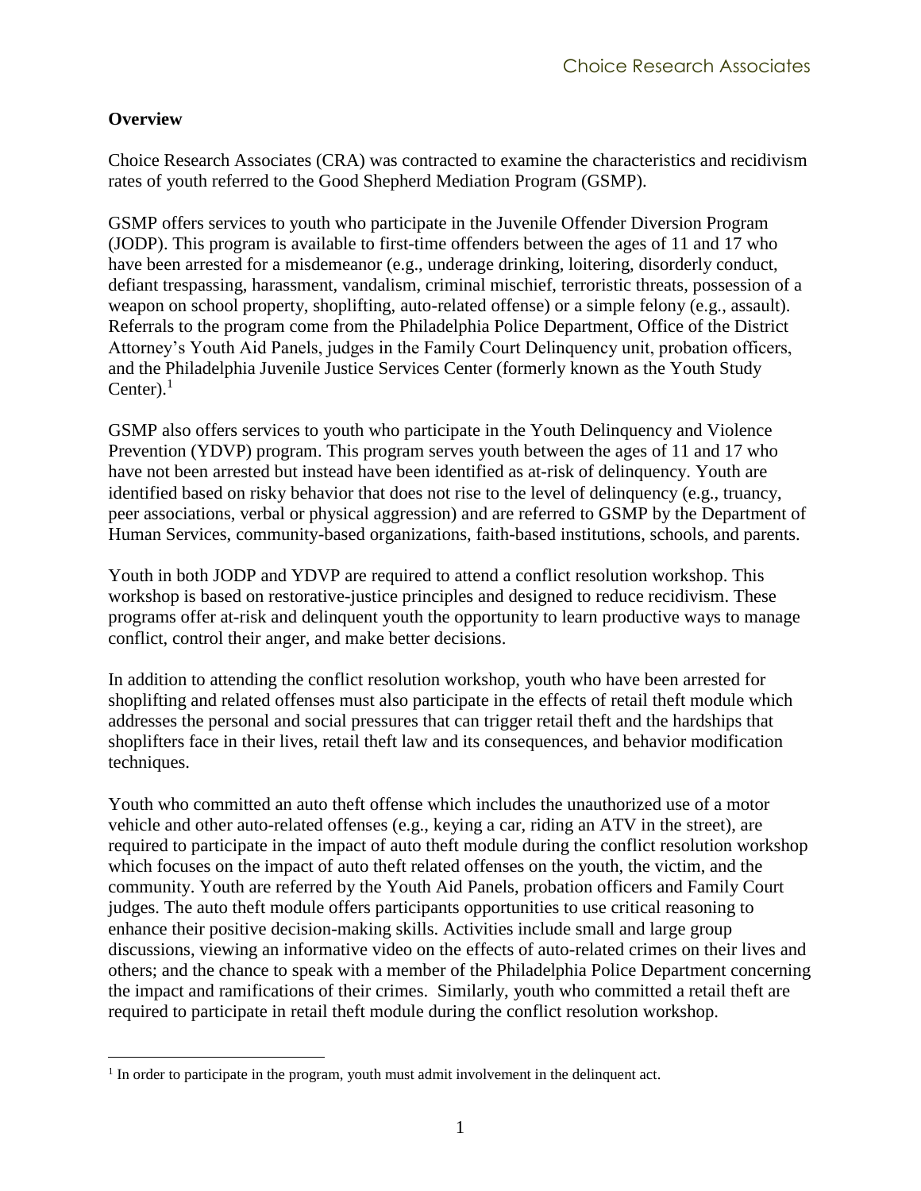**Overview**

Choice Research Associates (CRA) was contracted to examine the characteristics and recidivism rates of youth referred to the Good Shepherd Mediation Program (GSMP).

GSMP offers services to youth who participate in the Juvenile Offender Diversion Program (JODP). This program is available to first-time offenders between the ages of 11 and 17 who have been arrested for a misdemeanor (e.g., underage drinking, loitering, disorderly conduct, defiant trespassing, harassment, vandalism, criminal mischief, terroristic threats, possession of a weapon on school property, shoplifting, auto-related offense) or a simple felony (e.g., assault). Referrals to the program come from the Philadelphia Police Department, Office of the District Attorney's Youth Aid Panels, judges in the Family Court Delinquency unit, probation officers, and the Philadelphia Juvenile Justice Services Center (formerly known as the Youth Study Center).[1]

GSMP also offers services to youth who participate in the Youth Delinquency and Violence Prevention (YDVP) program. This program serves youth between the ages of 11 and 17 who have not been arrested but instead have been identified as at-risk of delinquency. Youth are identified based on risky behavior that does not rise to the level of delinquency (e.g., truancy, peer associations, verbal or physical aggression) and are referred to GSMP by the Department of Human Services, community-based organizations, faith-based institutions, schools, and parents.

Youth in both JODP and YDVP are required to attend a conflict resolution workshop. This workshop is based on restorative-justice principles and designed to reduce recidivism. These programs offer at-risk and delinquent youth the opportunity to learn productive ways to manage conflict, control their anger, and make better decisions.

In addition to attending the conflict resolution workshop, youth who have been arrested for shoplifting and related offenses must also participate in the effects of retail theft module which addresses the personal and social pressures that can trigger retail theft and the hardships that shoplifters face in their lives, retail theft law and its consequences, and behavior modification techniques.

Youth who committed an auto theft offense which includes the unauthorized use of a motor vehicle and other auto-related offenses (e.g., keying a car, riding an ATV in the street), are required to participate in the impact of auto theft module during the conflict resolution workshop which focuses on the impact of auto theft related offenses on the youth, the victim, and the community. Youth are referred by the Youth Aid Panels, probation officers and Family Court judges. The auto theft module offers participants opportunities to use critical reasoning to enhance their positive decision-making skills. Activities include small and large group discussions, viewing an informative video on the effects of auto-related crimes on their lives and others; and the chance to speak with a member of the Philadelphia Police Department concerning the impact and ramifications of their crimes. Similarly, youth who committed a retail theft are required to participate in retail theft module during the conflict resolution workshop.

[1] In order to participate in the program, youth must admit involvement in the delinquent act.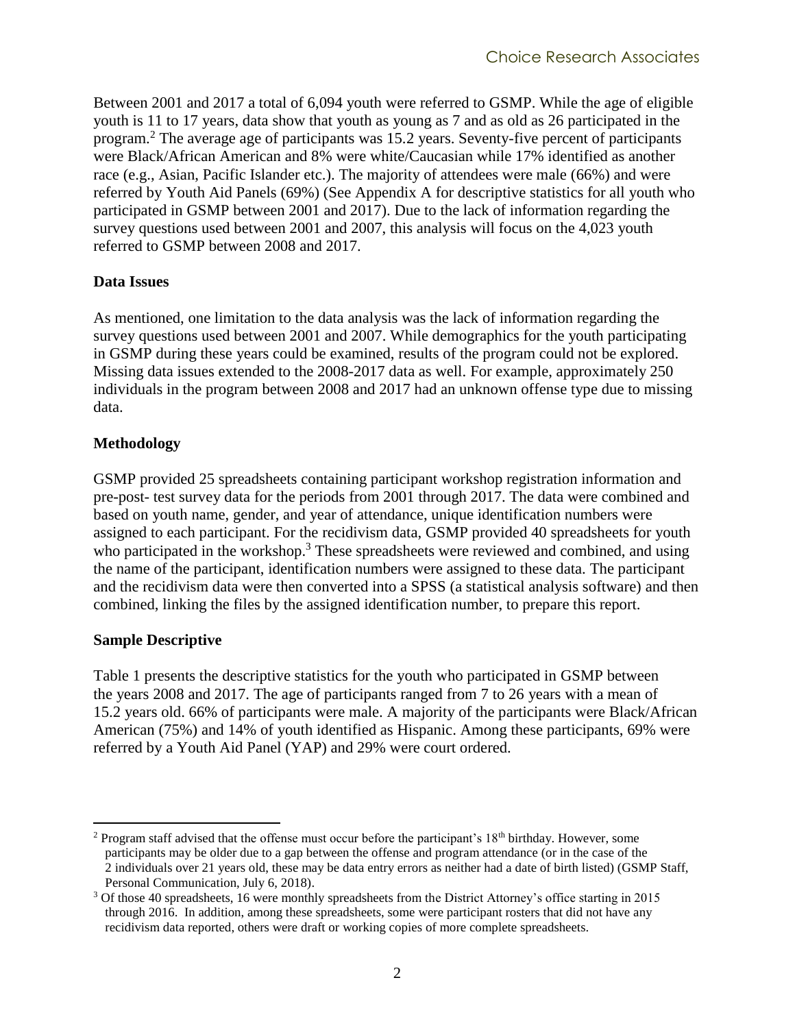Between 2001 and 2017 a total of 6,094 youth were referred to GSMP. While the age of eligible youth is 11 to 17 years, data show that youth as young as 7 and as old as 26 participated in the program.[2] The average age of participants was 15.2 years. Seventy-five percent of participants were Black/African American and 8% were white/Caucasian while 17% identified as another race (e.g., Asian, Pacific Islander etc.). The majority of attendees were male (66%) and were referred by Youth Aid Panels (69%) (See Appendix A for descriptive statistics for all youth who participated in GSMP between 2001 and 2017). Due to the lack of information regarding the survey questions used between 2001 and 2007, this analysis will focus on the 4,023 youth referred to GSMP between 2008 and 2017.

**Data Issues**

As mentioned, one limitation to the data analysis was the lack of information regarding the survey questions used between 2001 and 2007. While demographics for the youth participating in GSMP during these years could be examined, results of the program could not be explored. Missing data issues extended to the 2008-2017 data as well. For example, approximately 250 individuals in the program between 2008 and 2017 had an unknown offense type due to missing data.

**Methodology**

GSMP provided 25 spreadsheets containing participant workshop registration information and pre-post- test survey data for the periods from 2001 through 2017. The data were combined and based on youth name, gender, and year of attendance, unique identification numbers were assigned to each participant. For the recidivism data, GSMP provided 40 spreadsheets for youth who participated in the workshop.[3] These spreadsheets were reviewed and combined, and using the name of the participant, identification numbers were assigned to these data. The participant and the recidivism data were then converted into a SPSS (a statistical analysis software) and then combined, linking the files by the assigned identification number, to prepare this report.

**Sample Descriptive**

Table 1 presents the descriptive statistics for the youth who participated in GSMP between the years 2008 and 2017. The age of participants ranged from 7 to 26 years with a mean of 15.2 years old. 66% of participants were male. A majority of the participants were Black/African American (75%) and 14% of youth identified as Hispanic. Among these participants, 69% were referred by a Youth Aid Panel (YAP) and 29% were court ordered.

---

[2] Program staff advised that the offense must occur before the participant's 18th birthday. However, some participants may be older due to a gap between the offense and program attendance (or in the case of the 2 individuals over 21 years old, these may be data entry errors as neither had a date of birth listed) (GSMP Staff, Personal Communication, July 6, 2018).

[3] Of those 40 spreadsheets, 16 were monthly spreadsheets from the District Attorney's office starting in 2015 through 2016. In addition, among these spreadsheets, some were participant rosters that did not have any recidivism data reported, others were draft or working copies of more complete spreadsheets.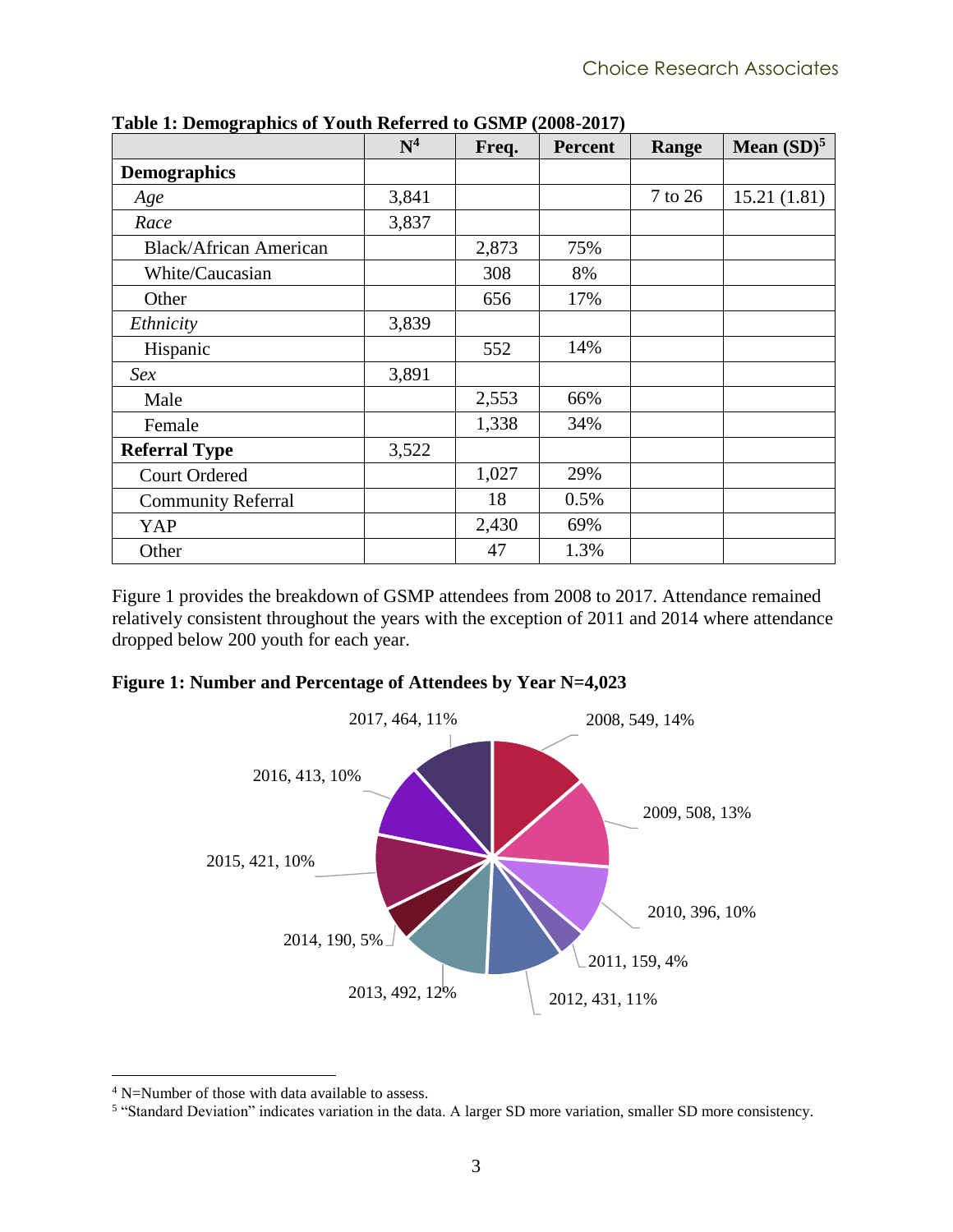**Table 1: Demographics of Youth Referred to GSMP (2008-2017)**

| | N[4] | Freq. | Percent | Range | Mean (SD)[5] |
|---|---|---|---|---|---|
| **Demographics** | | | | | |
| *Age* | 3,841 | | | 7 to 26 | 15.21 (1.81) |
| *Race* | 3,837 | | | | |
| Black/African American | | 2,873 | 75% | | |
| White/Caucasian | | 308 | 8% | | |
| Other | | 656 | 17% | | |
| *Ethnicity* | 3,839 | | | | |
| Hispanic | | 552 | 14% | | |
| *Sex* | 3,891 | | | | |
| Male | | 2,553 | 66% | | |
| Female | | 1,338 | 34% | | |
| **Referral Type** | 3,522 | | | | |
| Court Ordered | | 1,027 | 29% | | |
| Community Referral | | 18 | 0.5% | | |
| YAP | | 2,430 | 69% | | |
| Other | | 47 | 1.3% | | |

Figure 1 provides the breakdown of GSMP attendees from 2008 to 2017. Attendance remained relatively consistent throughout the years with the exception of 2011 and 2014 where attendance dropped below 200 youth for each year.

**Figure 1: Number and Percentage of Attendees by Year N=4,023**

2008, 549, 14%
2009, 508, 13%
2010, 396, 10%
2011, 159, 4%
2012, 431, 11%
2013, 492, 12%
2014, 190, 5%
2015, 421, 10%
2016, 413, 10%
2017, 464, 11%

[4] N=Number of those with data available to assess.

[5] "Standard Deviation" indicates variation in the data. A larger SD more variation, smaller SD more consistency.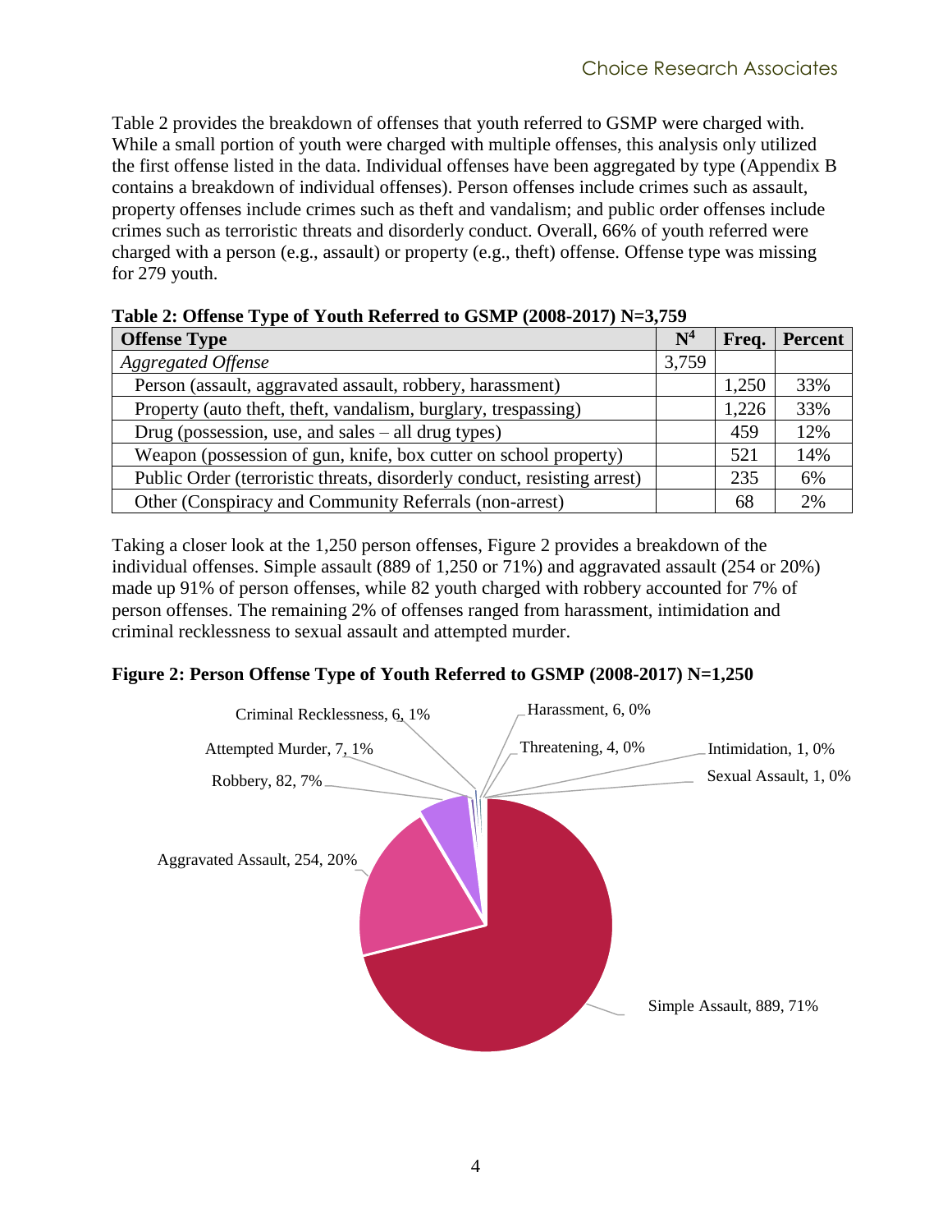Table 2 provides the breakdown of offenses that youth referred to GSMP were charged with. While a small portion of youth were charged with multiple offenses, this analysis only utilized the first offense listed in the data. Individual offenses have been aggregated by type (Appendix B contains a breakdown of individual offenses). Person offenses include crimes such as assault, property offenses include crimes such as theft and vandalism; and public order offenses include crimes such as terroristic threats and disorderly conduct. Overall, 66% of youth referred were charged with a person (e.g., assault) or property (e.g., theft) offense. Offense type was missing for 279 youth.

**Table 2: Offense Type of Youth Referred to GSMP (2008-2017) N=3,759**

| Offense Type | N[4] | Freq. | Percent |
|---|---|---|---|
| *Aggregated Offense* | 3,759 | | |
| Person (assault, aggravated assault, robbery, harassment) | | 1,250 | 33% |
| Property (auto theft, theft, vandalism, burglary, trespassing) | | 1,226 | 33% |
| Drug (possession, use, and sales – all drug types) | | 459 | 12% |
| Weapon (possession of gun, knife, box cutter on school property) | | 521 | 14% |
| Public Order (terroristic threats, disorderly conduct, resisting arrest) | | 235 | 6% |
| Other (Conspiracy and Community Referrals (non-arrest) | | 68 | 2% |

Taking a closer look at the 1,250 person offenses, Figure 2 provides a breakdown of the individual offenses. Simple assault (889 of 1,250 or 71%) and aggravated assault (254 or 20%) made up 91% of person offenses, while 82 youth charged with robbery accounted for 7% of person offenses. The remaining 2% of offenses ranged from harassment, intimidation and criminal recklessness to sexual assault and attempted murder.

**Figure 2: Person Offense Type of Youth Referred to GSMP (2008-2017) N=1,250**

Criminal Recklessness, 6, 1%
Harassment, 6, 0%
Attempted Murder, 7, 1%
Threatening, 4, 0%
Intimidation, 1, 0%
Sexual Assault, 1, 0%
Robbery, 82, 7%
Aggravated Assault, 254, 20%
Simple Assault, 889, 71%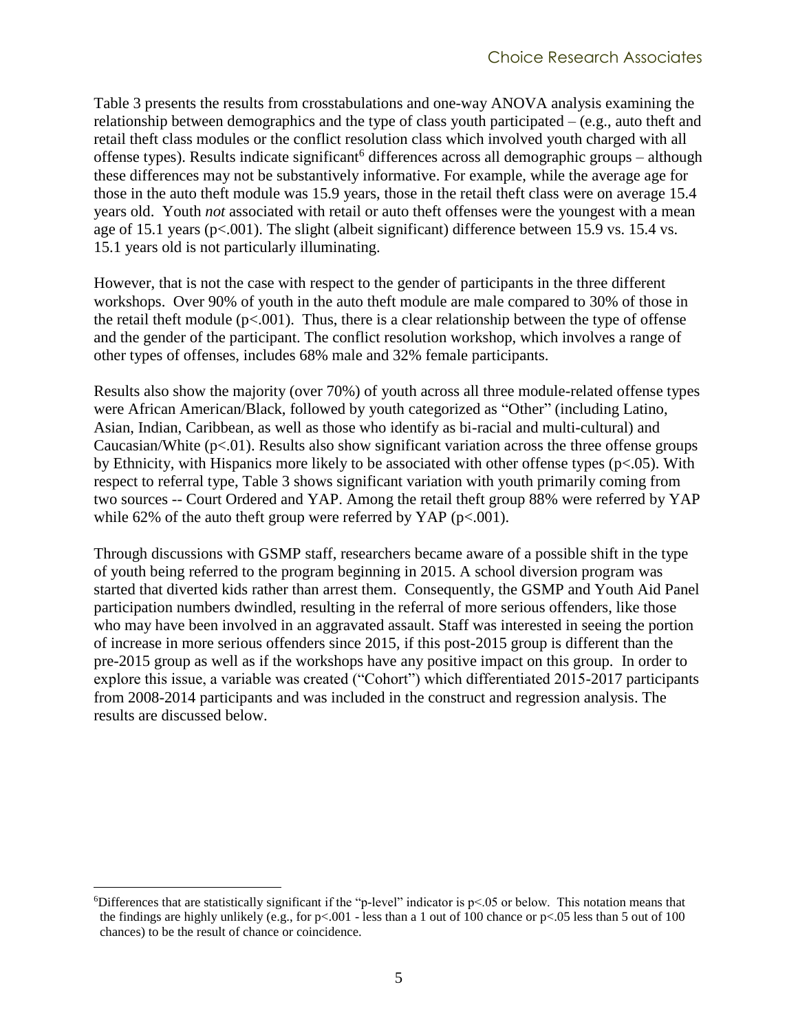Table 3 presents the results from crosstabulations and one-way ANOVA analysis examining the relationship between demographics and the type of class youth participated – (e.g., auto theft and retail theft class modules or the conflict resolution class which involved youth charged with all offense types). Results indicate significant[6] differences across all demographic groups – although these differences may not be substantively informative. For example, while the average age for those in the auto theft module was 15.9 years, those in the retail theft class were on average 15.4 years old. Youth *not* associated with retail or auto theft offenses were the youngest with a mean age of 15.1 years ($p<.001$). The slight (albeit significant) difference between 15.9 vs. 15.4 vs. 15.1 years old is not particularly illuminating.

However, that is not the case with respect to the gender of participants in the three different workshops. Over 90% of youth in the auto theft module are male compared to 30% of those in the retail theft module ($p<.001$). Thus, there is a clear relationship between the type of offense and the gender of the participant. The conflict resolution workshop, which involves a range of other types of offenses, includes 68% male and 32% female participants.

Results also show the majority (over 70%) of youth across all three module-related offense types were African American/Black, followed by youth categorized as "Other" (including Latino, Asian, Indian, Caribbean, as well as those who identify as bi-racial and multi-cultural) and Caucasian/White ($p<.01$). Results also show significant variation across the three offense groups by Ethnicity, with Hispanics more likely to be associated with other offense types ($p<.05$). With respect to referral type, Table 3 shows significant variation with youth primarily coming from two sources -- Court Ordered and YAP. Among the retail theft group 88% were referred by YAP while 62% of the auto theft group were referred by YAP ($p<.001$).

Through discussions with GSMP staff, researchers became aware of a possible shift in the type of youth being referred to the program beginning in 2015. A school diversion program was started that diverted kids rather than arrest them. Consequently, the GSMP and Youth Aid Panel participation numbers dwindled, resulting in the referral of more serious offenders, like those who may have been involved in an aggravated assault. Staff was interested in seeing the portion of increase in more serious offenders since 2015, if this post-2015 group is different than the pre-2015 group as well as if the workshops have any positive impact on this group. In order to explore this issue, a variable was created ("Cohort") which differentiated 2015-2017 participants from 2008-2014 participants and was included in the construct and regression analysis. The results are discussed below.

---

[6] Differences that are statistically significant if the "p-level" indicator is $p<.05$ or below. This notation means that the findings are highly unlikely (e.g., for $p<.001$ - less than a 1 out of 100 chance or $p<.05$ less than 5 out of 100 chances) to be the result of chance or coincidence.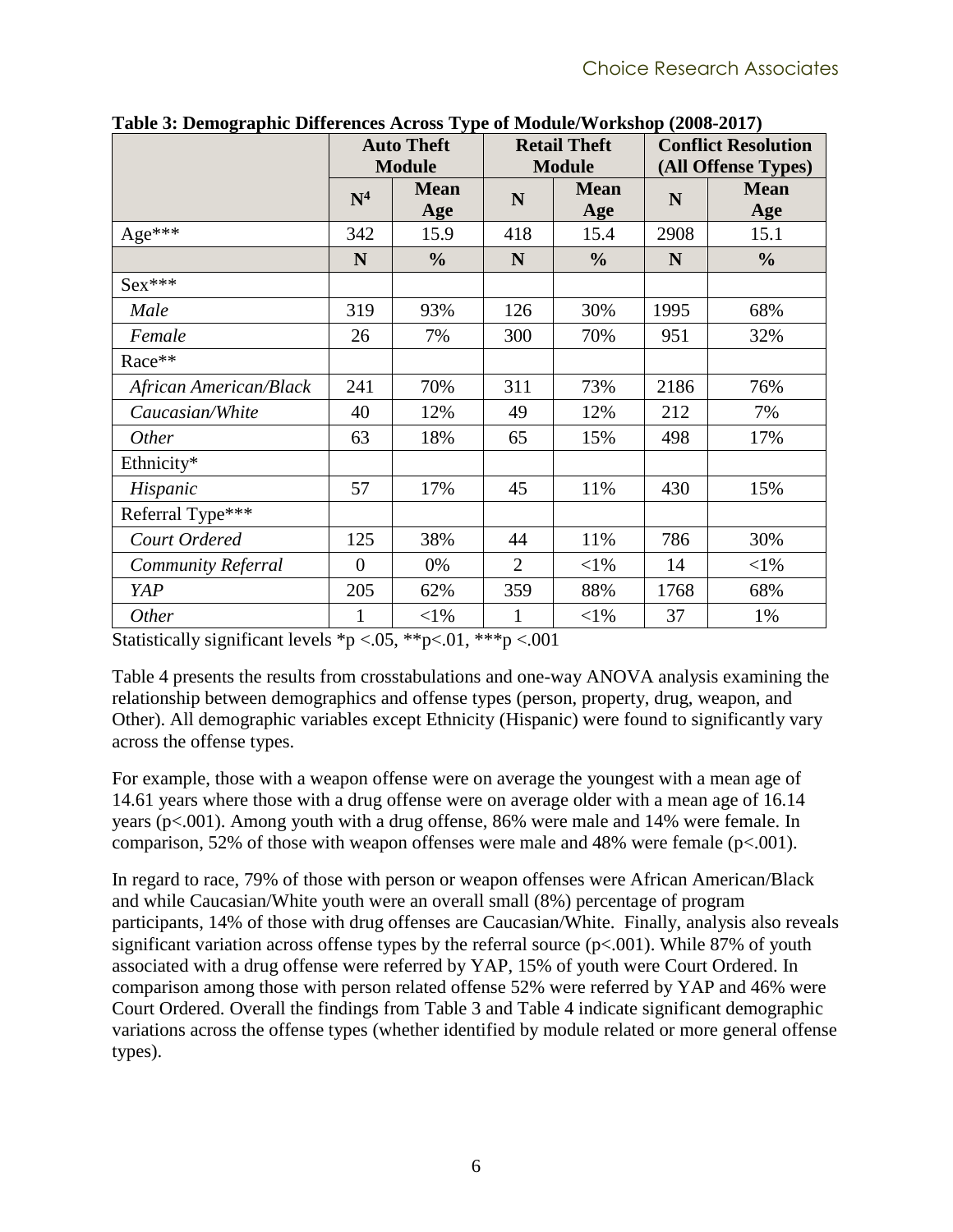**Table 3: Demographic Differences Across Type of Module/Workshop (2008-2017)**

| | Auto Theft Module | | Retail Theft Module | | Conflict Resolution (All Offense Types) | |
|---|---|---|---|---|---|---|
| | N[4] | Mean Age | N | Mean Age | N | Mean Age |
| Age*** | 342 | 15.9 | 418 | 15.4 | 2908 | 15.1 |
| | **N** | **%** | **N** | **%** | **N** | **%** |
| Sex*** | | | | | | |
| *Male* | 319 | 93% | 126 | 30% | 1995 | 68% |
| *Female* | 26 | 7% | 300 | 70% | 951 | 32% |
| Race** | | | | | | |
| *African American/Black* | 241 | 70% | 311 | 73% | 2186 | 76% |
| *Caucasian/White* | 40 | 12% | 49 | 12% | 212 | 7% |
| *Other* | 63 | 18% | 65 | 15% | 498 | 17% |
| Ethnicity* | | | | | | |
| *Hispanic* | 57 | 17% | 45 | 11% | 430 | 15% |
| Referral Type*** | | | | | | |
| *Court Ordered* | 125 | 38% | 44 | 11% | 786 | 30% |
| *Community Referral* | 0 | 0% | 2 | <1% | 14 | <1% |
| *YAP* | 205 | 62% | 359 | 88% | 1768 | 68% |
| *Other* | 1 | <1% | 1 | <1% | 37 | 1% |

Statistically significant levels *p <.05, **p<.01, ***p <.001

Table 4 presents the results from crosstabulations and one-way ANOVA analysis examining the relationship between demographics and offense types (person, property, drug, weapon, and Other). All demographic variables except Ethnicity (Hispanic) were found to significantly vary across the offense types.

For example, those with a weapon offense were on average the youngest with a mean age of 14.61 years where those with a drug offense were on average older with a mean age of 16.14 years (p<.001). Among youth with a drug offense, 86% were male and 14% were female. In comparison, 52% of those with weapon offenses were male and 48% were female (p<.001).

In regard to race, 79% of those with person or weapon offenses were African American/Black and while Caucasian/White youth were an overall small (8%) percentage of program participants, 14% of those with drug offenses are Caucasian/White. Finally, analysis also reveals significant variation across offense types by the referral source (p<.001). While 87% of youth associated with a drug offense were referred by YAP, 15% of youth were Court Ordered. In comparison among those with person related offense 52% were referred by YAP and 46% were Court Ordered. Overall the findings from Table 3 and Table 4 indicate significant demographic variations across the offense types (whether identified by module related or more general offense types).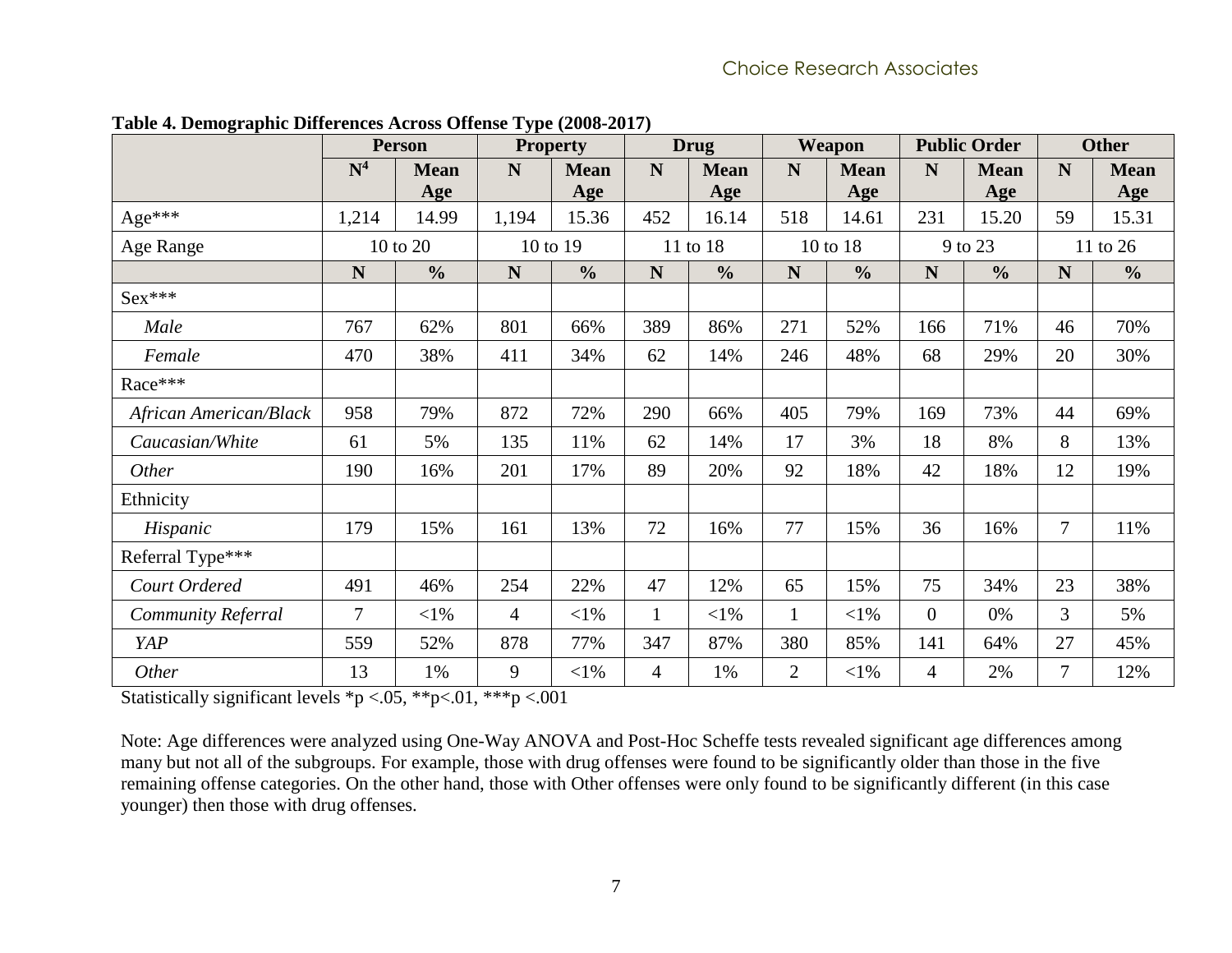**Table 4. Demographic Differences Across Offense Type (2008-2017)**

| | Person | | Property | | Drug | | Weapon | | Public Order | | Other | |
|---|---|---|---|---|---|---|---|---|---|---|---|---|
| | N[4] | Mean Age | N | Mean Age | N | Mean Age | N | Mean Age | N | Mean Age | N | Mean Age |
| Age*** | 1,214 | 14.99 | 1,194 | 15.36 | 452 | 16.14 | 518 | 14.61 | 231 | 15.20 | 59 | 15.31 |
| Age Range | 10 to 20 | | 10 to 19 | | 11 to 18 | | 10 to 18 | | 9 to 23 | | 11 to 26 | |
| | N | % | N | % | N | % | N | % | N | % | N | % |
| Sex*** | | | | | | | | | | | | |
| *Male* | 767 | 62% | 801 | 66% | 389 | 86% | 271 | 52% | 166 | 71% | 46 | 70% |
| *Female* | 470 | 38% | 411 | 34% | 62 | 14% | 246 | 48% | 68 | 29% | 20 | 30% |
| Race*** | | | | | | | | | | | | |
| *African American/Black* | 958 | 79% | 872 | 72% | 290 | 66% | 405 | 79% | 169 | 73% | 44 | 69% |
| *Caucasian/White* | 61 | 5% | 135 | 11% | 62 | 14% | 17 | 3% | 18 | 8% | 8 | 13% |
| *Other* | 190 | 16% | 201 | 17% | 89 | 20% | 92 | 18% | 42 | 18% | 12 | 19% |
| Ethnicity | | | | | | | | | | | | |
| *Hispanic* | 179 | 15% | 161 | 13% | 72 | 16% | 77 | 15% | 36 | 16% | 7 | 11% |
| Referral Type*** | | | | | | | | | | | | |
| *Court Ordered* | 491 | 46% | 254 | 22% | 47 | 12% | 65 | 15% | 75 | 34% | 23 | 38% |
| *Community Referral* | 7 | <1% | 4 | <1% | 1 | <1% | 1 | <1% | 0 | 0% | 3 | 5% |
| *YAP* | 559 | 52% | 878 | 77% | 347 | 87% | 380 | 85% | 141 | 64% | 27 | 45% |
| *Other* | 13 | 1% | 9 | <1% | 4 | 1% | 2 | <1% | 4 | 2% | 7 | 12% |

Statistically significant levels *p <.05, **p<.01, ***p <.001

Note: Age differences were analyzed using One-Way ANOVA and Post-Hoc Scheffe tests revealed significant age differences among many but not all of the subgroups. For example, those with drug offenses were found to be significantly older than those in the five remaining offense categories. On the other hand, those with Other offenses were only found to be significantly different (in this case younger) then those with drug offenses.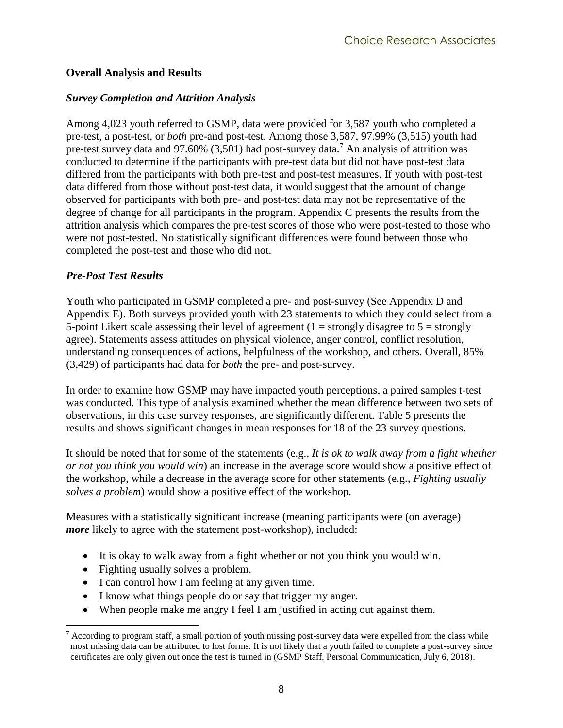## Overall Analysis and Results

### *Survey Completion and Attrition Analysis*

Among 4,023 youth referred to GSMP, data were provided for 3,587 youth who completed a pre-test, a post-test, or *both* pre-and post-test. Among those 3,587, 97.99% (3,515) youth had pre-test survey data and 97.60% (3,501) had post-survey data.[7] An analysis of attrition was conducted to determine if the participants with pre-test data but did not have post-test data differed from the participants with both pre-test and post-test measures. If youth with post-test data differed from those without post-test data, it would suggest that the amount of change observed for participants with both pre- and post-test data may not be representative of the degree of change for all participants in the program. Appendix C presents the results from the attrition analysis which compares the pre-test scores of those who were post-tested to those who were not post-tested. No statistically significant differences were found between those who completed the post-test and those who did not.

### *Pre-Post Test Results*

Youth who participated in GSMP completed a pre- and post-survey (See Appendix D and Appendix E). Both surveys provided youth with 23 statements to which they could select from a 5-point Likert scale assessing their level of agreement (1 = strongly disagree to 5 = strongly agree). Statements assess attitudes on physical violence, anger control, conflict resolution, understanding consequences of actions, helpfulness of the workshop, and others. Overall, 85% (3,429) of participants had data for *both* the pre- and post-survey.

In order to examine how GSMP may have impacted youth perceptions, a paired samples t-test was conducted. This type of analysis examined whether the mean difference between two sets of observations, in this case survey responses, are significantly different. Table 5 presents the results and shows significant changes in mean responses for 18 of the 23 survey questions.

It should be noted that for some of the statements (e.g., *It is ok to walk away from a fight whether or not you think you would win*) an increase in the average score would show a positive effect of the workshop, while a decrease in the average score for other statements (e.g., *Fighting usually solves a problem*) would show a positive effect of the workshop.

Measures with a statistically significant increase (meaning participants were (on average) ***more*** likely to agree with the statement post-workshop), included:

- It is okay to walk away from a fight whether or not you think you would win.
- Fighting usually solves a problem.
- I can control how I am feeling at any given time.
- I know what things people do or say that trigger my anger.
- When people make me angry I feel I am justified in acting out against them.

[7] According to program staff, a small portion of youth missing post-survey data were expelled from the class while most missing data can be attributed to lost forms. It is not likely that a youth failed to complete a post-survey since certificates are only given out once the test is turned in (GSMP Staff, Personal Communication, July 6, 2018).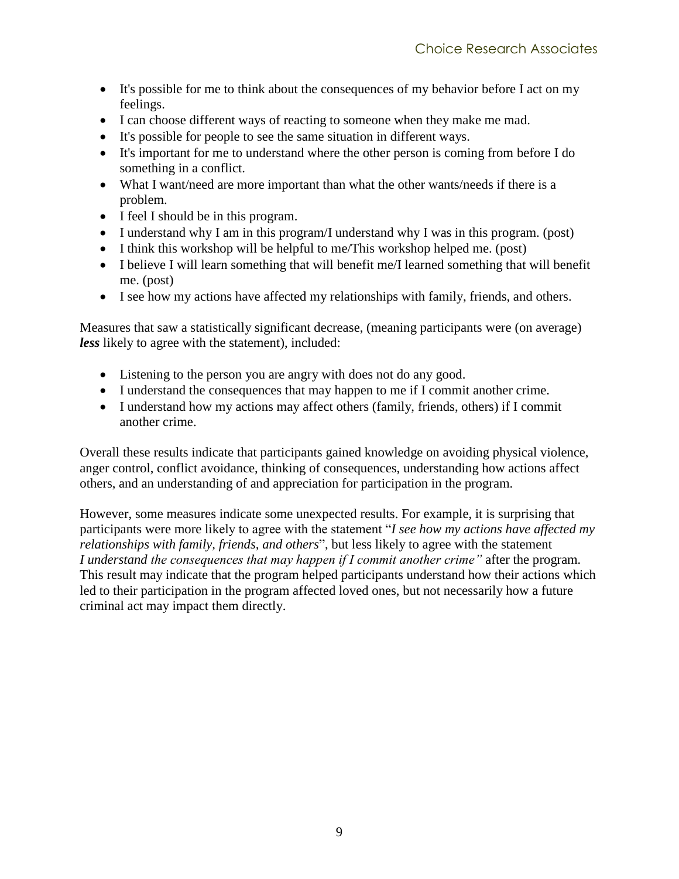- It's possible for me to think about the consequences of my behavior before I act on my feelings.
- I can choose different ways of reacting to someone when they make me mad.
- It's possible for people to see the same situation in different ways.
- It's important for me to understand where the other person is coming from before I do something in a conflict.
- What I want/need are more important than what the other wants/needs if there is a problem.
- I feel I should be in this program.
- I understand why I am in this program/I understand why I was in this program. (post)
- I think this workshop will be helpful to me/This workshop helped me. (post)
- I believe I will learn something that will benefit me/I learned something that will benefit me. (post)
- I see how my actions have affected my relationships with family, friends, and others.

Measures that saw a statistically significant decrease, (meaning participants were (on average) ***less*** likely to agree with the statement), included:

- Listening to the person you are angry with does not do any good.
- I understand the consequences that may happen to me if I commit another crime.
- I understand how my actions may affect others (family, friends, others) if I commit another crime.

Overall these results indicate that participants gained knowledge on avoiding physical violence, anger control, conflict avoidance, thinking of consequences, understanding how actions affect others, and an understanding of and appreciation for participation in the program.

However, some measures indicate some unexpected results. For example, it is surprising that participants were more likely to agree with the statement "*I see how my actions have affected my relationships with family, friends, and others*", but less likely to agree with the statement *I understand the consequences that may happen if I commit another crime"* after the program. This result may indicate that the program helped participants understand how their actions which led to their participation in the program affected loved ones, but not necessarily how a future criminal act may impact them directly.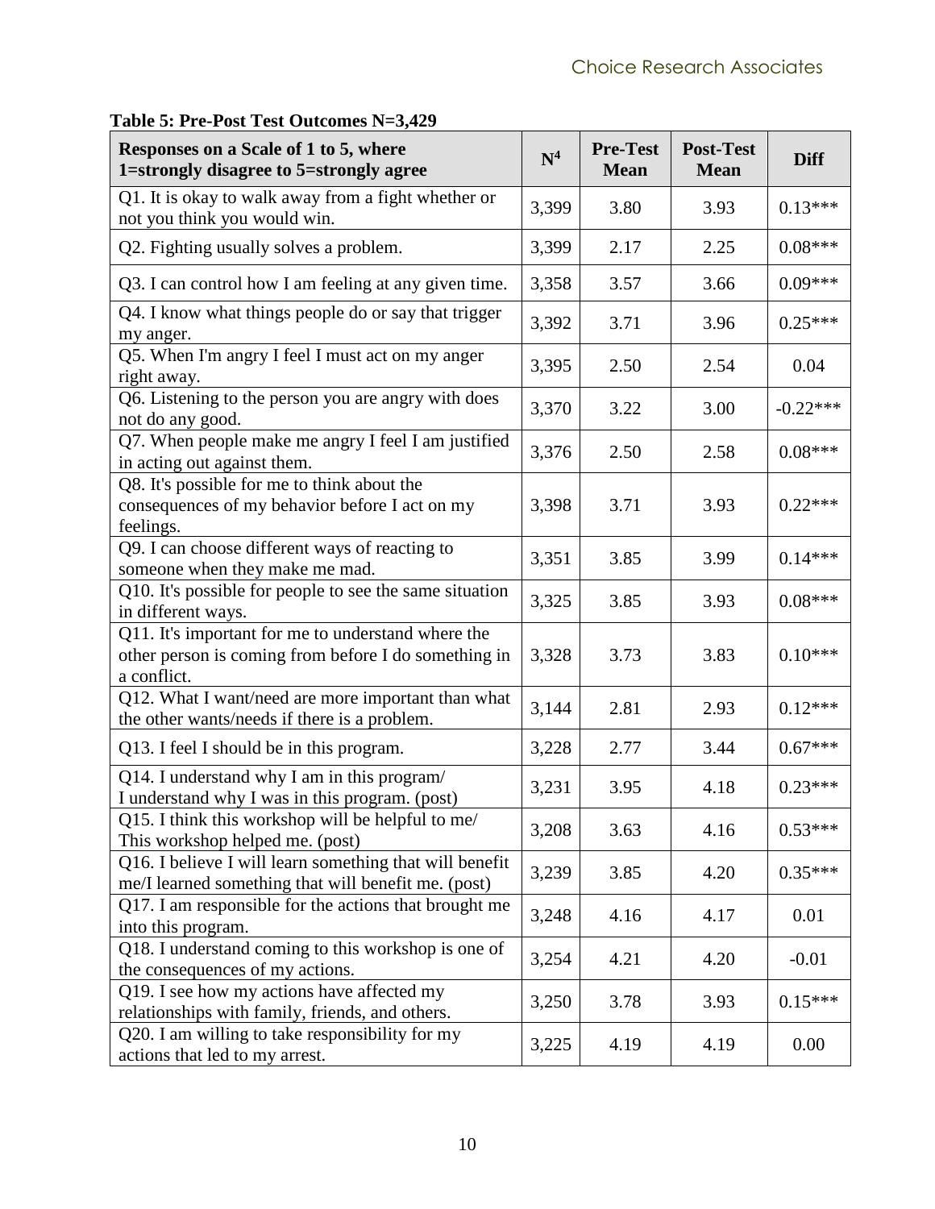**Table 5: Pre-Post Test Outcomes N=3,429**

| Responses on a Scale of 1 to 5, where 1=strongly disagree to 5=strongly agree | N[4] | Pre-Test Mean | Post-Test Mean | Diff |
|---|---|---|---|---|
| Q1. It is okay to walk away from a fight whether or not you think you would win. | 3,399 | 3.80 | 3.93 | 0.13*** |
| Q2. Fighting usually solves a problem. | 3,399 | 2.17 | 2.25 | 0.08*** |
| Q3. I can control how I am feeling at any given time. | 3,358 | 3.57 | 3.66 | 0.09*** |
| Q4. I know what things people do or say that trigger my anger. | 3,392 | 3.71 | 3.96 | 0.25*** |
| Q5. When I'm angry I feel I must act on my anger right away. | 3,395 | 2.50 | 2.54 | 0.04 |
| Q6. Listening to the person you are angry with does not do any good. | 3,370 | 3.22 | 3.00 | -0.22*** |
| Q7. When people make me angry I feel I am justified in acting out against them. | 3,376 | 2.50 | 2.58 | 0.08*** |
| Q8. It's possible for me to think about the consequences of my behavior before I act on my feelings. | 3,398 | 3.71 | 3.93 | 0.22*** |
| Q9. I can choose different ways of reacting to someone when they make me mad. | 3,351 | 3.85 | 3.99 | 0.14*** |
| Q10. It's possible for people to see the same situation in different ways. | 3,325 | 3.85 | 3.93 | 0.08*** |
| Q11. It's important for me to understand where the other person is coming from before I do something in a conflict. | 3,328 | 3.73 | 3.83 | 0.10*** |
| Q12. What I want/need are more important than what the other wants/needs if there is a problem. | 3,144 | 2.81 | 2.93 | 0.12*** |
| Q13. I feel I should be in this program. | 3,228 | 2.77 | 3.44 | 0.67*** |
| Q14. I understand why I am in this program/ I understand why I was in this program. (post) | 3,231 | 3.95 | 4.18 | 0.23*** |
| Q15. I think this workshop will be helpful to me/ This workshop helped me. (post) | 3,208 | 3.63 | 4.16 | 0.53*** |
| Q16. I believe I will learn something that will benefit me/I learned something that will benefit me. (post) | 3,239 | 3.85 | 4.20 | 0.35*** |
| Q17. I am responsible for the actions that brought me into this program. | 3,248 | 4.16 | 4.17 | 0.01 |
| Q18. I understand coming to this workshop is one of the consequences of my actions. | 3,254 | 4.21 | 4.20 | -0.01 |
| Q19. I see how my actions have affected my relationships with family, friends, and others. | 3,250 | 3.78 | 3.93 | 0.15*** |
| Q20. I am willing to take responsibility for my actions that led to my arrest. | 3,225 | 4.19 | 4.19 | 0.00 |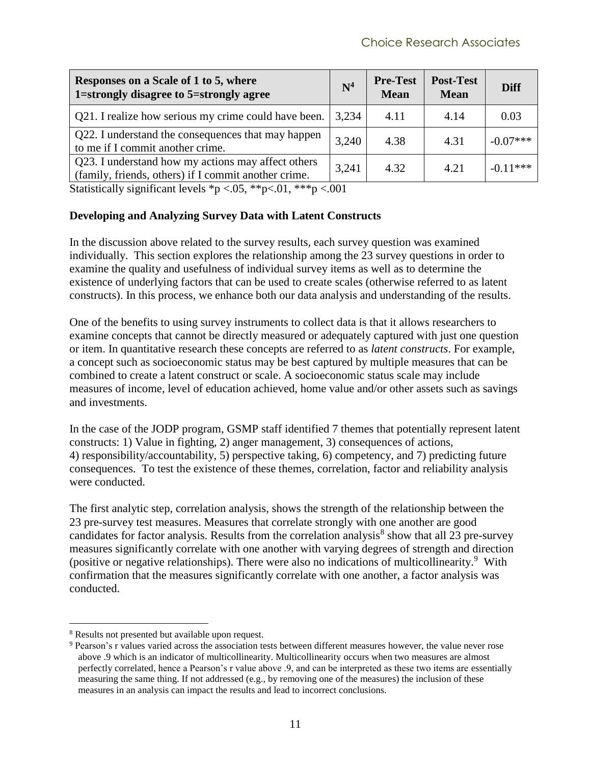| Responses on a Scale of 1 to 5, where 1=strongly disagree to 5=strongly agree | N[4] | Pre-Test Mean | Post-Test Mean | Diff |
|---|---|---|---|---|
| Q21. I realize how serious my crime could have been. | 3,234 | 4.11 | 4.14 | 0.03 |
| Q22. I understand the consequences that may happen to me if I commit another crime. | 3,240 | 4.38 | 4.31 | -0.07*** |
| Q23. I understand how my actions may affect others (family, friends, others) if I commit another crime. | 3,241 | 4.32 | 4.21 | -0.11*** |

Statistically significant levels *p <.05, **p<.01, ***p <.001

**Developing and Analyzing Survey Data with Latent Constructs**

In the discussion above related to the survey results, each survey question was examined individually. This section explores the relationship among the 23 survey questions in order to examine the quality and usefulness of individual survey items as well as to determine the existence of underlying factors that can be used to create scales (otherwise referred to as latent constructs). In this process, we enhance both our data analysis and understanding of the results.

One of the benefits to using survey instruments to collect data is that it allows researchers to examine concepts that cannot be directly measured or adequately captured with just one question or item. In quantitative research these concepts are referred to as *latent constructs*. For example, a concept such as socioeconomic status may be best captured by multiple measures that can be combined to create a latent construct or scale. A socioeconomic status scale may include measures of income, level of education achieved, home value and/or other assets such as savings and investments.

In the case of the JODP program, GSMP staff identified 7 themes that potentially represent latent constructs: 1) Value in fighting, 2) anger management, 3) consequences of actions, 4) responsibility/accountability, 5) perspective taking, 6) competency, and 7) predicting future consequences. To test the existence of these themes, correlation, factor and reliability analysis were conducted.

The first analytic step, correlation analysis, shows the strength of the relationship between the 23 pre-survey test measures. Measures that correlate strongly with one another are good candidates for factor analysis. Results from the correlation analysis[8] show that all 23 pre-survey measures significantly correlate with one another with varying degrees of strength and direction (positive or negative relationships). There were also no indications of multicollinearity.[9] With confirmation that the measures significantly correlate with one another, a factor analysis was conducted.

[8] Results not presented but available upon request.

[9] Pearson's r values varied across the association tests between different measures however, the value never rose above .9 which is an indicator of multicollinearity. Multicollinearity occurs when two measures are almost perfectly correlated, hence a Pearson's r value above .9, and can be interpreted as these two items are essentially measuring the same thing. If not addressed (e.g., by removing one of the measures) the inclusion of these measures in an analysis can impact the results and lead to incorrect conclusions.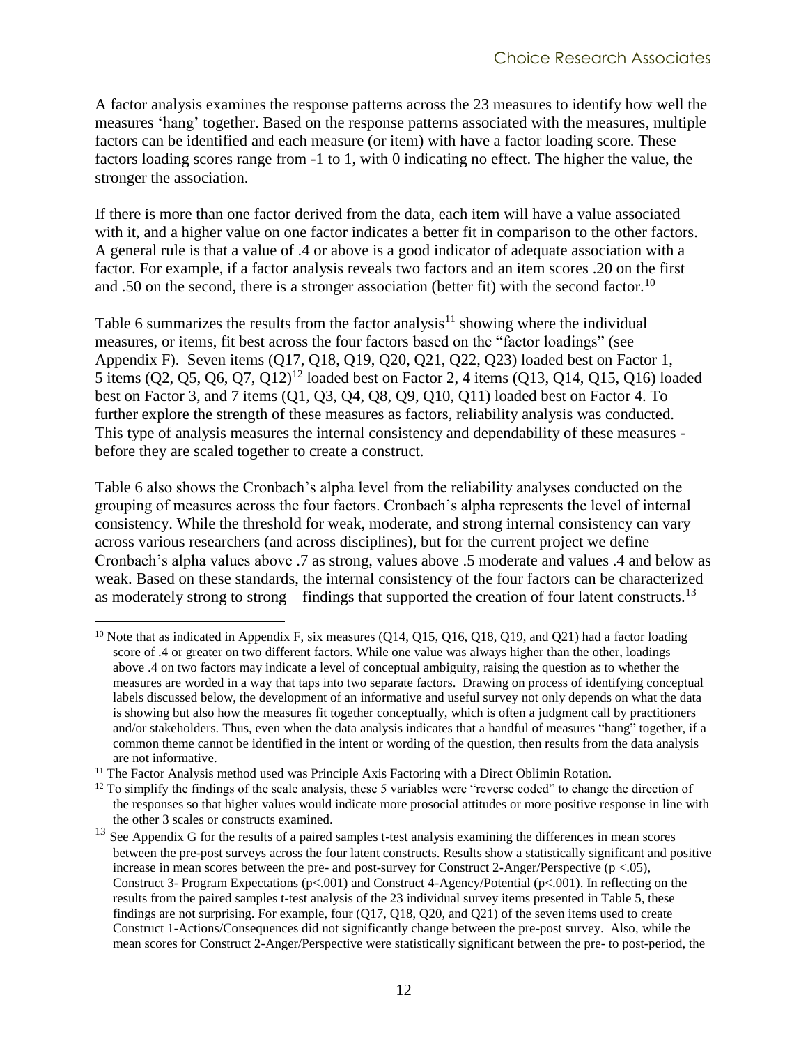A factor analysis examines the response patterns across the 23 measures to identify how well the measures 'hang' together. Based on the response patterns associated with the measures, multiple factors can be identified and each measure (or item) with have a factor loading score. These factors loading scores range from -1 to 1, with 0 indicating no effect. The higher the value, the stronger the association.

If there is more than one factor derived from the data, each item will have a value associated with it, and a higher value on one factor indicates a better fit in comparison to the other factors. A general rule is that a value of .4 or above is a good indicator of adequate association with a factor. For example, if a factor analysis reveals two factors and an item scores .20 on the first and .50 on the second, there is a stronger association (better fit) with the second factor.[10]

Table 6 summarizes the results from the factor analysis[11] showing where the individual measures, or items, fit best across the four factors based on the "factor loadings" (see Appendix F). Seven items (Q17, Q18, Q19, Q20, Q21, Q22, Q23) loaded best on Factor 1, 5 items (Q2, Q5, Q6, Q7, Q12)[12] loaded best on Factor 2, 4 items (Q13, Q14, Q15, Q16) loaded best on Factor 3, and 7 items (Q1, Q3, Q4, Q8, Q9, Q10, Q11) loaded best on Factor 4. To further explore the strength of these measures as factors, reliability analysis was conducted. This type of analysis measures the internal consistency and dependability of these measures - before they are scaled together to create a construct.

Table 6 also shows the Cronbach's alpha level from the reliability analyses conducted on the grouping of measures across the four factors. Cronbach's alpha represents the level of internal consistency. While the threshold for weak, moderate, and strong internal consistency can vary across various researchers (and across disciplines), but for the current project we define Cronbach's alpha values above .7 as strong, values above .5 moderate and values .4 and below as weak. Based on these standards, the internal consistency of the four factors can be characterized as moderately strong to strong – findings that supported the creation of four latent constructs.[13]

---

[10] Note that as indicated in Appendix F, six measures (Q14, Q15, Q16, Q18, Q19, and Q21) had a factor loading score of .4 or greater on two different factors. While one value was always higher than the other, loadings above .4 on two factors may indicate a level of conceptual ambiguity, raising the question as to whether the measures are worded in a way that taps into two separate factors. Drawing on process of identifying conceptual labels discussed below, the development of an informative and useful survey not only depends on what the data is showing but also how the measures fit together conceptually, which is often a judgment call by practitioners and/or stakeholders. Thus, even when the data analysis indicates that a handful of measures "hang" together, if a common theme cannot be identified in the intent or wording of the question, then results from the data analysis are not informative.

[11] The Factor Analysis method used was Principle Axis Factoring with a Direct Oblimin Rotation.

[12] To simplify the findings of the scale analysis, these 5 variables were "reverse coded" to change the direction of the responses so that higher values would indicate more prosocial attitudes or more positive response in line with the other 3 scales or constructs examined.

[13] See Appendix G for the results of a paired samples t-test analysis examining the differences in mean scores between the pre-post surveys across the four latent constructs. Results show a statistically significant and positive increase in mean scores between the pre- and post-survey for Construct 2-Anger/Perspective ($p < .05$), Construct 3- Program Expectations ($p<.001$) and Construct 4-Agency/Potential ($p<.001$). In reflecting on the results from the paired samples t-test analysis of the 23 individual survey items presented in Table 5, these findings are not surprising. For example, four (Q17, Q18, Q20, and Q21) of the seven items used to create Construct 1-Actions/Consequences did not significantly change between the pre-post survey. Also, while the mean scores for Construct 2-Anger/Perspective were statistically significant between the pre- to post-period, the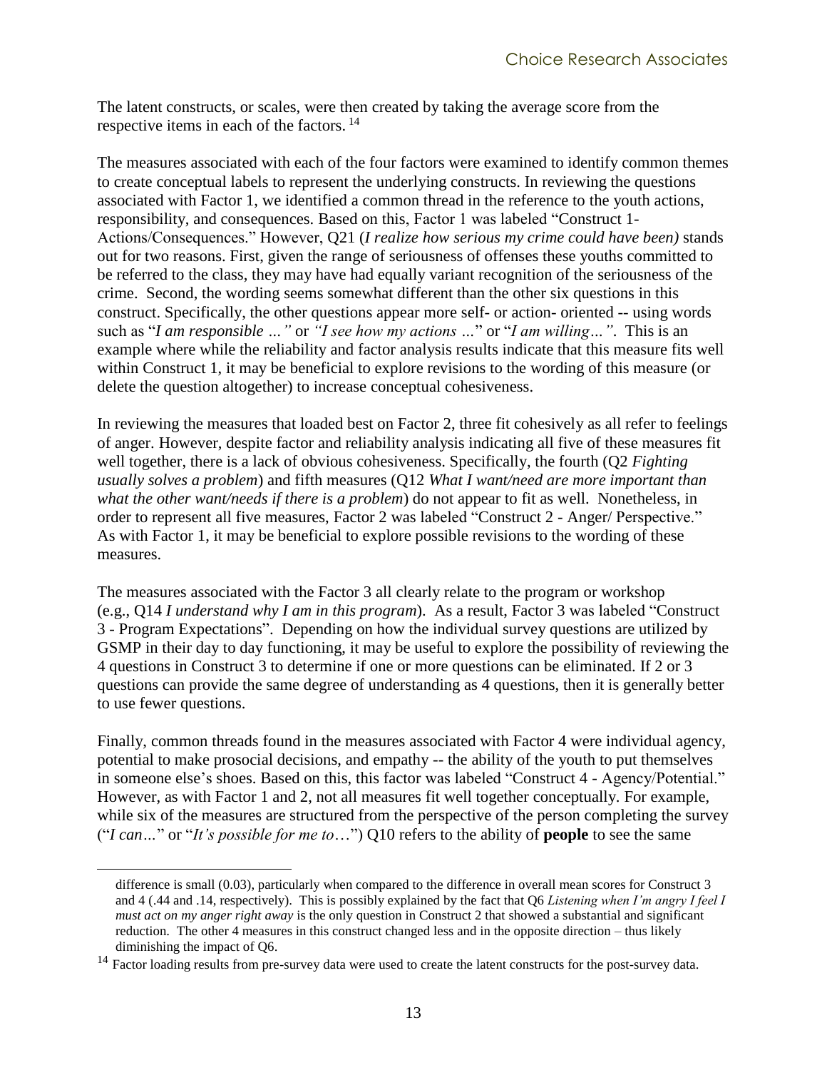The latent constructs, or scales, were then created by taking the average score from the respective items in each of the factors. [14]

The measures associated with each of the four factors were examined to identify common themes to create conceptual labels to represent the underlying constructs. In reviewing the questions associated with Factor 1, we identified a common thread in the reference to the youth actions, responsibility, and consequences. Based on this, Factor 1 was labeled "Construct 1- Actions/Consequences." However, Q21 (*I realize how serious my crime could have been)* stands out for two reasons. First, given the range of seriousness of offenses these youths committed to be referred to the class, they may have had equally variant recognition of the seriousness of the crime. Second, the wording seems somewhat different than the other six questions in this construct. Specifically, the other questions appear more self- or action- oriented -- using words such as "*I am responsible …"* or *"I see how my actions …*" or "*I am willing…"*. This is an example where while the reliability and factor analysis results indicate that this measure fits well within Construct 1, it may be beneficial to explore revisions to the wording of this measure (or delete the question altogether) to increase conceptual cohesiveness.

In reviewing the measures that loaded best on Factor 2, three fit cohesively as all refer to feelings of anger. However, despite factor and reliability analysis indicating all five of these measures fit well together, there is a lack of obvious cohesiveness. Specifically, the fourth (Q2 *Fighting usually solves a problem*) and fifth measures (Q12 *What I want/need are more important than what the other want/needs if there is a problem*) do not appear to fit as well. Nonetheless, in order to represent all five measures, Factor 2 was labeled "Construct 2 - Anger/ Perspective." As with Factor 1, it may be beneficial to explore possible revisions to the wording of these measures.

The measures associated with the Factor 3 all clearly relate to the program or workshop (e.g., Q14 *I understand why I am in this program*). As a result, Factor 3 was labeled "Construct 3 - Program Expectations". Depending on how the individual survey questions are utilized by GSMP in their day to day functioning, it may be useful to explore the possibility of reviewing the 4 questions in Construct 3 to determine if one or more questions can be eliminated. If 2 or 3 questions can provide the same degree of understanding as 4 questions, then it is generally better to use fewer questions.

Finally, common threads found in the measures associated with Factor 4 were individual agency, potential to make prosocial decisions, and empathy -- the ability of the youth to put themselves in someone else's shoes. Based on this, this factor was labeled "Construct 4 - Agency/Potential." However, as with Factor 1 and 2, not all measures fit well together conceptually. For example, while six of the measures are structured from the perspective of the person completing the survey ("*I can…*" or "*It's possible for me to*…") Q10 refers to the ability of **people** to see the same

---

difference is small (0.03), particularly when compared to the difference in overall mean scores for Construct 3 and 4 (.44 and .14, respectively). This is possibly explained by the fact that Q6 *Listening when I'm angry I feel I must act on my anger right away* is the only question in Construct 2 that showed a substantial and significant reduction. The other 4 measures in this construct changed less and in the opposite direction – thus likely diminishing the impact of Q6.

[14] Factor loading results from pre-survey data were used to create the latent constructs for the post-survey data.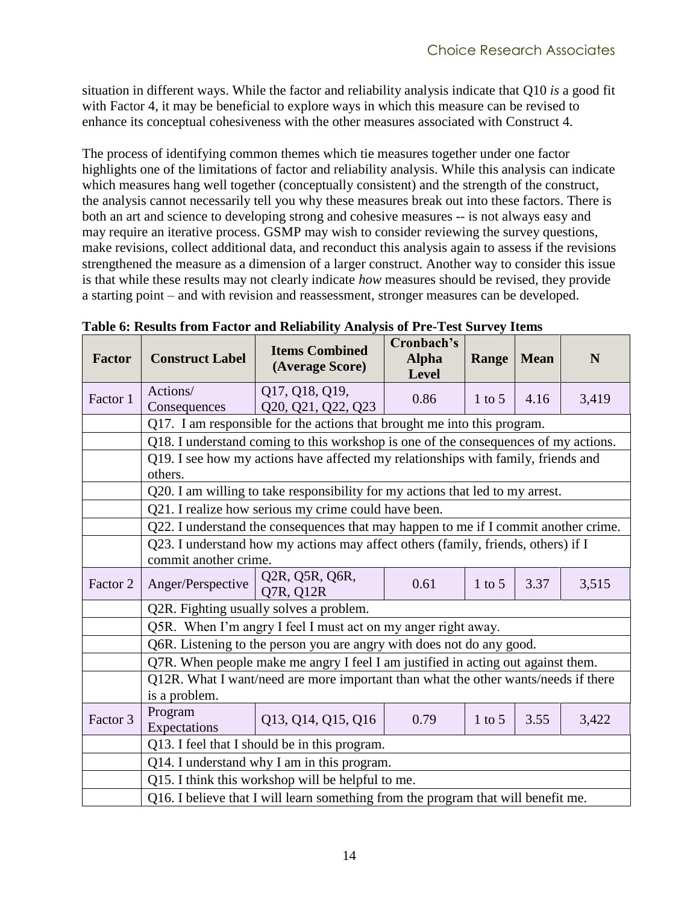situation in different ways. While the factor and reliability analysis indicate that Q10 *is* a good fit with Factor 4, it may be beneficial to explore ways in which this measure can be revised to enhance its conceptual cohesiveness with the other measures associated with Construct 4.

The process of identifying common themes which tie measures together under one factor highlights one of the limitations of factor and reliability analysis. While this analysis can indicate which measures hang well together (conceptually consistent) and the strength of the construct, the analysis cannot necessarily tell you why these measures break out into these factors. There is both an art and science to developing strong and cohesive measures -- is not always easy and may require an iterative process. GSMP may wish to consider reviewing the survey questions, make revisions, collect additional data, and reconduct this analysis again to assess if the revisions strengthened the measure as a dimension of a larger construct. Another way to consider this issue is that while these results may not clearly indicate *how* measures should be revised, they provide a starting point – and with revision and reassessment, stronger measures can be developed.

**Table 6: Results from Factor and Reliability Analysis of Pre-Test Survey Items**

| Factor | Construct Label | Items Combined (Average Score) | Cronbach's Alpha Level | Range | Mean | N |
|---|---|---|---|---|---|---|
| Factor 1 | Actions/ Consequences | Q17, Q18, Q19, Q20, Q21, Q22, Q23 | 0.86 | 1 to 5 | 4.16 | 3,419 |
| | Q17. I am responsible for the actions that brought me into this program. | | | | | |
| | Q18. I understand coming to this workshop is one of the consequences of my actions. | | | | | |
| | Q19. I see how my actions have affected my relationships with family, friends and others. | | | | | |
| | Q20. I am willing to take responsibility for my actions that led to my arrest. | | | | | |
| | Q21. I realize how serious my crime could have been. | | | | | |
| | Q22. I understand the consequences that may happen to me if I commit another crime. | | | | | |
| | Q23. I understand how my actions may affect others (family, friends, others) if I commit another crime. | | | | | |
| Factor 2 | Anger/Perspective | Q2R, Q5R, Q6R, Q7R, Q12R | 0.61 | 1 to 5 | 3.37 | 3,515 |
| | Q2R. Fighting usually solves a problem. | | | | | |
| | Q5R. When I'm angry I feel I must act on my anger right away. | | | | | |
| | Q6R. Listening to the person you are angry with does not do any good. | | | | | |
| | Q7R. When people make me angry I feel I am justified in acting out against them. | | | | | |
| | Q12R. What I want/need are more important than what the other wants/needs if there is a problem. | | | | | |
| Factor 3 | Program Expectations | Q13, Q14, Q15, Q16 | 0.79 | 1 to 5 | 3.55 | 3,422 |
| | Q13. I feel that I should be in this program. | | | | | |
| | Q14. I understand why I am in this program. | | | | | |
| | Q15. I think this workshop will be helpful to me. | | | | | |
| | Q16. I believe that I will learn something from the program that will benefit me. | | | | | |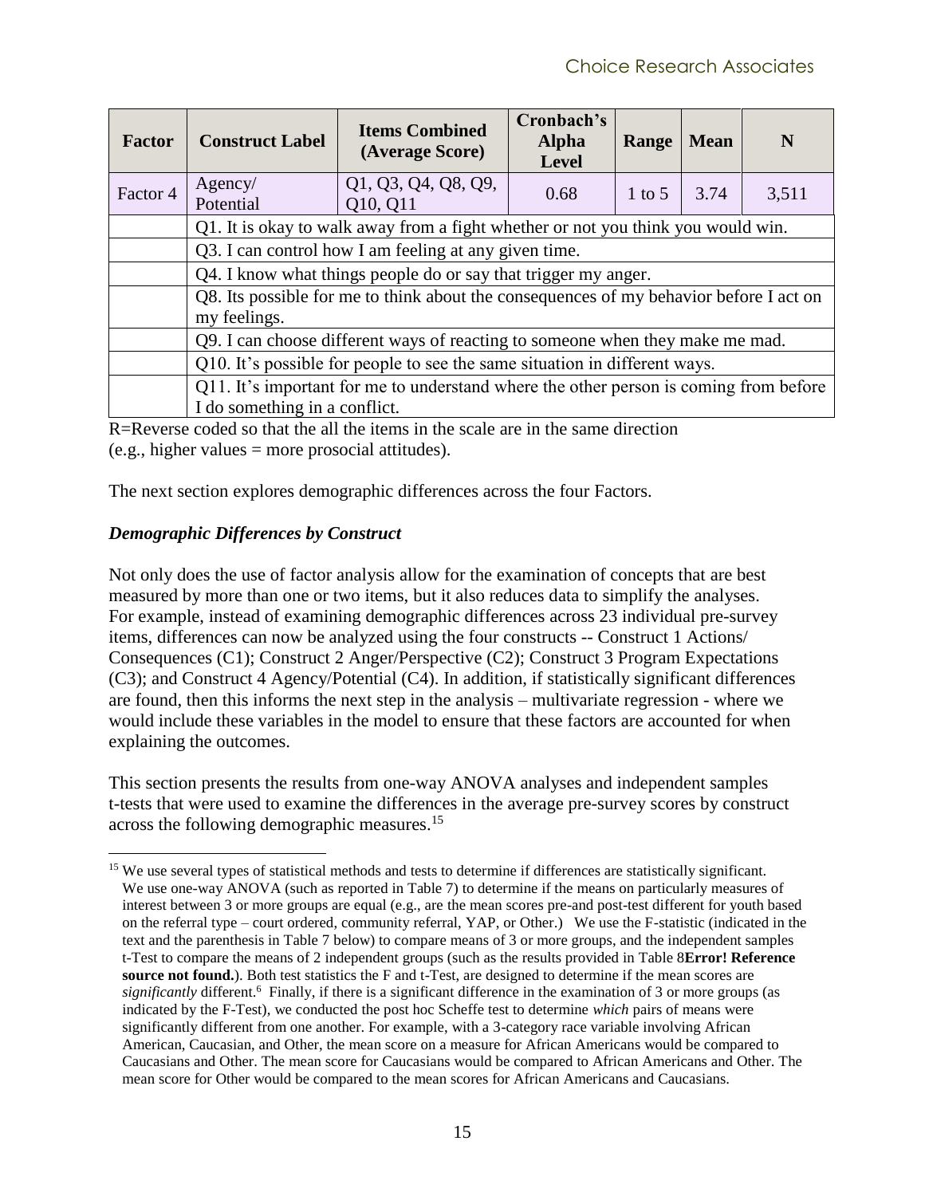| Factor | Construct Label | Items Combined (Average Score) | Cronbach's Alpha Level | Range | Mean | N |
|---|---|---|---|---|---|---|
| Factor 4 | Agency/ Potential | Q1, Q3, Q4, Q8, Q9, Q10, Q11 | 0.68 | 1 to 5 | 3.74 | 3,511 |
| | Q1. It is okay to walk away from a fight whether or not you think you would win. | | | | | |
| | Q3. I can control how I am feeling at any given time. | | | | | |
| | Q4. I know what things people do or say that trigger my anger. | | | | | |
| | Q8. Its possible for me to think about the consequences of my behavior before I act on my feelings. | | | | | |
| | Q9. I can choose different ways of reacting to someone when they make me mad. | | | | | |
| | Q10. It's possible for people to see the same situation in different ways. | | | | | |
| | Q11. It's important for me to understand where the other person is coming from before I do something in a conflict. | | | | | |

R=Reverse coded so that the all the items in the scale are in the same direction (e.g., higher values = more prosocial attitudes).

The next section explores demographic differences across the four Factors.

### *Demographic Differences by Construct*

Not only does the use of factor analysis allow for the examination of concepts that are best measured by more than one or two items, but it also reduces data to simplify the analyses. For example, instead of examining demographic differences across 23 individual pre-survey items, differences can now be analyzed using the four constructs -- Construct 1 Actions/ Consequences (C1); Construct 2 Anger/Perspective (C2); Construct 3 Program Expectations (C3); and Construct 4 Agency/Potential (C4). In addition, if statistically significant differences are found, then this informs the next step in the analysis – multivariate regression - where we would include these variables in the model to ensure that these factors are accounted for when explaining the outcomes.

This section presents the results from one-way ANOVA analyses and independent samples t-tests that were used to examine the differences in the average pre-survey scores by construct across the following demographic measures.[15]

[15] We use several types of statistical methods and tests to determine if differences are statistically significant. We use one-way ANOVA (such as reported in Table 7) to determine if the means on particularly measures of interest between 3 or more groups are equal (e.g., are the mean scores pre-and post-test different for youth based on the referral type – court ordered, community referral, YAP, or Other.) We use the F-statistic (indicated in the text and the parenthesis in Table 7 below) to compare means of 3 or more groups, and the independent samples t-Test to compare the means of 2 independent groups (such as the results provided in Table 8**Error! Reference source not found.**). Both test statistics the F and t-Test, are designed to determine if the mean scores are *significantly* different.[6] Finally, if there is a significant difference in the examination of 3 or more groups (as indicated by the F-Test), we conducted the post hoc Scheffe test to determine *which* pairs of means were significantly different from one another. For example, with a 3-category race variable involving African American, Caucasian, and Other, the mean score on a measure for African Americans would be compared to Caucasians and Other. The mean score for Caucasians would be compared to African Americans and Other. The mean score for Other would be compared to the mean scores for African Americans and Caucasians.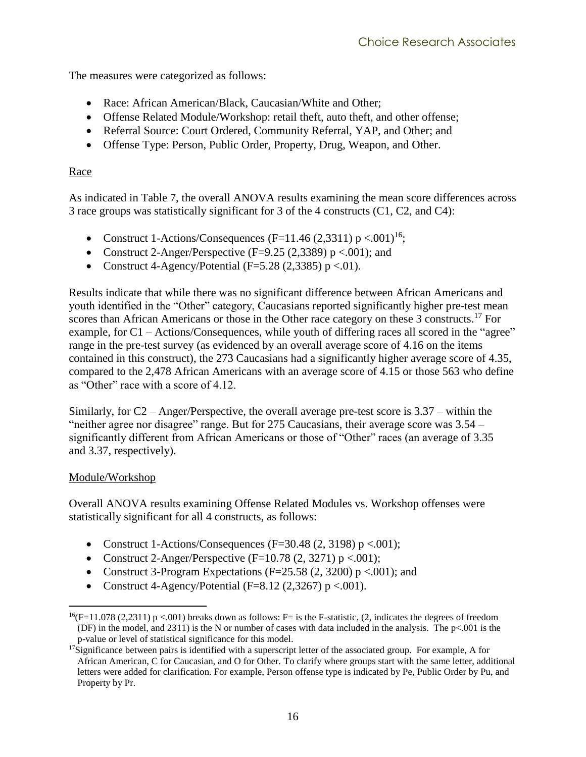The measures were categorized as follows:

- Race: African American/Black, Caucasian/White and Other;
- Offense Related Module/Workshop: retail theft, auto theft, and other offense;
- Referral Source: Court Ordered, Community Referral, YAP, and Other; and
- Offense Type: Person, Public Order, Property, Drug, Weapon, and Other.

Race

As indicated in Table 7, the overall ANOVA results examining the mean score differences across 3 race groups was statistically significant for 3 of the 4 constructs (C1, C2, and C4):

- Construct 1-Actions/Consequences ($F=11.46$ (2,3311) $p < .001$)[16];
- Construct 2-Anger/Perspective ($F=9.25$ (2,3389) $p < .001$); and
- Construct 4-Agency/Potential ($F=5.28$ (2,3385) $p < .01$).

Results indicate that while there was no significant difference between African Americans and youth identified in the "Other" category, Caucasians reported significantly higher pre-test mean scores than African Americans or those in the Other race category on these 3 constructs.[17] For example, for C1 – Actions/Consequences, while youth of differing races all scored in the "agree" range in the pre-test survey (as evidenced by an overall average score of 4.16 on the items contained in this construct), the 273 Caucasians had a significantly higher average score of 4.35, compared to the 2,478 African Americans with an average score of 4.15 or those 563 who define as "Other" race with a score of 4.12.

Similarly, for C2 – Anger/Perspective, the overall average pre-test score is 3.37 – within the "neither agree nor disagree" range. But for 275 Caucasians, their average score was 3.54 – significantly different from African Americans or those of "Other" races (an average of 3.35 and 3.37, respectively).

Module/Workshop

Overall ANOVA results examining Offense Related Modules vs. Workshop offenses were statistically significant for all 4 constructs, as follows:

- Construct 1-Actions/Consequences ($F=30.48$ (2, 3198) $p < .001$);
- Construct 2-Anger/Perspective ($F=10.78$ (2, 3271) $p < .001$);
- Construct 3-Program Expectations ($F=25.58$ (2, 3200) $p < .001$); and
- Construct 4-Agency/Potential ($F=8.12$ (2,3267) $p < .001$).

---

[16]($F=11.078$ (2,2311) $p < .001$) breaks down as follows: F= is the F-statistic, (2, indicates the degrees of freedom (DF) in the model, and 2311) is the N or number of cases with data included in the analysis. The $p < .001$ is the p-value or level of statistical significance for this model.

[17]Significance between pairs is identified with a superscript letter of the associated group. For example, A for African American, C for Caucasian, and O for Other. To clarify where groups start with the same letter, additional letters were added for clarification. For example, Person offense type is indicated by Pe, Public Order by Pu, and Property by Pr.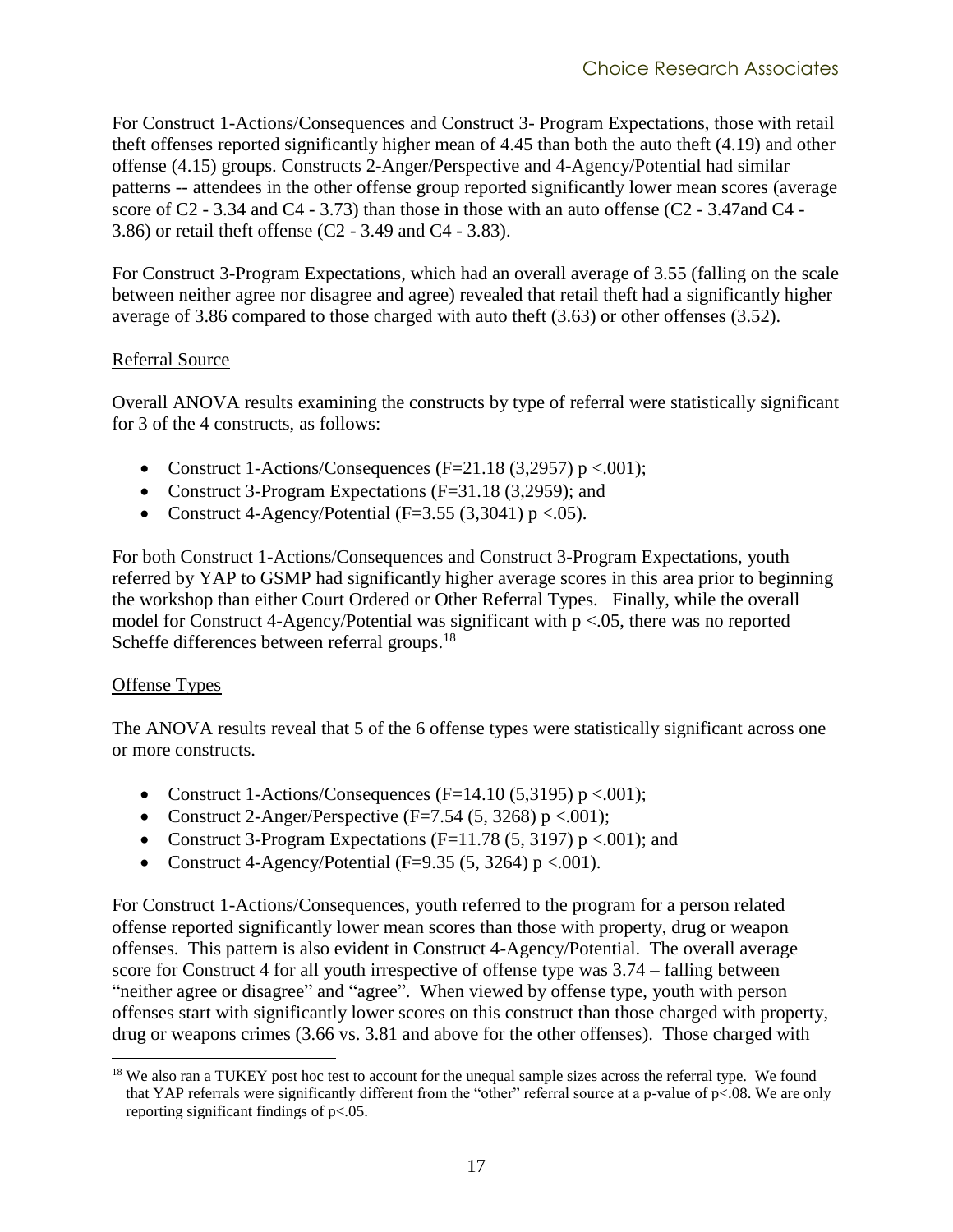For Construct 1-Actions/Consequences and Construct 3- Program Expectations, those with retail theft offenses reported significantly higher mean of 4.45 than both the auto theft (4.19) and other offense (4.15) groups. Constructs 2-Anger/Perspective and 4-Agency/Potential had similar patterns -- attendees in the other offense group reported significantly lower mean scores (average score of C2 - 3.34 and C4 - 3.73) than those in those with an auto offense (C2 - 3.47and C4 - 3.86) or retail theft offense (C2 - 3.49 and C4 - 3.83).

For Construct 3-Program Expectations, which had an overall average of 3.55 (falling on the scale between neither agree nor disagree and agree) revealed that retail theft had a significantly higher average of 3.86 compared to those charged with auto theft (3.63) or other offenses (3.52).

Referral Source

Overall ANOVA results examining the constructs by type of referral were statistically significant for 3 of the 4 constructs, as follows:

- Construct 1-Actions/Consequences ($F=21.18$ $(3,2957)$ $p < .001$);
- Construct 3-Program Expectations ($F=31.18$ $(3,2959)$; and
- Construct 4-Agency/Potential ($F=3.55$ $(3,3041)$ $p < .05$).

For both Construct 1-Actions/Consequences and Construct 3-Program Expectations, youth referred by YAP to GSMP had significantly higher average scores in this area prior to beginning the workshop than either Court Ordered or Other Referral Types. Finally, while the overall model for Construct 4-Agency/Potential was significant with $p < .05$, there was no reported Scheffe differences between referral groups.[18]

Offense Types

The ANOVA results reveal that 5 of the 6 offense types were statistically significant across one or more constructs.

- Construct 1-Actions/Consequences ($F=14.10$ $(5,3195)$ $p < .001$);
- Construct 2-Anger/Perspective ($F=7.54$ $(5, 3268)$ $p < .001$);
- Construct 3-Program Expectations ($F=11.78$ $(5, 3197)$ $p < .001$); and
- Construct 4-Agency/Potential ($F=9.35$ $(5, 3264)$ $p < .001$).

For Construct 1-Actions/Consequences, youth referred to the program for a person related offense reported significantly lower mean scores than those with property, drug or weapon offenses. This pattern is also evident in Construct 4-Agency/Potential. The overall average score for Construct 4 for all youth irrespective of offense type was 3.74 – falling between "neither agree or disagree" and "agree". When viewed by offense type, youth with person offenses start with significantly lower scores on this construct than those charged with property, drug or weapons crimes (3.66 vs. 3.81 and above for the other offenses). Those charged with

[18] We also ran a TUKEY post hoc test to account for the unequal sample sizes across the referral type. We found that YAP referrals were significantly different from the "other" referral source at a p-value of $p < .08$. We are only reporting significant findings of $p < .05$.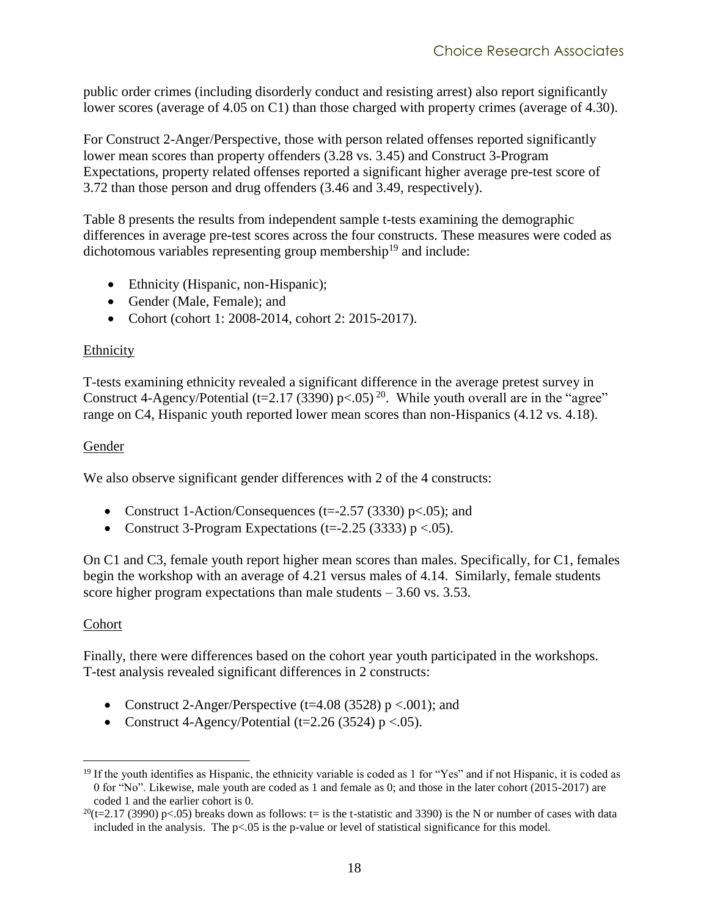public order crimes (including disorderly conduct and resisting arrest) also report significantly lower scores (average of 4.05 on C1) than those charged with property crimes (average of 4.30).

For Construct 2-Anger/Perspective, those with person related offenses reported significantly lower mean scores than property offenders (3.28 vs. 3.45) and Construct 3-Program Expectations, property related offenses reported a significant higher average pre-test score of 3.72 than those person and drug offenders (3.46 and 3.49, respectively).

Table 8 presents the results from independent sample t-tests examining the demographic differences in average pre-test scores across the four constructs. These measures were coded as dichotomous variables representing group membership[19] and include:

- Ethnicity (Hispanic, non-Hispanic);
- Gender (Male, Female); and
- Cohort (cohort 1: 2008-2014, cohort 2: 2015-2017).

Ethnicity

T-tests examining ethnicity revealed a significant difference in the average pretest survey in Construct 4-Agency/Potential ($t=2.17$ (3390) $p<.05$)[20]. While youth overall are in the "agree" range on C4, Hispanic youth reported lower mean scores than non-Hispanics (4.12 vs. 4.18).

Gender

We also observe significant gender differences with 2 of the 4 constructs:

- Construct 1-Action/Consequences ($t=-2.57$ (3330) $p<.05$); and
- Construct 3-Program Expectations ($t=-2.25$ (3333) $p<.05$).

On C1 and C3, female youth report higher mean scores than males. Specifically, for C1, females begin the workshop with an average of 4.21 versus males of 4.14. Similarly, female students score higher program expectations than male students – 3.60 vs. 3.53.

Cohort

Finally, there were differences based on the cohort year youth participated in the workshops. T-test analysis revealed significant differences in 2 constructs:

- Construct 2-Anger/Perspective ($t=4.08$ (3528) $p<.001$); and
- Construct 4-Agency/Potential ($t=2.26$ (3524) $p<.05$).

---

[19] If the youth identifies as Hispanic, the ethnicity variable is coded as 1 for "Yes" and if not Hispanic, it is coded as 0 for "No". Likewise, male youth are coded as 1 and female as 0; and those in the later cohort (2015-2017) are coded 1 and the earlier cohort is 0.

[20]($t=2.17$ (3990) $p<.05$) breaks down as follows: t= is the t-statistic and 3390) is the N or number of cases with data included in the analysis. The $p<.05$ is the p-value or level of statistical significance for this model.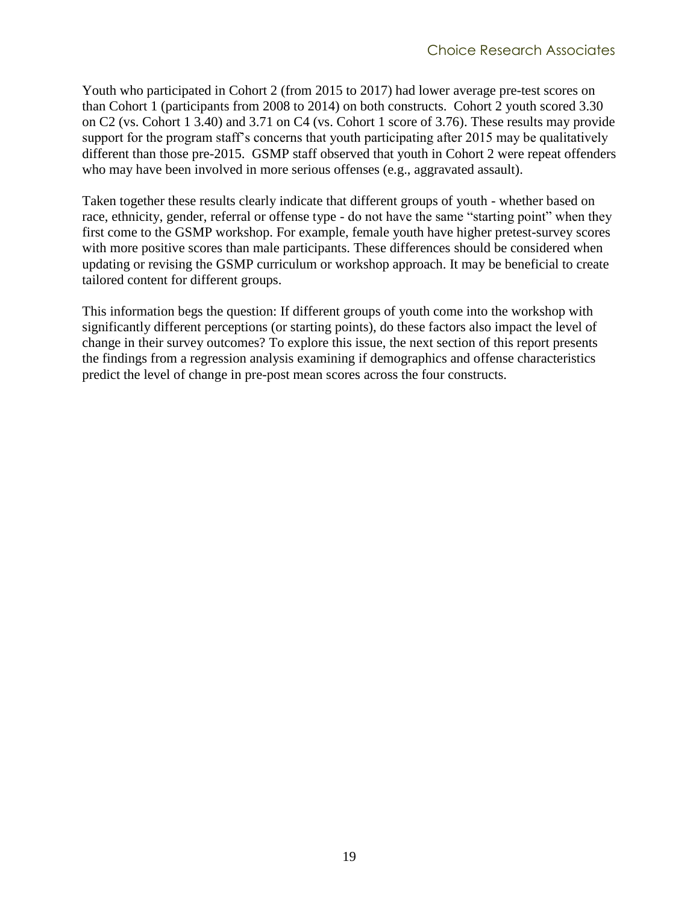Youth who participated in Cohort 2 (from 2015 to 2017) had lower average pre-test scores on than Cohort 1 (participants from 2008 to 2014) on both constructs. Cohort 2 youth scored 3.30 on C2 (vs. Cohort 1 3.40) and 3.71 on C4 (vs. Cohort 1 score of 3.76). These results may provide support for the program staff's concerns that youth participating after 2015 may be qualitatively different than those pre-2015. GSMP staff observed that youth in Cohort 2 were repeat offenders who may have been involved in more serious offenses (e.g., aggravated assault).

Taken together these results clearly indicate that different groups of youth - whether based on race, ethnicity, gender, referral or offense type - do not have the same "starting point" when they first come to the GSMP workshop. For example, female youth have higher pretest-survey scores with more positive scores than male participants. These differences should be considered when updating or revising the GSMP curriculum or workshop approach. It may be beneficial to create tailored content for different groups.

This information begs the question: If different groups of youth come into the workshop with significantly different perceptions (or starting points), do these factors also impact the level of change in their survey outcomes? To explore this issue, the next section of this report presents the findings from a regression analysis examining if demographics and offense characteristics predict the level of change in pre-post mean scores across the four constructs.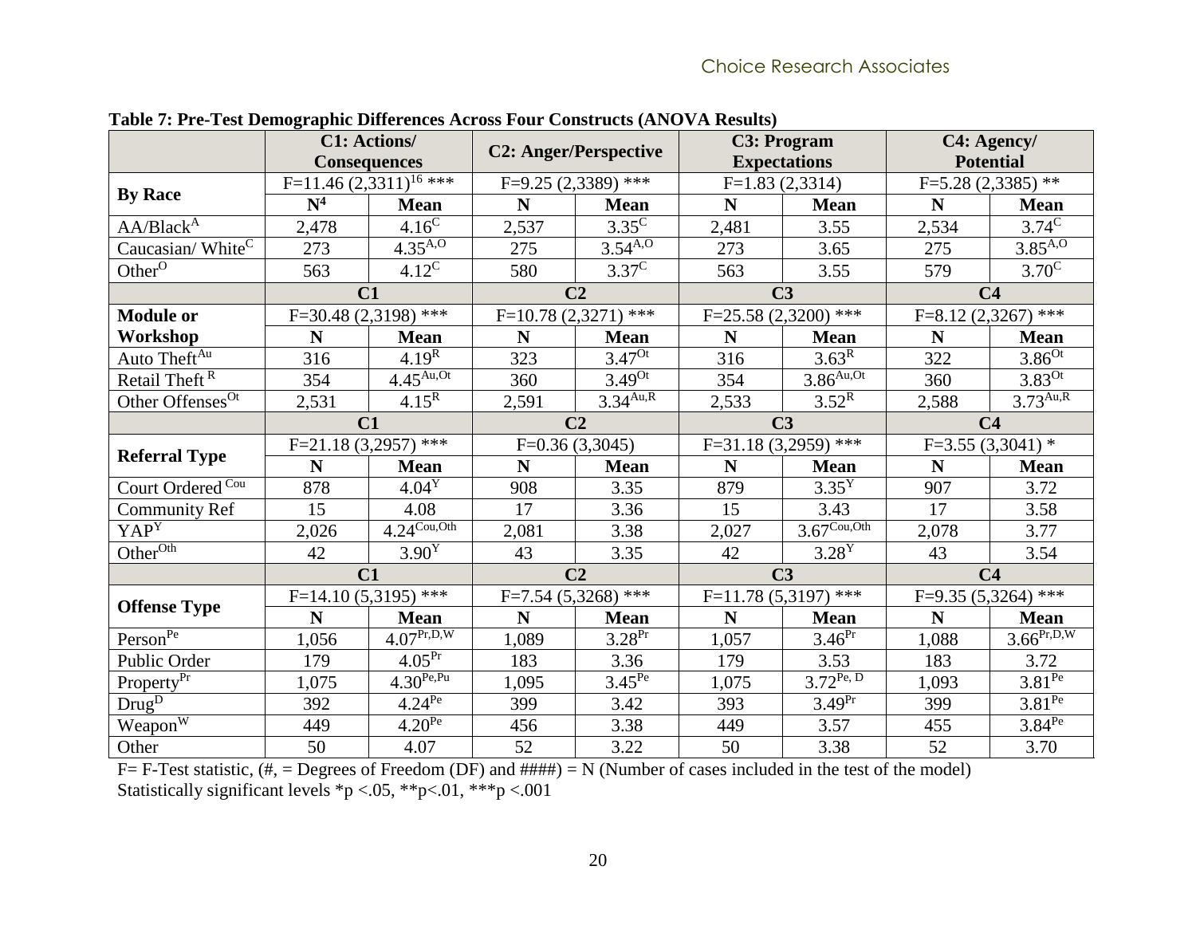**Table 7: Pre-Test Demographic Differences Across Four Constructs (ANOVA Results)**

| | C1: Actions/ Consequences | | C2: Anger/Perspective | | C3: Program Expectations | | C4: Agency/ Potential | |
|---|---|---|---|---|---|---|---|---|
| **By Race** | F=11.46 (2,3311)[16] *** | | F=9.25 (2,3389) *** | | F=1.83 (2,3314) | | F=5.28 (2,3385) ** | |
| | **N[4]** | **Mean** | **N** | **Mean** | **N** | **Mean** | **N** | **Mean** |
| AA/Black[A] | 2,478 | 4.16[C] | 2,537 | 3.35[C] | 2,481 | 3.55 | 2,534 | 3.74[C] |
| Caucasian/ White[C] | 273 | 4.35[A,O] | 275 | 3.54[A,O] | 273 | 3.65 | 275 | 3.85[A,O] |
| Other[O] | 563 | 4.12[C] | 580 | 3.37[C] | 563 | 3.55 | 579 | 3.70[C] |
| | **C1** | | **C2** | | **C3** | | **C4** | |
| **Module or Workshop** | F=30.48 (2,3198) *** | | F=10.78 (2,3271) *** | | F=25.58 (2,3200) *** | | F=8.12 (2,3267) *** | |
| | **N** | **Mean** | **N** | **Mean** | **N** | **Mean** | **N** | **Mean** |
| Auto Theft[Au] | 316 | 4.19[R] | 323 | 3.47[Ot] | 316 | 3.63[R] | 322 | 3.86[Ot] |
| Retail Theft[R] | 354 | 4.45[Au,Ot] | 360 | 3.49[Ot] | 354 | 3.86[Au,Ot] | 360 | 3.83[Ot] |
| Other Offenses[Ot] | 2,531 | 4.15[R] | 2,591 | 3.34[Au,R] | 2,533 | 3.52[R] | 2,588 | 3.73[Au,R] |
| | **C1** | | **C2** | | **C3** | | **C4** | |
| **Referral Type** | F=21.18 (3,2957) *** | | F=0.36 (3,3045) | | F=31.18 (3,2959) *** | | F=3.55 (3,3041) * | |
| | **N** | **Mean** | **N** | **Mean** | **N** | **Mean** | **N** | **Mean** |
| Court Ordered[Cou] | 878 | 4.04[Y] | 908 | 3.35 | 879 | 3.35[Y] | 907 | 3.72 |
| Community Ref | 15 | 4.08 | 17 | 3.36 | 15 | 3.43 | 17 | 3.58 |
| YAP[Y] | 2,026 | 4.24[Cou,Oth] | 2,081 | 3.38 | 2,027 | 3.67[Cou,Oth] | 2,078 | 3.77 |
| Other[Oth] | 42 | 3.90[Y] | 43 | 3.35 | 42 | 3.28[Y] | 43 | 3.54 |
| | **C1** | | **C2** | | **C3** | | **C4** | |
| **Offense Type** | F=14.10 (5,3195) *** | | F=7.54 (5,3268) *** | | F=11.78 (5,3197) *** | | F=9.35 (5,3264) *** | |
| | **N** | **Mean** | **N** | **Mean** | **N** | **Mean** | **N** | **Mean** |
| Person[Pe] | 1,056 | 4.07[Pr,D,W] | 1,089 | 3.28[Pr] | 1,057 | 3.46[Pr] | 1,088 | 3.66[Pr,D,W] |
| Public Order | 179 | 4.05[Pr] | 183 | 3.36 | 179 | 3.53 | 183 | 3.72 |
| Property[Pr] | 1,075 | 4.30[Pe,Pu] | 1,095 | 3.45[Pe] | 1,075 | 3.72[Pe, D] | 1,093 | 3.81[Pe] |
| Drug[D] | 392 | 4.24[Pe] | 399 | 3.42 | 393 | 3.49[Pr] | 399 | 3.81[Pe] |
| Weapon[W] | 449 | 4.20[Pe] | 456 | 3.38 | 449 | 3.57 | 455 | 3.84[Pe] |
| Other | 50 | 4.07 | 52 | 3.22 | 50 | 3.38 | 52 | 3.70 |

F= F-Test statistic, (#, = Degrees of Freedom (DF) and ####) = N (Number of cases included in the test of the model)
Statistically significant levels *p <.05, **p<.01, ***p <.001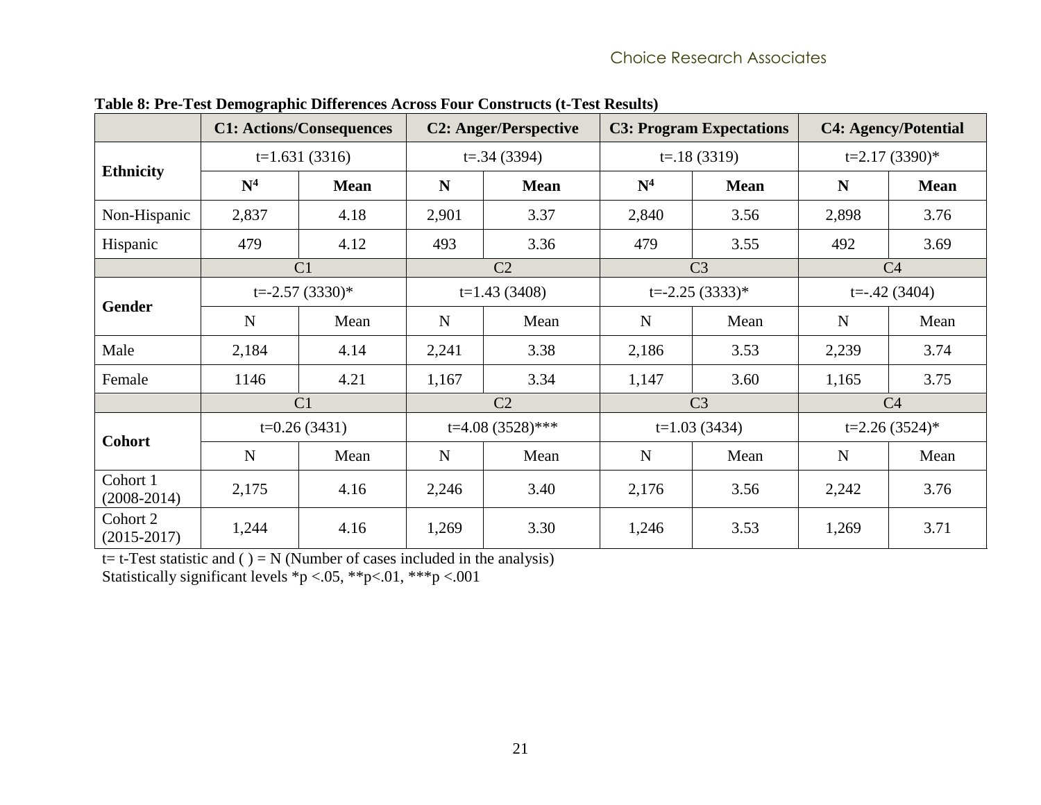**Table 8: Pre-Test Demographic Differences Across Four Constructs (t-Test Results)**

| | C1: Actions/Consequences | | C2: Anger/Perspective | | C3: Program Expectations | | C4: Agency/Potential | |
|---|---|---|---|---|---|---|---|---|
| **Ethnicity** | t=1.631 (3316) | | t=.34 (3394) | | t=.18 (3319) | | t=2.17 (3390)* | |
| | **N[4]** | **Mean** | **N** | **Mean** | **N[4]** | **Mean** | **N** | **Mean** |
| Non-Hispanic | 2,837 | 4.18 | 2,901 | 3.37 | 2,840 | 3.56 | 2,898 | 3.76 |
| Hispanic | 479 | 4.12 | 493 | 3.36 | 479 | 3.55 | 492 | 3.69 |
| | C1 | | C2 | | C3 | | C4 | |
| **Gender** | t=-2.57 (3330)* | | t=1.43 (3408) | | t=-2.25 (3333)* | | t=-.42 (3404) | |
| | N | Mean | N | Mean | N | Mean | N | Mean |
| Male | 2,184 | 4.14 | 2,241 | 3.38 | 2,186 | 3.53 | 2,239 | 3.74 |
| Female | 1146 | 4.21 | 1,167 | 3.34 | 1,147 | 3.60 | 1,165 | 3.75 |
| | C1 | | C2 | | C3 | | C4 | |
| **Cohort** | t=0.26 (3431) | | t=4.08 (3528)*** | | t=1.03 (3434) | | t=2.26 (3524)* | |
| | N | Mean | N | Mean | N | Mean | N | Mean |
| Cohort 1 (2008-2014) | 2,175 | 4.16 | 2,246 | 3.40 | 2,176 | 3.56 | 2,242 | 3.76 |
| Cohort 2 (2015-2017) | 1,244 | 4.16 | 1,269 | 3.30 | 1,246 | 3.53 | 1,269 | 3.71 |

t= t-Test statistic and ( ) = N (Number of cases included in the analysis)
Statistically significant levels *p <.05, **p<.01, ***p <.001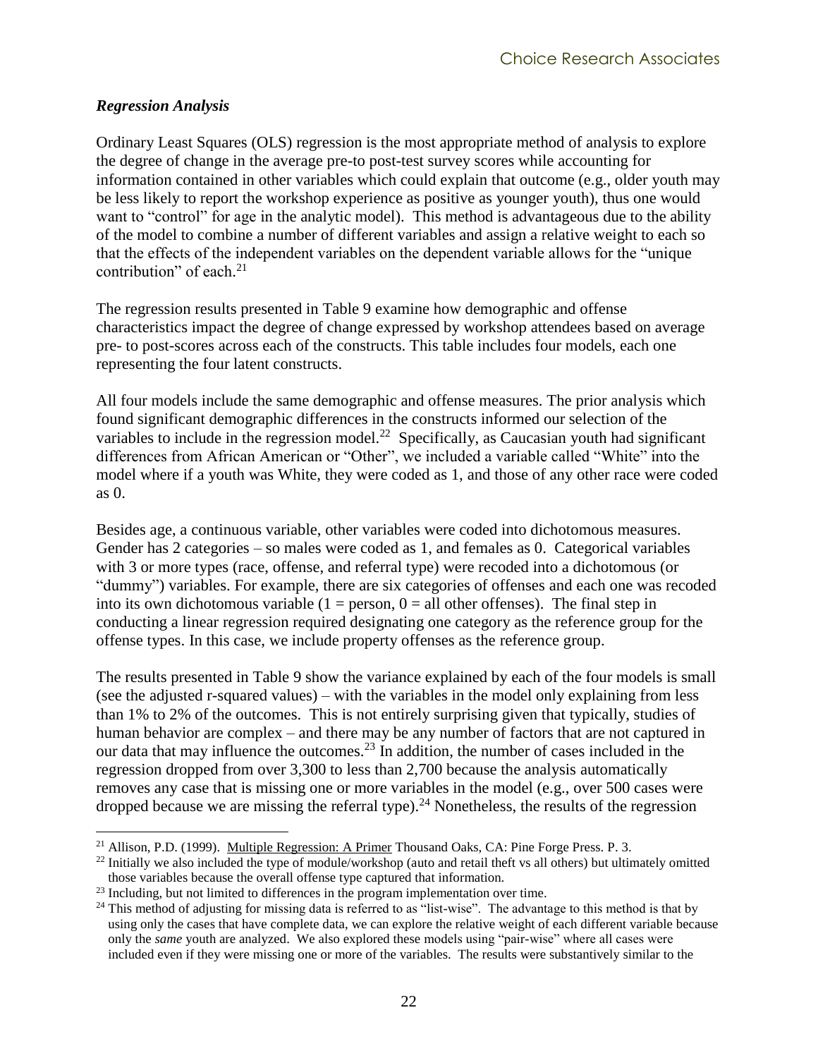### *Regression Analysis*

Ordinary Least Squares (OLS) regression is the most appropriate method of analysis to explore the degree of change in the average pre-to post-test survey scores while accounting for information contained in other variables which could explain that outcome (e.g., older youth may be less likely to report the workshop experience as positive as younger youth), thus one would want to "control" for age in the analytic model). This method is advantageous due to the ability of the model to combine a number of different variables and assign a relative weight to each so that the effects of the independent variables on the dependent variable allows for the "unique contribution" of each.[21]

The regression results presented in Table 9 examine how demographic and offense characteristics impact the degree of change expressed by workshop attendees based on average pre- to post-scores across each of the constructs. This table includes four models, each one representing the four latent constructs.

All four models include the same demographic and offense measures. The prior analysis which found significant demographic differences in the constructs informed our selection of the variables to include in the regression model.[22] Specifically, as Caucasian youth had significant differences from African American or "Other", we included a variable called "White" into the model where if a youth was White, they were coded as 1, and those of any other race were coded as 0.

Besides age, a continuous variable, other variables were coded into dichotomous measures. Gender has 2 categories – so males were coded as 1, and females as 0. Categorical variables with 3 or more types (race, offense, and referral type) were recoded into a dichotomous (or "dummy") variables. For example, there are six categories of offenses and each one was recoded into its own dichotomous variable (1 = person, 0 = all other offenses). The final step in conducting a linear regression required designating one category as the reference group for the offense types. In this case, we include property offenses as the reference group.

The results presented in Table 9 show the variance explained by each of the four models is small (see the adjusted r-squared values) – with the variables in the model only explaining from less than 1% to 2% of the outcomes. This is not entirely surprising given that typically, studies of human behavior are complex – and there may be any number of factors that are not captured in our data that may influence the outcomes.[23] In addition, the number of cases included in the regression dropped from over 3,300 to less than 2,700 because the analysis automatically removes any case that is missing one or more variables in the model (e.g., over 500 cases were dropped because we are missing the referral type).[24] Nonetheless, the results of the regression

---

[21] Allison, P.D. (1999). Multiple Regression: A Primer Thousand Oaks, CA: Pine Forge Press. P. 3.

[22] Initially we also included the type of module/workshop (auto and retail theft vs all others) but ultimately omitted those variables because the overall offense type captured that information.

[23] Including, but not limited to differences in the program implementation over time.

[24] This method of adjusting for missing data is referred to as "list-wise". The advantage to this method is that by using only the cases that have complete data, we can explore the relative weight of each different variable because only the *same* youth are analyzed. We also explored these models using "pair-wise" where all cases were included even if they were missing one or more of the variables. The results were substantively similar to the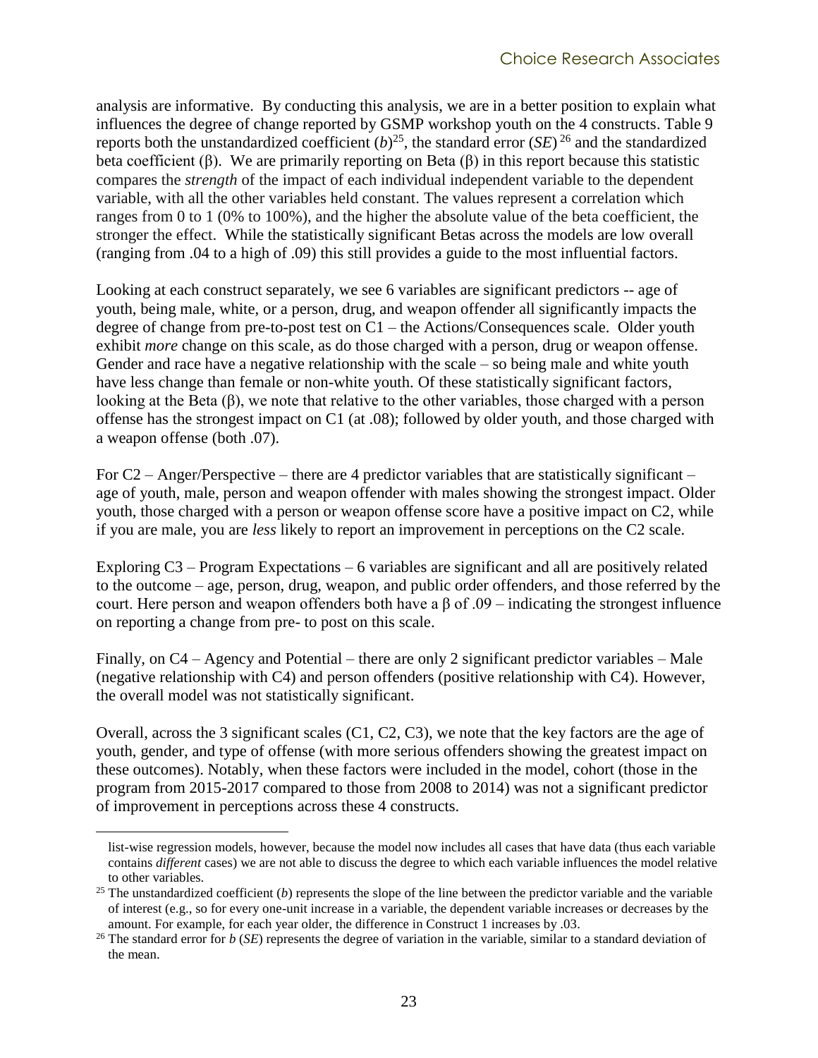analysis are informative. By conducting this analysis, we are in a better position to explain what influences the degree of change reported by GSMP workshop youth on the 4 constructs. Table 9 reports both the unstandardized coefficient (*b*)[25], the standard error (*SE*)[26] and the standardized beta coefficient (β). We are primarily reporting on Beta (β) in this report because this statistic compares the *strength* of the impact of each individual independent variable to the dependent variable, with all the other variables held constant. The values represent a correlation which ranges from 0 to 1 (0% to 100%), and the higher the absolute value of the beta coefficient, the stronger the effect. While the statistically significant Betas across the models are low overall (ranging from .04 to a high of .09) this still provides a guide to the most influential factors.

Looking at each construct separately, we see 6 variables are significant predictors -- age of youth, being male, white, or a person, drug, and weapon offender all significantly impacts the degree of change from pre-to-post test on C1 – the Actions/Consequences scale. Older youth exhibit *more* change on this scale, as do those charged with a person, drug or weapon offense. Gender and race have a negative relationship with the scale – so being male and white youth have less change than female or non-white youth. Of these statistically significant factors, looking at the Beta (β), we note that relative to the other variables, those charged with a person offense has the strongest impact on C1 (at .08); followed by older youth, and those charged with a weapon offense (both .07).

For C2 – Anger/Perspective – there are 4 predictor variables that are statistically significant – age of youth, male, person and weapon offender with males showing the strongest impact. Older youth, those charged with a person or weapon offense score have a positive impact on C2, while if you are male, you are *less* likely to report an improvement in perceptions on the C2 scale.

Exploring C3 – Program Expectations – 6 variables are significant and all are positively related to the outcome – age, person, drug, weapon, and public order offenders, and those referred by the court. Here person and weapon offenders both have a β of .09 – indicating the strongest influence on reporting a change from pre- to post on this scale.

Finally, on C4 – Agency and Potential – there are only 2 significant predictor variables – Male (negative relationship with C4) and person offenders (positive relationship with C4). However, the overall model was not statistically significant.

Overall, across the 3 significant scales (C1, C2, C3), we note that the key factors are the age of youth, gender, and type of offense (with more serious offenders showing the greatest impact on these outcomes). Notably, when these factors were included in the model, cohort (those in the program from 2015-2017 compared to those from 2008 to 2014) was not a significant predictor of improvement in perceptions across these 4 constructs.

---

list-wise regression models, however, because the model now includes all cases that have data (thus each variable contains *different* cases) we are not able to discuss the degree to which each variable influences the model relative to other variables.

[25] The unstandardized coefficient (*b*) represents the slope of the line between the predictor variable and the variable of interest (e.g., so for every one-unit increase in a variable, the dependent variable increases or decreases by the amount. For example, for each year older, the difference in Construct 1 increases by .03.

[26] The standard error for *b* (*SE*) represents the degree of variation in the variable, similar to a standard deviation of the mean.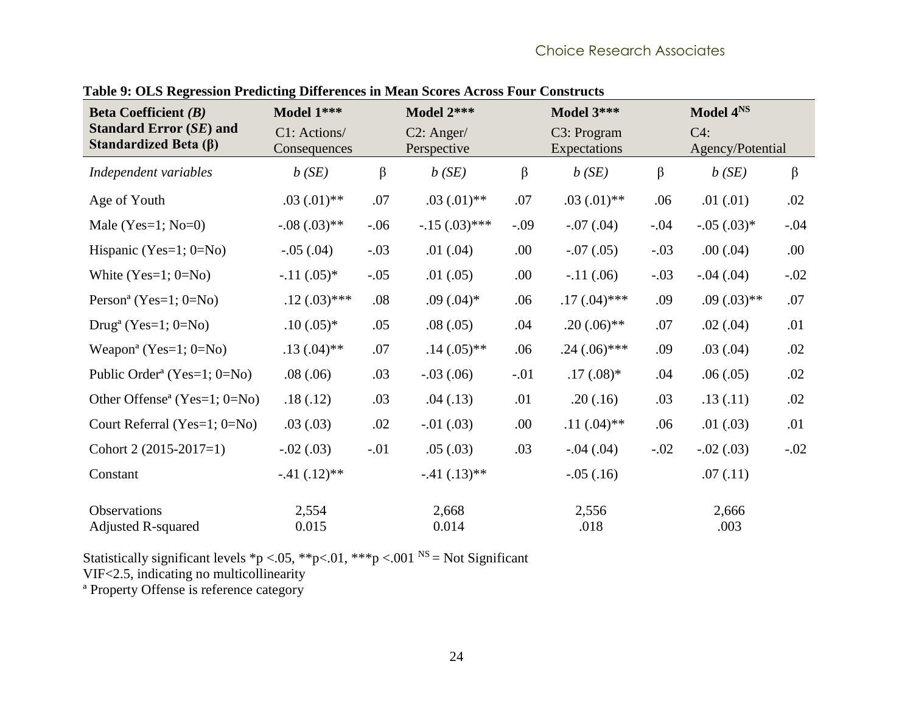**Table 9: OLS Regression Predicting Differences in Mean Scores Across Four Constructs**

| Beta Coefficient *(B)* Standard Error (*SE*) and Standardized Beta (β) | Model 1*** C1: Actions/ Consequences | | Model 2*** C2: Anger/ Perspective | | Model 3*** C3: Program Expectations | | Model 4[NS] C4: Agency/Potential | |
|---|---|---|---|---|---|---|---|---|
| *Independent variables* | *b (SE)* | β | *b (SE)* | β | *b (SE)* | β | *b (SE)* | β |
| Age of Youth | .03 (.01)** | .07 | .03 (.01)** | .07 | .03 (.01)** | .06 | .01 (.01) | .02 |
| Male (Yes=1; No=0) | -.08 (.03)** | -.06 | -.15 (.03)*** | -.09 | -.07 (.04) | -.04 | -.05 (.03)* | -.04 |
| Hispanic (Yes=1; 0=No) | -.05 (.04) | -.03 | .01 (.04) | .00 | -.07 (.05) | -.03 | .00 (.04) | .00 |
| White (Yes=1; 0=No) | -.11 (.05)* | -.05 | .01 (.05) | .00 | -.11 (.06) | -.03 | -.04 (.04) | -.02 |
| Person[a] (Yes=1; 0=No) | .12 (.03)*** | .08 | .09 (.04)* | .06 | .17 (.04)*** | .09 | .09 (.03)** | .07 |
| Drug[a] (Yes=1; 0=No) | .10 (.05)* | .05 | .08 (.05) | .04 | .20 (.06)** | .07 | .02 (.04) | .01 |
| Weapon[a] (Yes=1; 0=No) | .13 (.04)** | .07 | .14 (.05)** | .06 | .24 (.06)*** | .09 | .03 (.04) | .02 |
| Public Order[a] (Yes=1; 0=No) | .08 (.06) | .03 | -.03 (.06) | -.01 | .17 (.08)* | .04 | .06 (.05) | .02 |
| Other Offense[a] (Yes=1; 0=No) | .18 (.12) | .03 | .04 (.13) | .01 | .20 (.16) | .03 | .13 (.11) | .02 |
| Court Referral (Yes=1; 0=No) | .03 (.03) | .02 | -.01 (.03) | .00 | .11 (.04)** | .06 | .01 (.03) | .01 |
| Cohort 2 (2015-2017=1) | -.02 (.03) | -.01 | .05 (.03) | .03 | -.04 (.04) | -.02 | -.02 (.03) | -.02 |
| Constant | -.41 (.12)** | | -.41 (.13)** | | -.05 (.16) | | .07 (.11) | |
| Observations | 2,554 | | 2,668 | | 2,556 | | 2,666 | |
| Adjusted R-squared | 0.015 | | 0.014 | | .018 | | .003 | |

Statistically significant levels *p <.05, **p<.01, ***p <.001 [NS] = Not Significant
VIF<2.5, indicating no multicollinearity
[a] Property Offense is reference category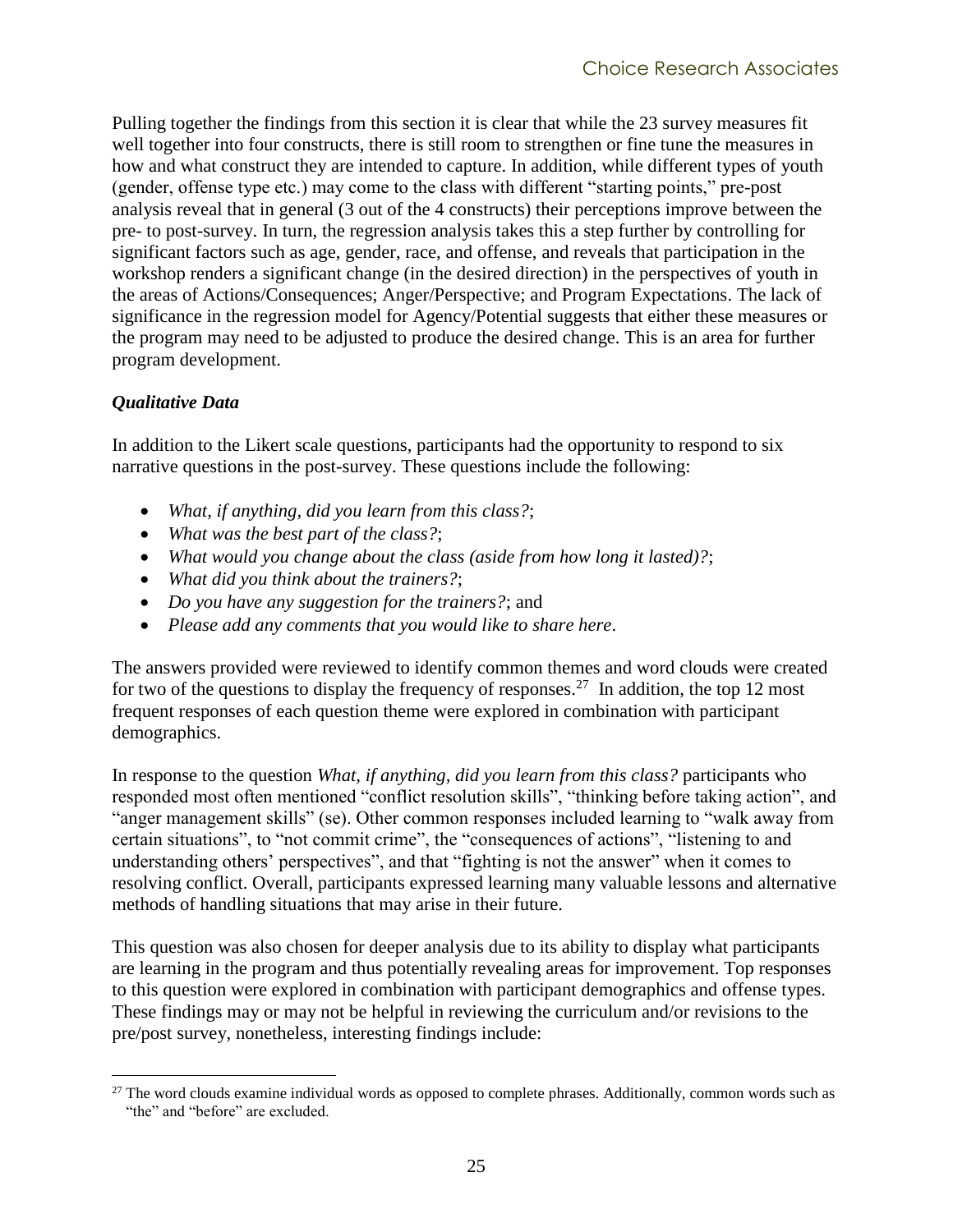Pulling together the findings from this section it is clear that while the 23 survey measures fit well together into four constructs, there is still room to strengthen or fine tune the measures in how and what construct they are intended to capture. In addition, while different types of youth (gender, offense type etc.) may come to the class with different "starting points," pre-post analysis reveal that in general (3 out of the 4 constructs) their perceptions improve between the pre- to post-survey. In turn, the regression analysis takes this a step further by controlling for significant factors such as age, gender, race, and offense, and reveals that participation in the workshop renders a significant change (in the desired direction) in the perspectives of youth in the areas of Actions/Consequences; Anger/Perspective; and Program Expectations. The lack of significance in the regression model for Agency/Potential suggests that either these measures or the program may need to be adjusted to produce the desired change. This is an area for further program development.

### *Qualitative Data*

In addition to the Likert scale questions, participants had the opportunity to respond to six narrative questions in the post-survey. These questions include the following:

- *What, if anything, did you learn from this class?*;
- *What was the best part of the class?*;
- *What would you change about the class (aside from how long it lasted)?*;
- *What did you think about the trainers?*;
- *Do you have any suggestion for the trainers?*; and
- *Please add any comments that you would like to share here*.

The answers provided were reviewed to identify common themes and word clouds were created for two of the questions to display the frequency of responses.[27] In addition, the top 12 most frequent responses of each question theme were explored in combination with participant demographics.

In response to the question *What, if anything, did you learn from this class?* participants who responded most often mentioned "conflict resolution skills", "thinking before taking action", and "anger management skills" (se). Other common responses included learning to "walk away from certain situations", to "not commit crime", the "consequences of actions", "listening to and understanding others' perspectives", and that "fighting is not the answer" when it comes to resolving conflict. Overall, participants expressed learning many valuable lessons and alternative methods of handling situations that may arise in their future.

This question was also chosen for deeper analysis due to its ability to display what participants are learning in the program and thus potentially revealing areas for improvement. Top responses to this question were explored in combination with participant demographics and offense types. These findings may or may not be helpful in reviewing the curriculum and/or revisions to the pre/post survey, nonetheless, interesting findings include:

[27] The word clouds examine individual words as opposed to complete phrases. Additionally, common words such as "the" and "before" are excluded.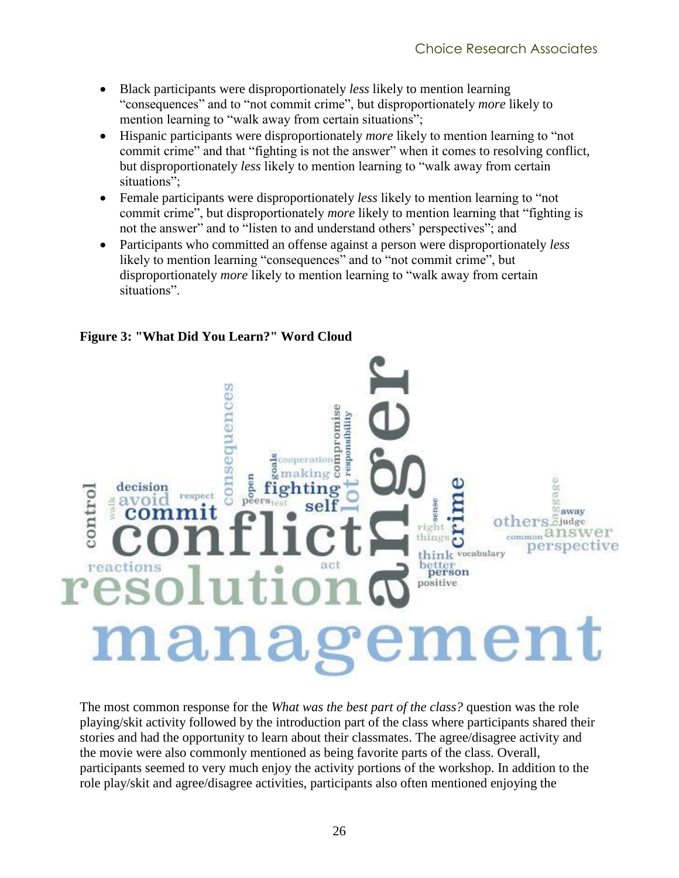- Black participants were disproportionately *less* likely to mention learning "consequences" and to "not commit crime", but disproportionately *more* likely to mention learning to "walk away from certain situations";
- Hispanic participants were disproportionately *more* likely to mention learning to "not commit crime" and that "fighting is not the answer" when it comes to resolving conflict, but disproportionately *less* likely to mention learning to "walk away from certain situations";
- Female participants were disproportionately *less* likely to mention learning to "not commit crime", but disproportionately *more* likely to mention learning that "fighting is not the answer" and to "listen to and understand others' perspectives"; and
- Participants who committed an offense against a person were disproportionately *less* likely to mention learning "consequences" and to "not commit crime", but disproportionately *more* likely to mention learning to "walk away from certain situations".

**Figure 3: "What Did You Learn?" Word Cloud**

The most common response for the *What was the best part of the class?* question was the role playing/skit activity followed by the introduction part of the class where participants shared their stories and had the opportunity to learn about their classmates. The agree/disagree activity and the movie were also commonly mentioned as being favorite parts of the class. Overall, participants seemed to very much enjoy the activity portions of the workshop. In addition to the role play/skit and agree/disagree activities, participants also often mentioned enjoying the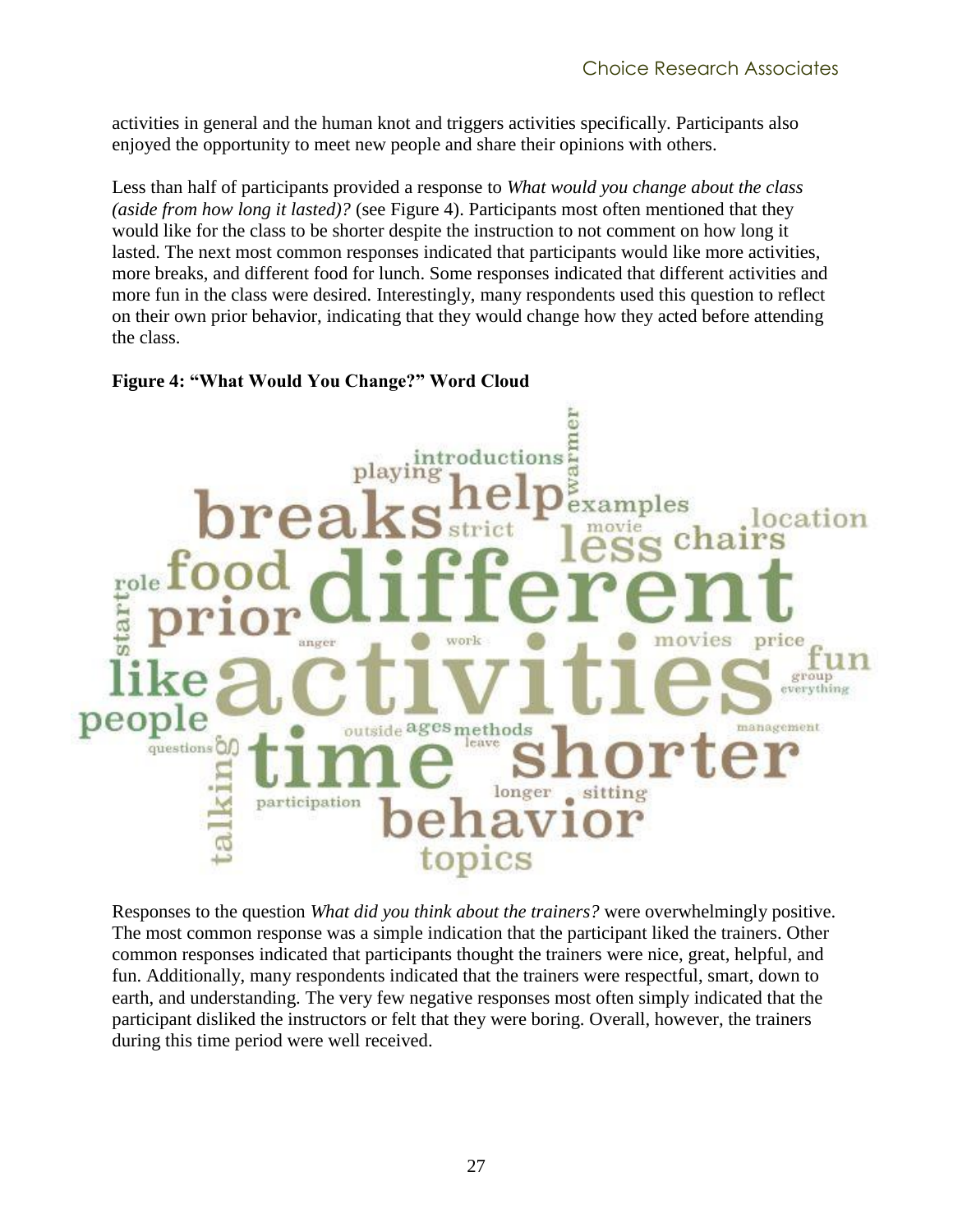activities in general and the human knot and triggers activities specifically. Participants also enjoyed the opportunity to meet new people and share their opinions with others.

Less than half of participants provided a response to *What would you change about the class (aside from how long it lasted)?* (see Figure 4). Participants most often mentioned that they would like for the class to be shorter despite the instruction to not comment on how long it lasted. The next most common responses indicated that participants would like more activities, more breaks, and different food for lunch. Some responses indicated that different activities and more fun in the class were desired. Interestingly, many respondents used this question to reflect on their own prior behavior, indicating that they would change how they acted before attending the class.

**Figure 4: "What Would You Change?" Word Cloud**

Responses to the question *What did you think about the trainers?* were overwhelmingly positive. The most common response was a simple indication that the participant liked the trainers. Other common responses indicated that participants thought the trainers were nice, great, helpful, and fun. Additionally, many respondents indicated that the trainers were respectful, smart, down to earth, and understanding. The very few negative responses most often simply indicated that the participant disliked the instructors or felt that they were boring. Overall, however, the trainers during this time period were well received.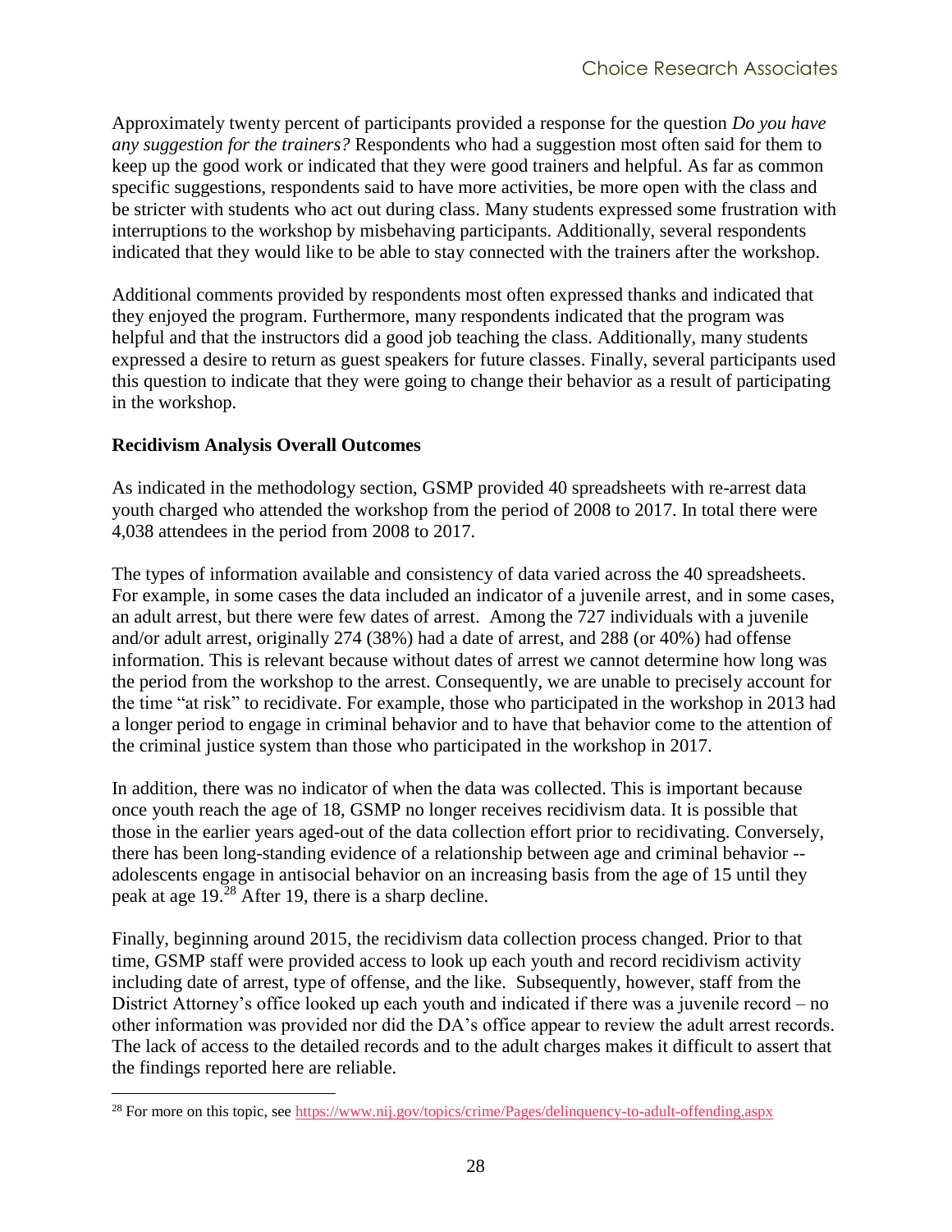Approximately twenty percent of participants provided a response for the question *Do you have any suggestion for the trainers?* Respondents who had a suggestion most often said for them to keep up the good work or indicated that they were good trainers and helpful. As far as common specific suggestions, respondents said to have more activities, be more open with the class and be stricter with students who act out during class. Many students expressed some frustration with interruptions to the workshop by misbehaving participants. Additionally, several respondents indicated that they would like to be able to stay connected with the trainers after the workshop.

Additional comments provided by respondents most often expressed thanks and indicated that they enjoyed the program. Furthermore, many respondents indicated that the program was helpful and that the instructors did a good job teaching the class. Additionally, many students expressed a desire to return as guest speakers for future classes. Finally, several participants used this question to indicate that they were going to change their behavior as a result of participating in the workshop.

**Recidivism Analysis Overall Outcomes**

As indicated in the methodology section, GSMP provided 40 spreadsheets with re-arrest data youth charged who attended the workshop from the period of 2008 to 2017. In total there were 4,038 attendees in the period from 2008 to 2017.

The types of information available and consistency of data varied across the 40 spreadsheets. For example, in some cases the data included an indicator of a juvenile arrest, and in some cases, an adult arrest, but there were few dates of arrest. Among the 727 individuals with a juvenile and/or adult arrest, originally 274 (38%) had a date of arrest, and 288 (or 40%) had offense information. This is relevant because without dates of arrest we cannot determine how long was the period from the workshop to the arrest. Consequently, we are unable to precisely account for the time "at risk" to recidivate. For example, those who participated in the workshop in 2013 had a longer period to engage in criminal behavior and to have that behavior come to the attention of the criminal justice system than those who participated in the workshop in 2017.

In addition, there was no indicator of when the data was collected. This is important because once youth reach the age of 18, GSMP no longer receives recidivism data. It is possible that those in the earlier years aged-out of the data collection effort prior to recidivating. Conversely, there has been long-standing evidence of a relationship between age and criminal behavior -- adolescents engage in antisocial behavior on an increasing basis from the age of 15 until they peak at age 19.[28] After 19, there is a sharp decline.

Finally, beginning around 2015, the recidivism data collection process changed. Prior to that time, GSMP staff were provided access to look up each youth and record recidivism activity including date of arrest, type of offense, and the like. Subsequently, however, staff from the District Attorney's office looked up each youth and indicated if there was a juvenile record – no other information was provided nor did the DA's office appear to review the adult arrest records. The lack of access to the detailed records and to the adult charges makes it difficult to assert that the findings reported here are reliable.

[28] For more on this topic, see https://www.nij.gov/topics/crime/Pages/delinquency-to-adult-offending.aspx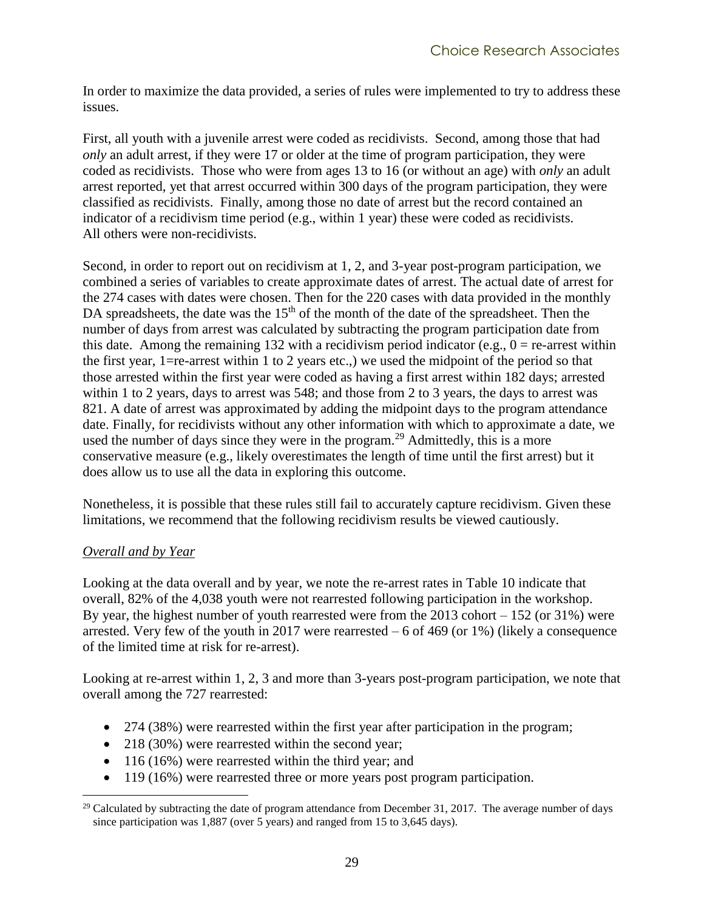In order to maximize the data provided, a series of rules were implemented to try to address these issues.

First, all youth with a juvenile arrest were coded as recidivists. Second, among those that had *only* an adult arrest, if they were 17 or older at the time of program participation, they were coded as recidivists. Those who were from ages 13 to 16 (or without an age) with *only* an adult arrest reported, yet that arrest occurred within 300 days of the program participation, they were classified as recidivists. Finally, among those no date of arrest but the record contained an indicator of a recidivism time period (e.g., within 1 year) these were coded as recidivists. All others were non-recidivists.

Second, in order to report out on recidivism at 1, 2, and 3-year post-program participation, we combined a series of variables to create approximate dates of arrest. The actual date of arrest for the 274 cases with dates were chosen. Then for the 220 cases with data provided in the monthly DA spreadsheets, the date was the 15th of the month of the date of the spreadsheet. Then the number of days from arrest was calculated by subtracting the program participation date from this date. Among the remaining 132 with a recidivism period indicator (e.g., 0 = re-arrest within the first year, 1=re-arrest within 1 to 2 years etc.,) we used the midpoint of the period so that those arrested within the first year were coded as having a first arrest within 182 days; arrested within 1 to 2 years, days to arrest was 548; and those from 2 to 3 years, the days to arrest was 821. A date of arrest was approximated by adding the midpoint days to the program attendance date. Finally, for recidivists without any other information with which to approximate a date, we used the number of days since they were in the program.[29] Admittedly, this is a more conservative measure (e.g., likely overestimates the length of time until the first arrest) but it does allow us to use all the data in exploring this outcome.

Nonetheless, it is possible that these rules still fail to accurately capture recidivism. Given these limitations, we recommend that the following recidivism results be viewed cautiously.

*Overall and by Year*

Looking at the data overall and by year, we note the re-arrest rates in Table 10 indicate that overall, 82% of the 4,038 youth were not rearrested following participation in the workshop. By year, the highest number of youth rearrested were from the 2013 cohort – 152 (or 31%) were arrested. Very few of the youth in 2017 were rearrested – 6 of 469 (or 1%) (likely a consequence of the limited time at risk for re-arrest).

Looking at re-arrest within 1, 2, 3 and more than 3-years post-program participation, we note that overall among the 727 rearrested:

- 274 (38%) were rearrested within the first year after participation in the program;
- 218 (30%) were rearrested within the second year;
- 116 (16%) were rearrested within the third year; and
- 119 (16%) were rearrested three or more years post program participation.

[29] Calculated by subtracting the date of program attendance from December 31, 2017. The average number of days since participation was 1,887 (over 5 years) and ranged from 15 to 3,645 days).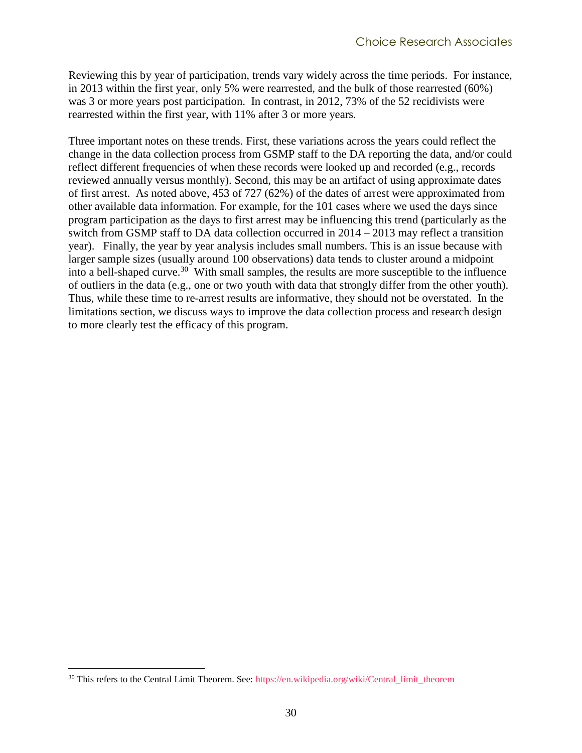Reviewing this by year of participation, trends vary widely across the time periods. For instance, in 2013 within the first year, only 5% were rearrested, and the bulk of those rearrested (60%) was 3 or more years post participation. In contrast, in 2012, 73% of the 52 recidivists were rearrested within the first year, with 11% after 3 or more years.

Three important notes on these trends. First, these variations across the years could reflect the change in the data collection process from GSMP staff to the DA reporting the data, and/or could reflect different frequencies of when these records were looked up and recorded (e.g., records reviewed annually versus monthly). Second, this may be an artifact of using approximate dates of first arrest. As noted above, 453 of 727 (62%) of the dates of arrest were approximated from other available data information. For example, for the 101 cases where we used the days since program participation as the days to first arrest may be influencing this trend (particularly as the switch from GSMP staff to DA data collection occurred in 2014 – 2013 may reflect a transition year). Finally, the year by year analysis includes small numbers. This is an issue because with larger sample sizes (usually around 100 observations) data tends to cluster around a midpoint into a bell-shaped curve.[30] With small samples, the results are more susceptible to the influence of outliers in the data (e.g., one or two youth with data that strongly differ from the other youth). Thus, while these time to re-arrest results are informative, they should not be overstated. In the limitations section, we discuss ways to improve the data collection process and research design to more clearly test the efficacy of this program.

---

[30] This refers to the Central Limit Theorem. See: https://en.wikipedia.org/wiki/Central_limit_theorem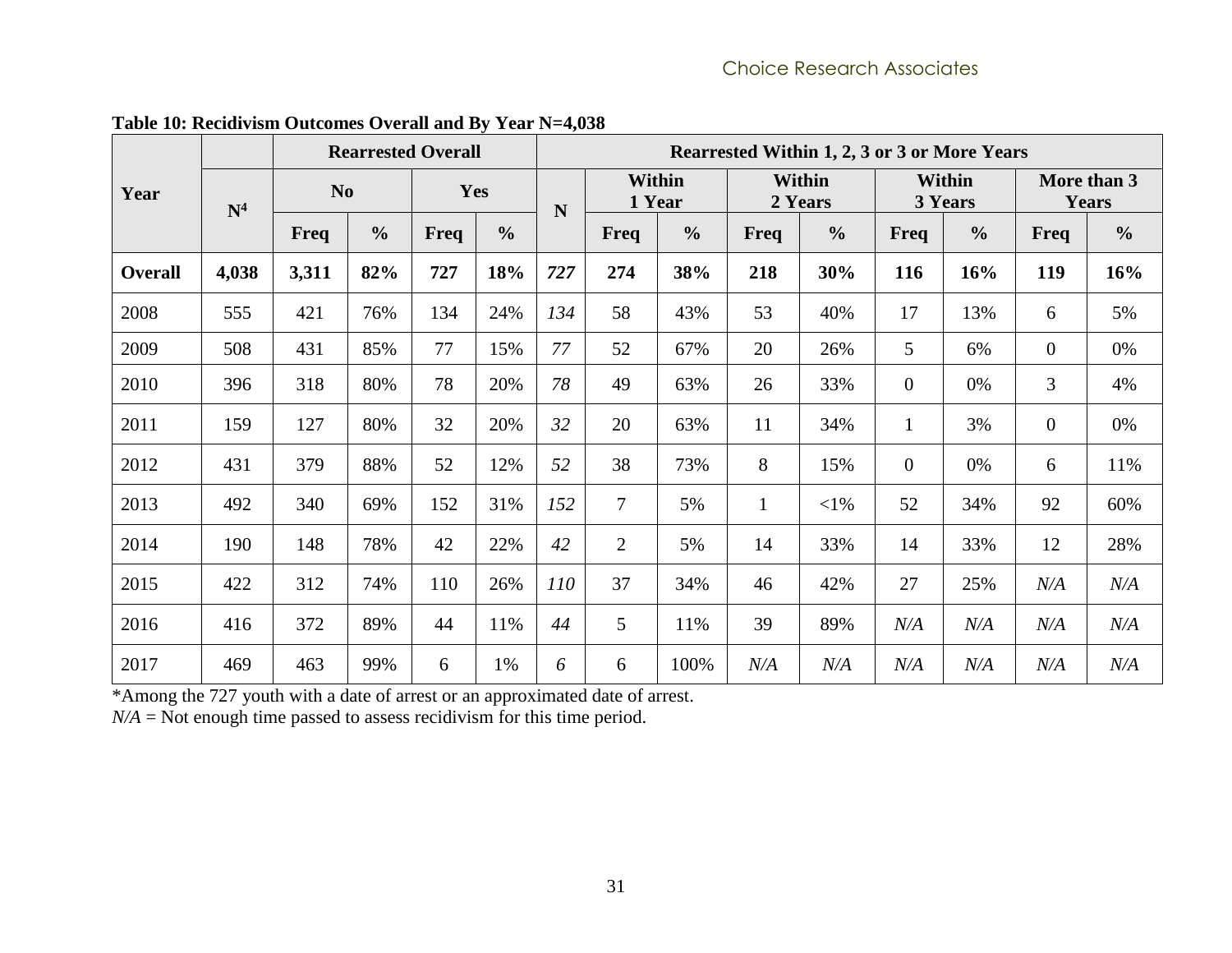**Table 10: Recidivism Outcomes Overall and By Year N=4,038**

| Year | N[4] | Rearrested Overall | | | | Rearrested Within 1, 2, 3 or 3 or More Years | | | | | | | | |
|---|---|---|---|---|---|---|---|---|---|---|---|---|---|---|
| | | No | | Yes | | N | Within 1 Year | | Within 2 Years | | Within 3 Years | | More than 3 Years | |
| | | Freq | % | Freq | % | | Freq | % | Freq | % | Freq | % | Freq | % |
| **Overall** | **4,038** | **3,311** | **82%** | **727** | **18%** | ***727*** | **274** | **38%** | **218** | **30%** | **116** | **16%** | **119** | **16%** |
| 2008 | 555 | 421 | 76% | 134 | 24% | *134* | 58 | 43% | 53 | 40% | 17 | 13% | 6 | 5% |
| 2009 | 508 | 431 | 85% | 77 | 15% | *77* | 52 | 67% | 20 | 26% | 5 | 6% | 0 | 0% |
| 2010 | 396 | 318 | 80% | 78 | 20% | *78* | 49 | 63% | 26 | 33% | 0 | 0% | 3 | 4% |
| 2011 | 159 | 127 | 80% | 32 | 20% | *32* | 20 | 63% | 11 | 34% | 1 | 3% | 0 | 0% |
| 2012 | 431 | 379 | 88% | 52 | 12% | *52* | 38 | 73% | 8 | 15% | 0 | 0% | 6 | 11% |
| 2013 | 492 | 340 | 69% | 152 | 31% | *152* | 7 | 5% | 1 | <1% | 52 | 34% | 92 | 60% |
| 2014 | 190 | 148 | 78% | 42 | 22% | *42* | 2 | 5% | 14 | 33% | 14 | 33% | 12 | 28% |
| 2015 | 422 | 312 | 74% | 110 | 26% | *110* | 37 | 34% | 46 | 42% | 27 | 25% | *N/A* | *N/A* |
| 2016 | 416 | 372 | 89% | 44 | 11% | *44* | 5 | 11% | 39 | 89% | *N/A* | *N/A* | *N/A* | *N/A* |
| 2017 | 469 | 463 | 99% | 6 | 1% | *6* | 6 | 100% | *N/A* | *N/A* | *N/A* | *N/A* | *N/A* | *N/A* |

*Among the 727 youth with a date of arrest or an approximated date of arrest.

*N/A* = Not enough time passed to assess recidivism for this time period.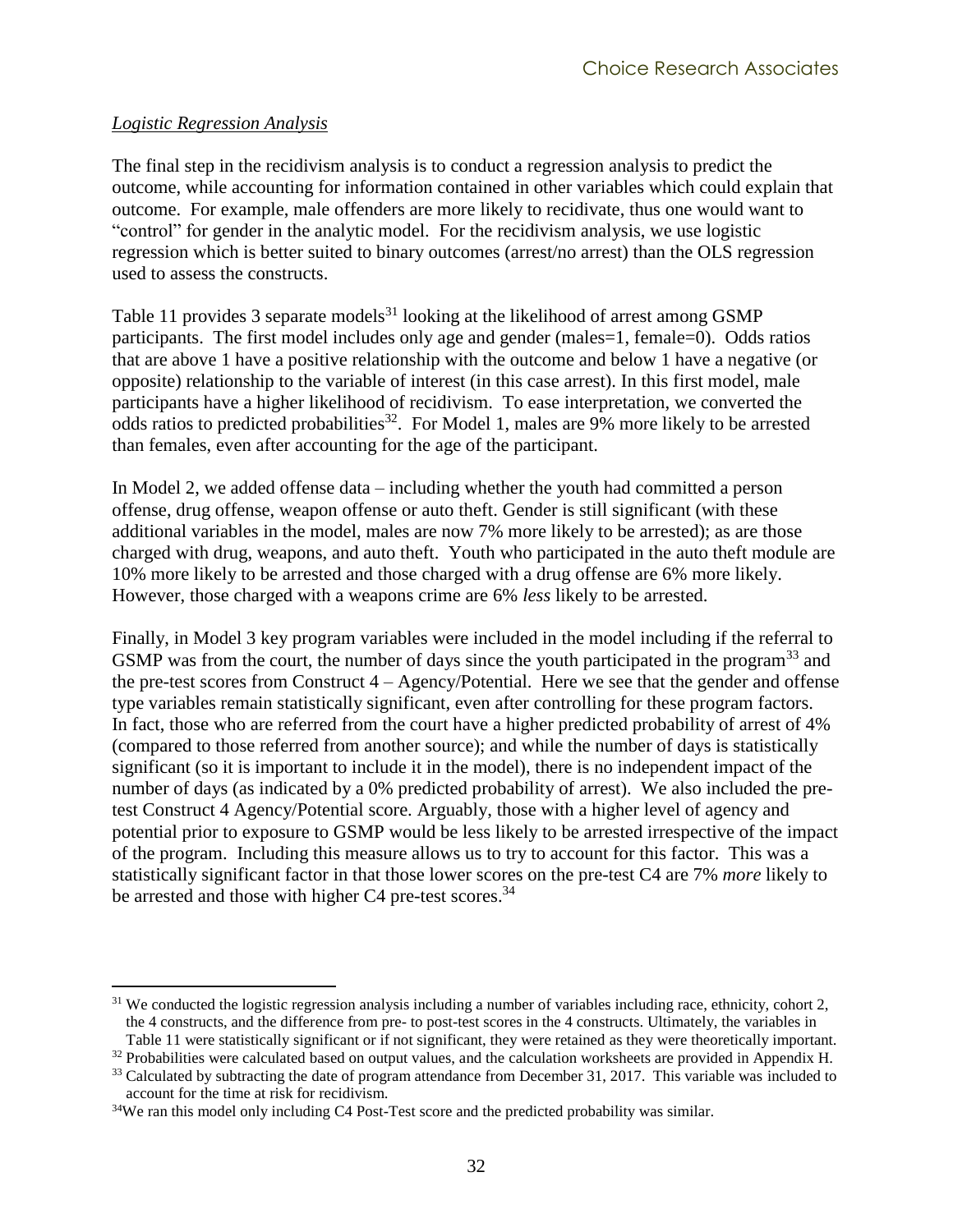*Logistic Regression Analysis*

The final step in the recidivism analysis is to conduct a regression analysis to predict the outcome, while accounting for information contained in other variables which could explain that outcome. For example, male offenders are more likely to recidivate, thus one would want to "control" for gender in the analytic model. For the recidivism analysis, we use logistic regression which is better suited to binary outcomes (arrest/no arrest) than the OLS regression used to assess the constructs.

Table 11 provides 3 separate models[31] looking at the likelihood of arrest among GSMP participants. The first model includes only age and gender (males=1, female=0). Odds ratios that are above 1 have a positive relationship with the outcome and below 1 have a negative (or opposite) relationship to the variable of interest (in this case arrest). In this first model, male participants have a higher likelihood of recidivism. To ease interpretation, we converted the odds ratios to predicted probabilities[32]. For Model 1, males are 9% more likely to be arrested than females, even after accounting for the age of the participant.

In Model 2, we added offense data – including whether the youth had committed a person offense, drug offense, weapon offense or auto theft. Gender is still significant (with these additional variables in the model, males are now 7% more likely to be arrested); as are those charged with drug, weapons, and auto theft. Youth who participated in the auto theft module are 10% more likely to be arrested and those charged with a drug offense are 6% more likely. However, those charged with a weapons crime are 6% *less* likely to be arrested.

Finally, in Model 3 key program variables were included in the model including if the referral to GSMP was from the court, the number of days since the youth participated in the program[33] and the pre-test scores from Construct 4 – Agency/Potential. Here we see that the gender and offense type variables remain statistically significant, even after controlling for these program factors. In fact, those who are referred from the court have a higher predicted probability of arrest of 4% (compared to those referred from another source); and while the number of days is statistically significant (so it is important to include it in the model), there is no independent impact of the number of days (as indicated by a 0% predicted probability of arrest). We also included the pre-test Construct 4 Agency/Potential score. Arguably, those with a higher level of agency and potential prior to exposure to GSMP would be less likely to be arrested irrespective of the impact of the program. Including this measure allows us to try to account for this factor. This was a statistically significant factor in that those lower scores on the pre-test C4 are 7% *more* likely to be arrested and those with higher C4 pre-test scores.[34]

---

[31] We conducted the logistic regression analysis including a number of variables including race, ethnicity, cohort 2, the 4 constructs, and the difference from pre- to post-test scores in the 4 constructs. Ultimately, the variables in Table 11 were statistically significant or if not significant, they were retained as they were theoretically important.

[32] Probabilities were calculated based on output values, and the calculation worksheets are provided in Appendix H.

[33] Calculated by subtracting the date of program attendance from December 31, 2017. This variable was included to account for the time at risk for recidivism.

[34] We ran this model only including C4 Post-Test score and the predicted probability was similar.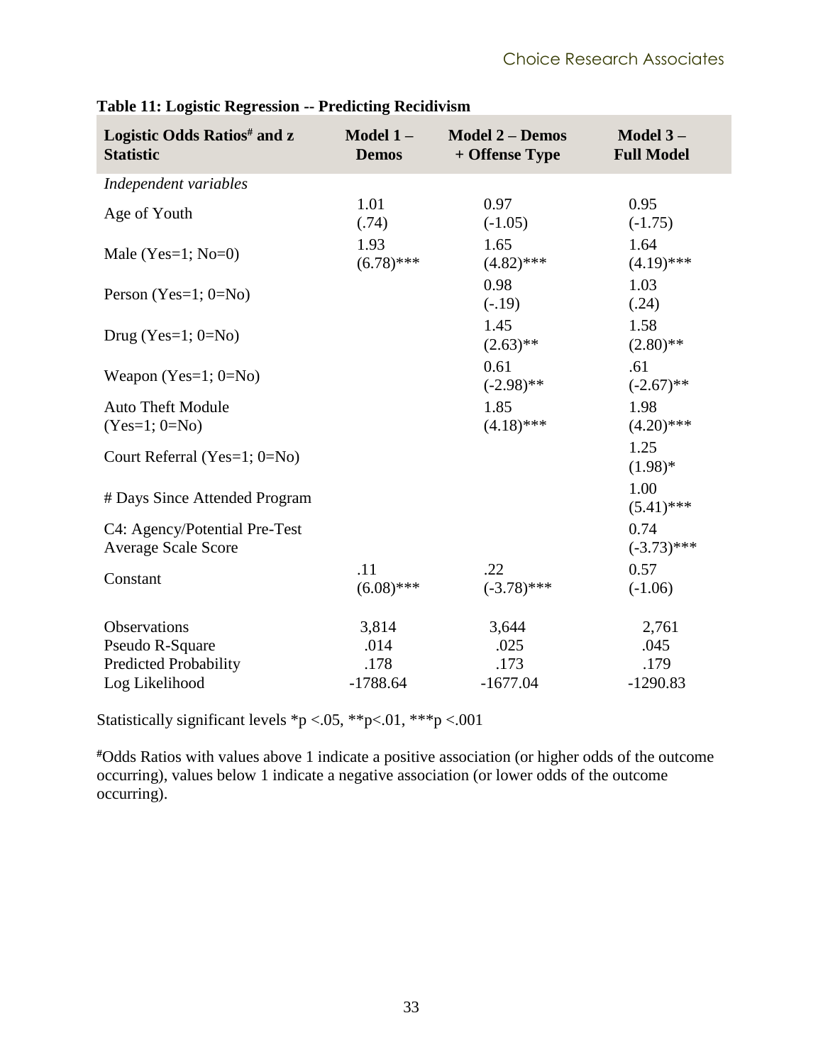**Table 11: Logistic Regression -- Predicting Recidivism**

| Logistic Odds Ratios# and z Statistic | Model 1 – Demos | Model 2 – Demos + Offense Type | Model 3 – Full Model |
|---|---|---|---|
| *Independent variables* | | | |
| Age of Youth | 1.01 (.74) | 0.97 (-1.05) | 0.95 (-1.75) |
| Male (Yes=1; No=0) | 1.93 (6.78)*** | 1.65 (4.82)*** | 1.64 (4.19)*** |
| Person (Yes=1; 0=No) | | 0.98 (-.19) | 1.03 (.24) |
| Drug (Yes=1; 0=No) | | 1.45 (2.63)** | 1.58 (2.80)** |
| Weapon (Yes=1; 0=No) | | 0.61 (-2.98)** | .61 (-2.67)** |
| Auto Theft Module (Yes=1; 0=No) | | 1.85 (4.18)*** | 1.98 (4.20)*** |
| Court Referral (Yes=1; 0=No) | | | 1.25 (1.98)* |
| # Days Since Attended Program | | | 1.00 (5.41)*** |
| C4: Agency/Potential Pre-Test Average Scale Score | | | 0.74 (-3.73)*** |
| Constant | .11 (6.08)*** | .22 (-3.78)*** | 0.57 (-1.06) |
| Observations | 3,814 | 3,644 | 2,761 |
| Pseudo R-Square | .014 | .025 | .045 |
| Predicted Probability | .178 | .173 | .179 |
| Log Likelihood | -1788.64 | -1677.04 | -1290.83 |

Statistically significant levels *p <.05, **p<.01, ***p <.001

#Odds Ratios with values above 1 indicate a positive association (or higher odds of the outcome occurring), values below 1 indicate a negative association (or lower odds of the outcome occurring).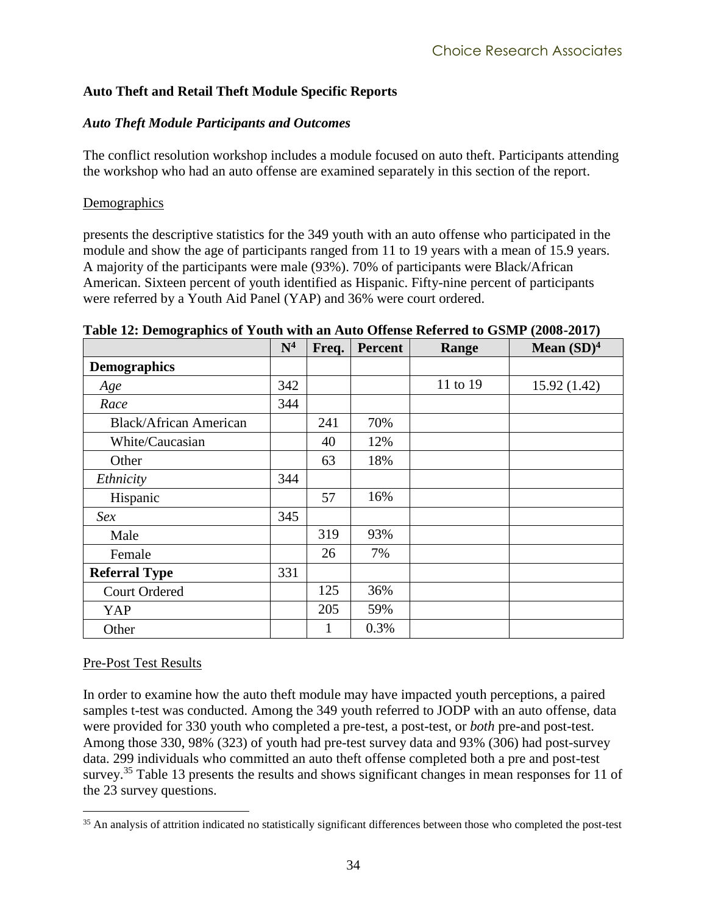**Auto Theft and Retail Theft Module Specific Reports**

***Auto Theft Module Participants and Outcomes***

The conflict resolution workshop includes a module focused on auto theft. Participants attending the workshop who had an auto offense are examined separately in this section of the report.

Demographics

presents the descriptive statistics for the 349 youth with an auto offense who participated in the module and show the age of participants ranged from 11 to 19 years with a mean of 15.9 years. A majority of the participants were male (93%). 70% of participants were Black/African American. Sixteen percent of youth identified as Hispanic. Fifty-nine percent of participants were referred by a Youth Aid Panel (YAP) and 36% were court ordered.

**Table 12: Demographics of Youth with an Auto Offense Referred to GSMP (2008-2017)**

| | N[4] | Freq. | Percent | Range | Mean (SD)[4] |
|---|---|---|---|---|---|
| **Demographics** | | | | | |
| *Age* | 342 | | | 11 to 19 | 15.92 (1.42) |
| *Race* | 344 | | | | |
| Black/African American | | 241 | 70% | | |
| White/Caucasian | | 40 | 12% | | |
| Other | | 63 | 18% | | |
| *Ethnicity* | 344 | | | | |
| Hispanic | | 57 | 16% | | |
| *Sex* | 345 | | | | |
| Male | | 319 | 93% | | |
| Female | | 26 | 7% | | |
| **Referral Type** | 331 | | | | |
| Court Ordered | | 125 | 36% | | |
| YAP | | 205 | 59% | | |
| Other | | 1 | 0.3% | | |

Pre-Post Test Results

In order to examine how the auto theft module may have impacted youth perceptions, a paired samples t-test was conducted. Among the 349 youth referred to JODP with an auto offense, data were provided for 330 youth who completed a pre-test, a post-test, or *both* pre-and post-test. Among those 330, 98% (323) of youth had pre-test survey data and 93% (306) had post-survey data. 299 individuals who committed an auto theft offense completed both a pre and post-test survey.[35] Table 13 presents the results and shows significant changes in mean responses for 11 of the 23 survey questions.

[35] An analysis of attrition indicated no statistically significant differences between those who completed the post-test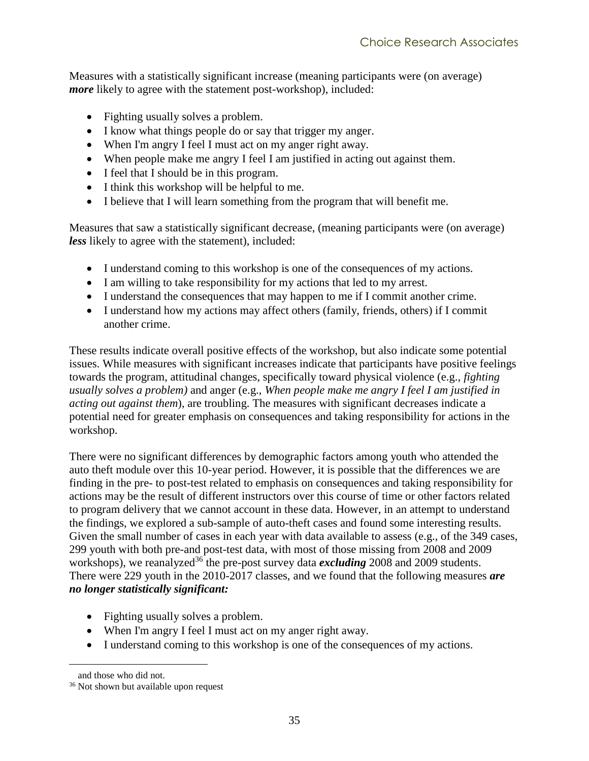Measures with a statistically significant increase (meaning participants were (on average) ***more*** likely to agree with the statement post-workshop), included:

- Fighting usually solves a problem.
- I know what things people do or say that trigger my anger.
- When I'm angry I feel I must act on my anger right away.
- When people make me angry I feel I am justified in acting out against them.
- I feel that I should be in this program.
- I think this workshop will be helpful to me.
- I believe that I will learn something from the program that will benefit me.

Measures that saw a statistically significant decrease, (meaning participants were (on average) ***less*** likely to agree with the statement), included:

- I understand coming to this workshop is one of the consequences of my actions.
- I am willing to take responsibility for my actions that led to my arrest.
- I understand the consequences that may happen to me if I commit another crime.
- I understand how my actions may affect others (family, friends, others) if I commit another crime.

These results indicate overall positive effects of the workshop, but also indicate some potential issues. While measures with significant increases indicate that participants have positive feelings towards the program, attitudinal changes, specifically toward physical violence (e.g., *fighting usually solves a problem)* and anger (e.g., *When people make me angry I feel I am justified in acting out against them*), are troubling. The measures with significant decreases indicate a potential need for greater emphasis on consequences and taking responsibility for actions in the workshop.

There were no significant differences by demographic factors among youth who attended the auto theft module over this 10-year period. However, it is possible that the differences we are finding in the pre- to post-test related to emphasis on consequences and taking responsibility for actions may be the result of different instructors over this course of time or other factors related to program delivery that we cannot account in these data. However, in an attempt to understand the findings, we explored a sub-sample of auto-theft cases and found some interesting results. Given the small number of cases in each year with data available to assess (e.g., of the 349 cases, 299 youth with both pre-and post-test data, with most of those missing from 2008 and 2009 workshops), we reanalyzed[36] the pre-post survey data ***excluding*** 2008 and 2009 students. There were 229 youth in the 2010-2017 classes, and we found that the following measures ***are no longer statistically significant:***

- Fighting usually solves a problem.
- When I'm angry I feel I must act on my anger right away.
- I understand coming to this workshop is one of the consequences of my actions.

and those who did not.

[36] Not shown but available upon request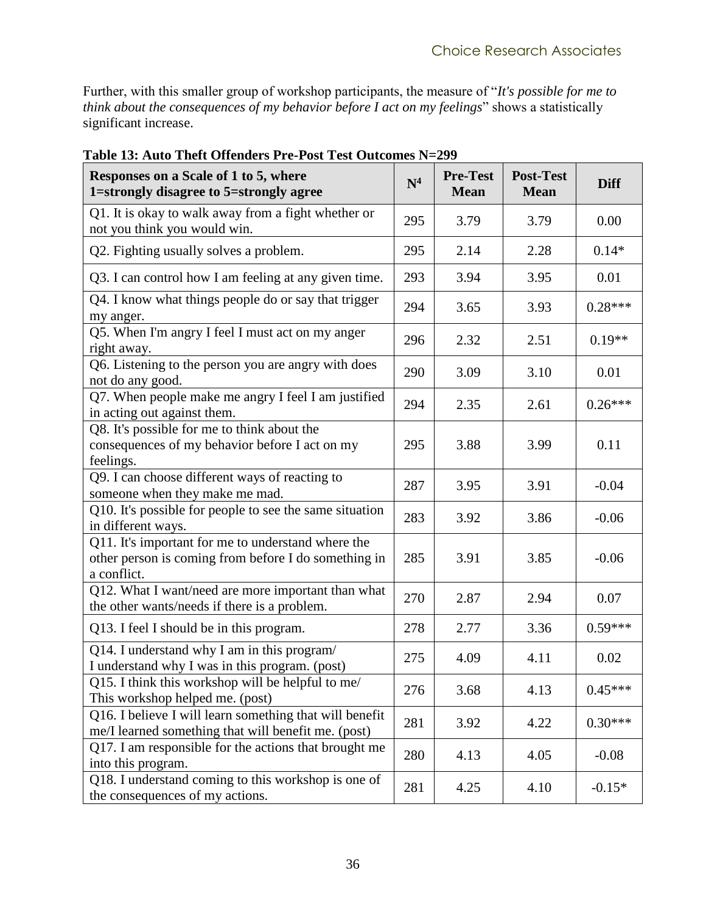Further, with this smaller group of workshop participants, the measure of "*It's possible for me to think about the consequences of my behavior before I act on my feelings*" shows a statistically significant increase.

**Table 13: Auto Theft Offenders Pre-Post Test Outcomes N=299**

| Responses on a Scale of 1 to 5, where 1=strongly disagree to 5=strongly agree | N[4] | Pre-Test Mean | Post-Test Mean | Diff |
|---|---|---|---|---|
| Q1. It is okay to walk away from a fight whether or not you think you would win. | 295 | 3.79 | 3.79 | 0.00 |
| Q2. Fighting usually solves a problem. | 295 | 2.14 | 2.28 | 0.14* |
| Q3. I can control how I am feeling at any given time. | 293 | 3.94 | 3.95 | 0.01 |
| Q4. I know what things people do or say that trigger my anger. | 294 | 3.65 | 3.93 | 0.28*** |
| Q5. When I'm angry I feel I must act on my anger right away. | 296 | 2.32 | 2.51 | 0.19** |
| Q6. Listening to the person you are angry with does not do any good. | 290 | 3.09 | 3.10 | 0.01 |
| Q7. When people make me angry I feel I am justified in acting out against them. | 294 | 2.35 | 2.61 | 0.26*** |
| Q8. It's possible for me to think about the consequences of my behavior before I act on my feelings. | 295 | 3.88 | 3.99 | 0.11 |
| Q9. I can choose different ways of reacting to someone when they make me mad. | 287 | 3.95 | 3.91 | -0.04 |
| Q10. It's possible for people to see the same situation in different ways. | 283 | 3.92 | 3.86 | -0.06 |
| Q11. It's important for me to understand where the other person is coming from before I do something in a conflict. | 285 | 3.91 | 3.85 | -0.06 |
| Q12. What I want/need are more important than what the other wants/needs if there is a problem. | 270 | 2.87 | 2.94 | 0.07 |
| Q13. I feel I should be in this program. | 278 | 2.77 | 3.36 | 0.59*** |
| Q14. I understand why I am in this program/ I understand why I was in this program. (post) | 275 | 4.09 | 4.11 | 0.02 |
| Q15. I think this workshop will be helpful to me/ This workshop helped me. (post) | 276 | 3.68 | 4.13 | 0.45*** |
| Q16. I believe I will learn something that will benefit me/I learned something that will benefit me. (post) | 281 | 3.92 | 4.22 | 0.30*** |
| Q17. I am responsible for the actions that brought me into this program. | 280 | 4.13 | 4.05 | -0.08 |
| Q18. I understand coming to this workshop is one of the consequences of my actions. | 281 | 4.25 | 4.10 | -0.15* |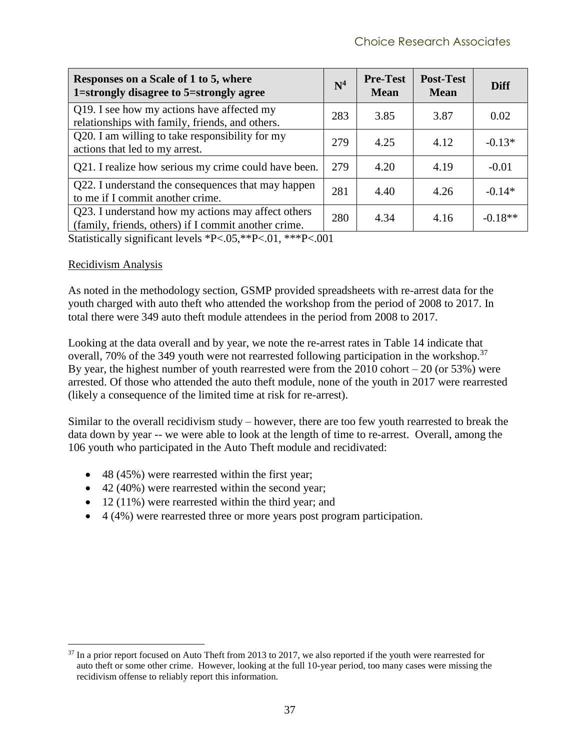| Responses on a Scale of 1 to 5, where 1=strongly disagree to 5=strongly agree | N[4] | Pre-Test Mean | Post-Test Mean | Diff |
|---|---|---|---|---|
| Q19. I see how my actions have affected my relationships with family, friends, and others. | 283 | 3.85 | 3.87 | 0.02 |
| Q20. I am willing to take responsibility for my actions that led to my arrest. | 279 | 4.25 | 4.12 | -0.13* |
| Q21. I realize how serious my crime could have been. | 279 | 4.20 | 4.19 | -0.01 |
| Q22. I understand the consequences that may happen to me if I commit another crime. | 281 | 4.40 | 4.26 | -0.14* |
| Q23. I understand how my actions may affect others (family, friends, others) if I commit another crime. | 280 | 4.34 | 4.16 | -0.18** |

Statistically significant levels *P<.05,**P<.01, ***P<.001

Recidivism Analysis

As noted in the methodology section, GSMP provided spreadsheets with re-arrest data for the youth charged with auto theft who attended the workshop from the period of 2008 to 2017. In total there were 349 auto theft module attendees in the period from 2008 to 2017.

Looking at the data overall and by year, we note the re-arrest rates in Table 14 indicate that overall, 70% of the 349 youth were not rearrested following participation in the workshop.[37] By year, the highest number of youth rearrested were from the 2010 cohort – 20 (or 53%) were arrested. Of those who attended the auto theft module, none of the youth in 2017 were rearrested (likely a consequence of the limited time at risk for re-arrest).

Similar to the overall recidivism study – however, there are too few youth rearrested to break the data down by year -- we were able to look at the length of time to re-arrest. Overall, among the 106 youth who participated in the Auto Theft module and recidivated:

- 48 (45%) were rearrested within the first year;
- 42 (40%) were rearrested within the second year;
- 12 (11%) were rearrested within the third year; and
- 4 (4%) were rearrested three or more years post program participation.

[37] In a prior report focused on Auto Theft from 2013 to 2017, we also reported if the youth were rearrested for auto theft or some other crime. However, looking at the full 10-year period, too many cases were missing the recidivism offense to reliably report this information.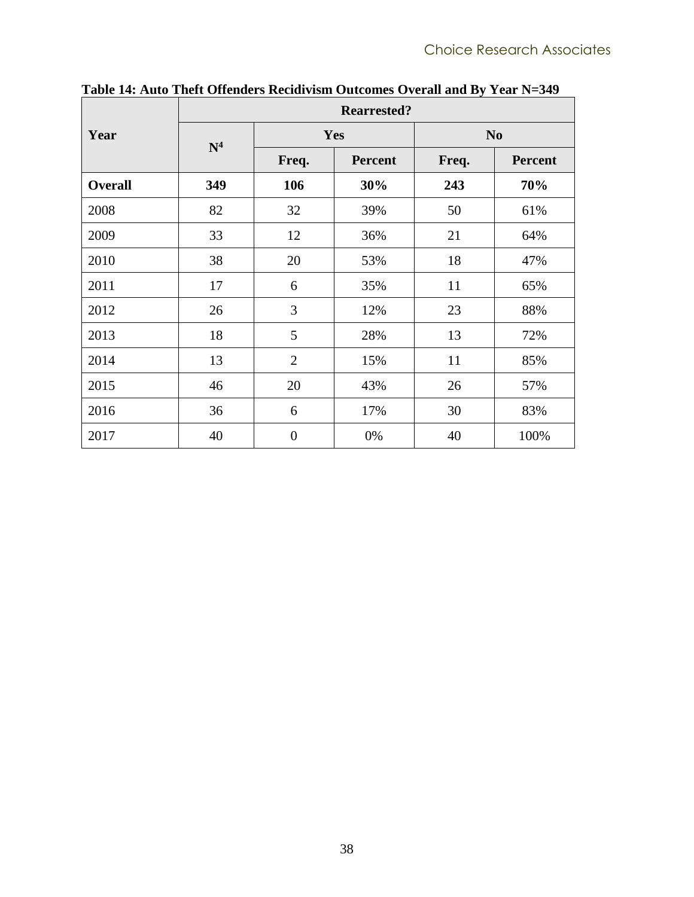**Table 14: Auto Theft Offenders Recidivism Outcomes Overall and By Year N=349**

| Year | Rearrested? | | | | |
|---|---|---|---|---|---|
| | N[4] | Yes | | No | |
| | | Freq. | Percent | Freq. | Percent |
| **Overall** | **349** | **106** | **30%** | **243** | **70%** |
| 2008 | 82 | 32 | 39% | 50 | 61% |
| 2009 | 33 | 12 | 36% | 21 | 64% |
| 2010 | 38 | 20 | 53% | 18 | 47% |
| 2011 | 17 | 6 | 35% | 11 | 65% |
| 2012 | 26 | 3 | 12% | 23 | 88% |
| 2013 | 18 | 5 | 28% | 13 | 72% |
| 2014 | 13 | 2 | 15% | 11 | 85% |
| 2015 | 46 | 20 | 43% | 26 | 57% |
| 2016 | 36 | 6 | 17% | 30 | 83% |
| 2017 | 40 | 0 | 0% | 40 | 100% |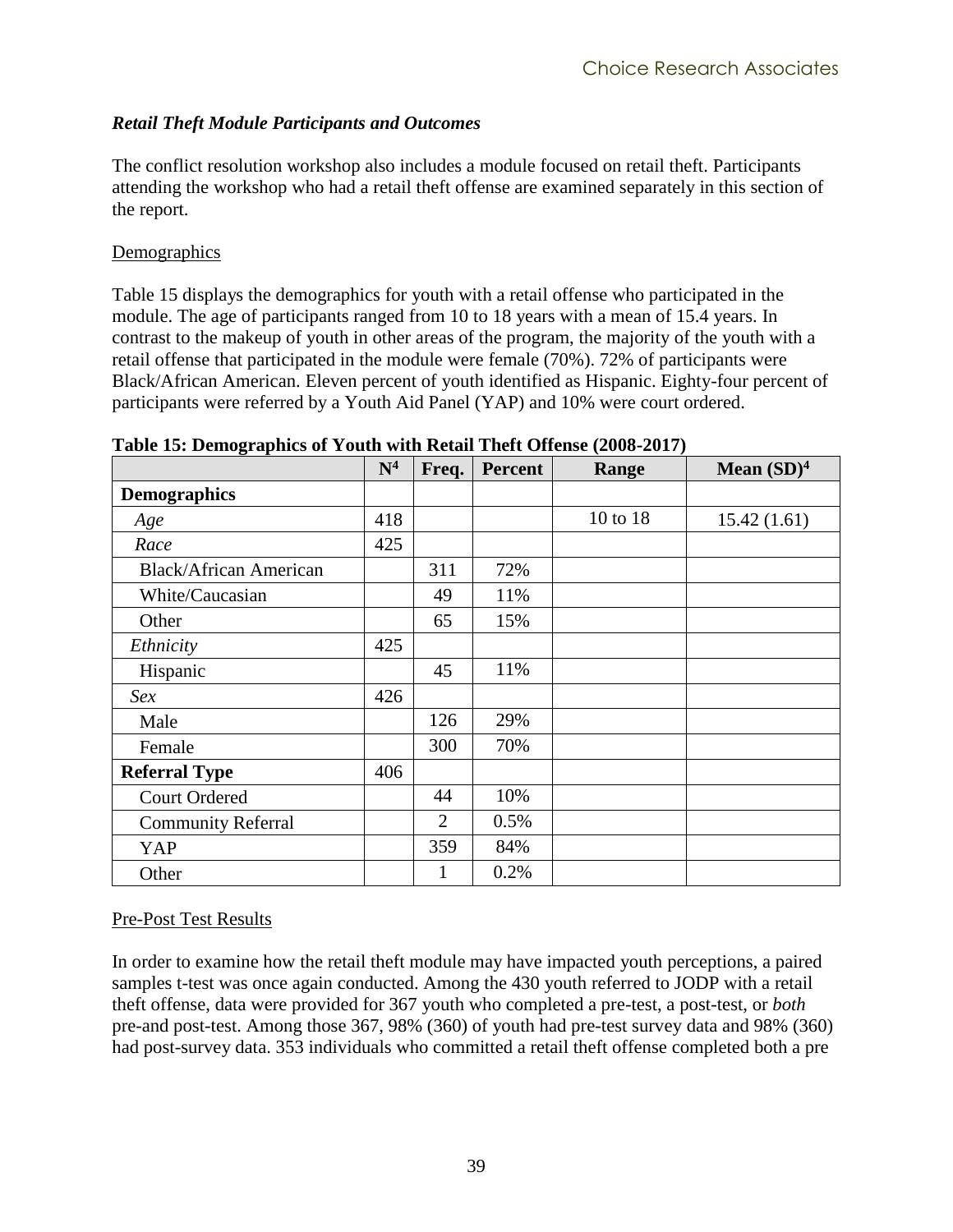### *Retail Theft Module Participants and Outcomes*

The conflict resolution workshop also includes a module focused on retail theft. Participants attending the workshop who had a retail theft offense are examined separately in this section of the report.

Demographics

Table 15 displays the demographics for youth with a retail offense who participated in the module. The age of participants ranged from 10 to 18 years with a mean of 15.4 years. In contrast to the makeup of youth in other areas of the program, the majority of the youth with a retail offense that participated in the module were female (70%). 72% of participants were Black/African American. Eleven percent of youth identified as Hispanic. Eighty-four percent of participants were referred by a Youth Aid Panel (YAP) and 10% were court ordered.

**Table 15: Demographics of Youth with Retail Theft Offense (2008-2017)**

| | N[4] | Freq. | Percent | Range | Mean (SD)[4] |
|---|---|---|---|---|---|
| **Demographics** | | | | | |
| *Age* | 418 | | | 10 to 18 | 15.42 (1.61) |
| *Race* | 425 | | | | |
| Black/African American | | 311 | 72% | | |
| White/Caucasian | | 49 | 11% | | |
| Other | | 65 | 15% | | |
| *Ethnicity* | 425 | | | | |
| Hispanic | | 45 | 11% | | |
| *Sex* | 426 | | | | |
| Male | | 126 | 29% | | |
| Female | | 300 | 70% | | |
| **Referral Type** | 406 | | | | |
| Court Ordered | | 44 | 10% | | |
| Community Referral | | 2 | 0.5% | | |
| YAP | | 359 | 84% | | |
| Other | | 1 | 0.2% | | |

Pre-Post Test Results

In order to examine how the retail theft module may have impacted youth perceptions, a paired samples t-test was once again conducted. Among the 430 youth referred to JODP with a retail theft offense, data were provided for 367 youth who completed a pre-test, a post-test, or *both* pre-and post-test. Among those 367, 98% (360) of youth had pre-test survey data and 98% (360) had post-survey data. 353 individuals who committed a retail theft offense completed both a pre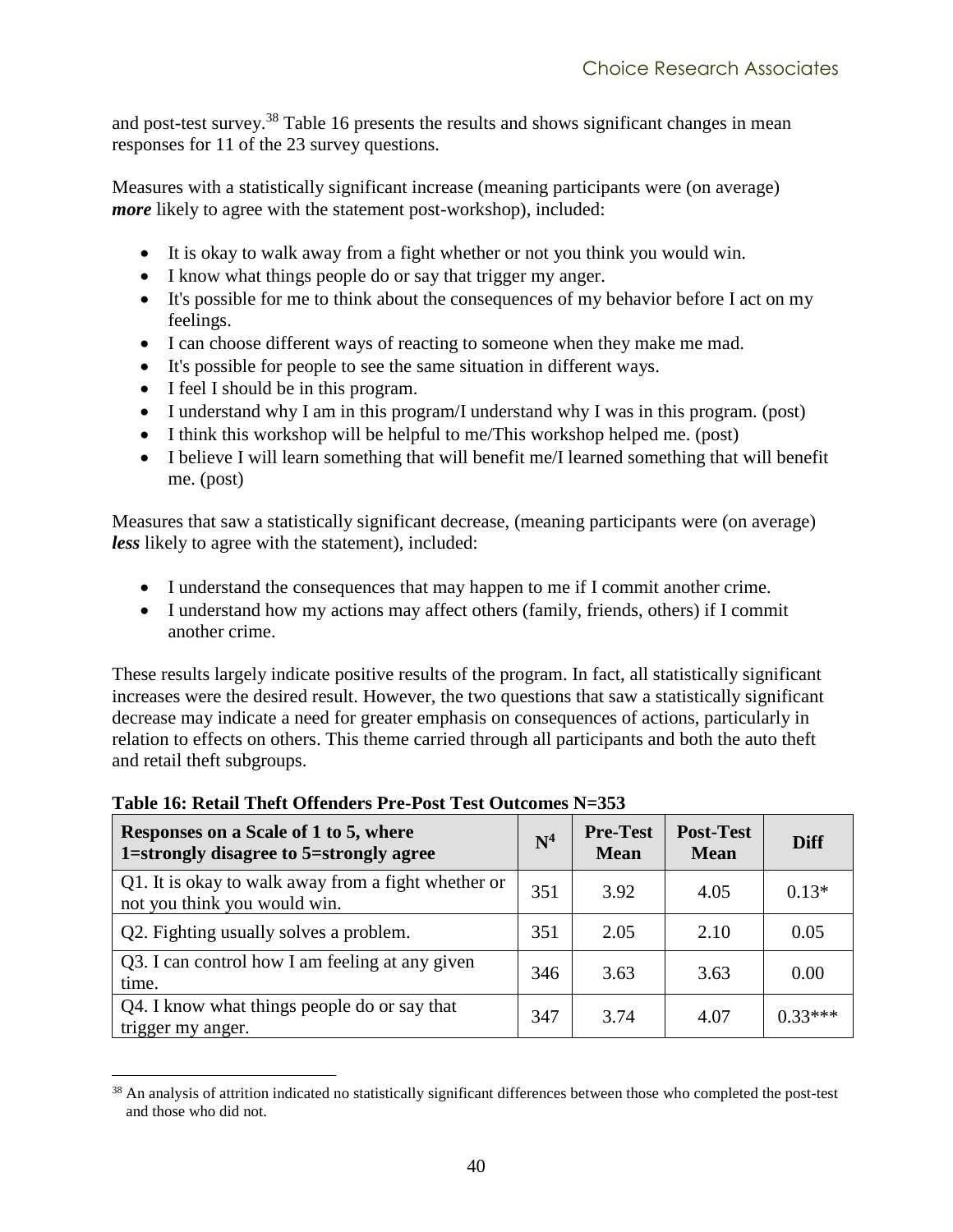and post-test survey.[38] Table 16 presents the results and shows significant changes in mean responses for 11 of the 23 survey questions.

Measures with a statistically significant increase (meaning participants were (on average) ***more*** likely to agree with the statement post-workshop), included:

- It is okay to walk away from a fight whether or not you think you would win.
- I know what things people do or say that trigger my anger.
- It's possible for me to think about the consequences of my behavior before I act on my feelings.
- I can choose different ways of reacting to someone when they make me mad.
- It's possible for people to see the same situation in different ways.
- I feel I should be in this program.
- I understand why I am in this program/I understand why I was in this program. (post)
- I think this workshop will be helpful to me/This workshop helped me. (post)
- I believe I will learn something that will benefit me/I learned something that will benefit me. (post)

Measures that saw a statistically significant decrease, (meaning participants were (on average) ***less*** likely to agree with the statement), included:

- I understand the consequences that may happen to me if I commit another crime.
- I understand how my actions may affect others (family, friends, others) if I commit another crime.

These results largely indicate positive results of the program. In fact, all statistically significant increases were the desired result. However, the two questions that saw a statistically significant decrease may indicate a need for greater emphasis on consequences of actions, particularly in relation to effects on others. This theme carried through all participants and both the auto theft and retail theft subgroups.

**Table 16: Retail Theft Offenders Pre-Post Test Outcomes N=353**

| Responses on a Scale of 1 to 5, where 1=strongly disagree to 5=strongly agree | N[4] | Pre-Test Mean | Post-Test Mean | Diff |
|---|---|---|---|---|
| Q1. It is okay to walk away from a fight whether or not you think you would win. | 351 | 3.92 | 4.05 | 0.13* |
| Q2. Fighting usually solves a problem. | 351 | 2.05 | 2.10 | 0.05 |
| Q3. I can control how I am feeling at any given time. | 346 | 3.63 | 3.63 | 0.00 |
| Q4. I know what things people do or say that trigger my anger. | 347 | 3.74 | 4.07 | 0.33*** |

[38] An analysis of attrition indicated no statistically significant differences between those who completed the post-test and those who did not.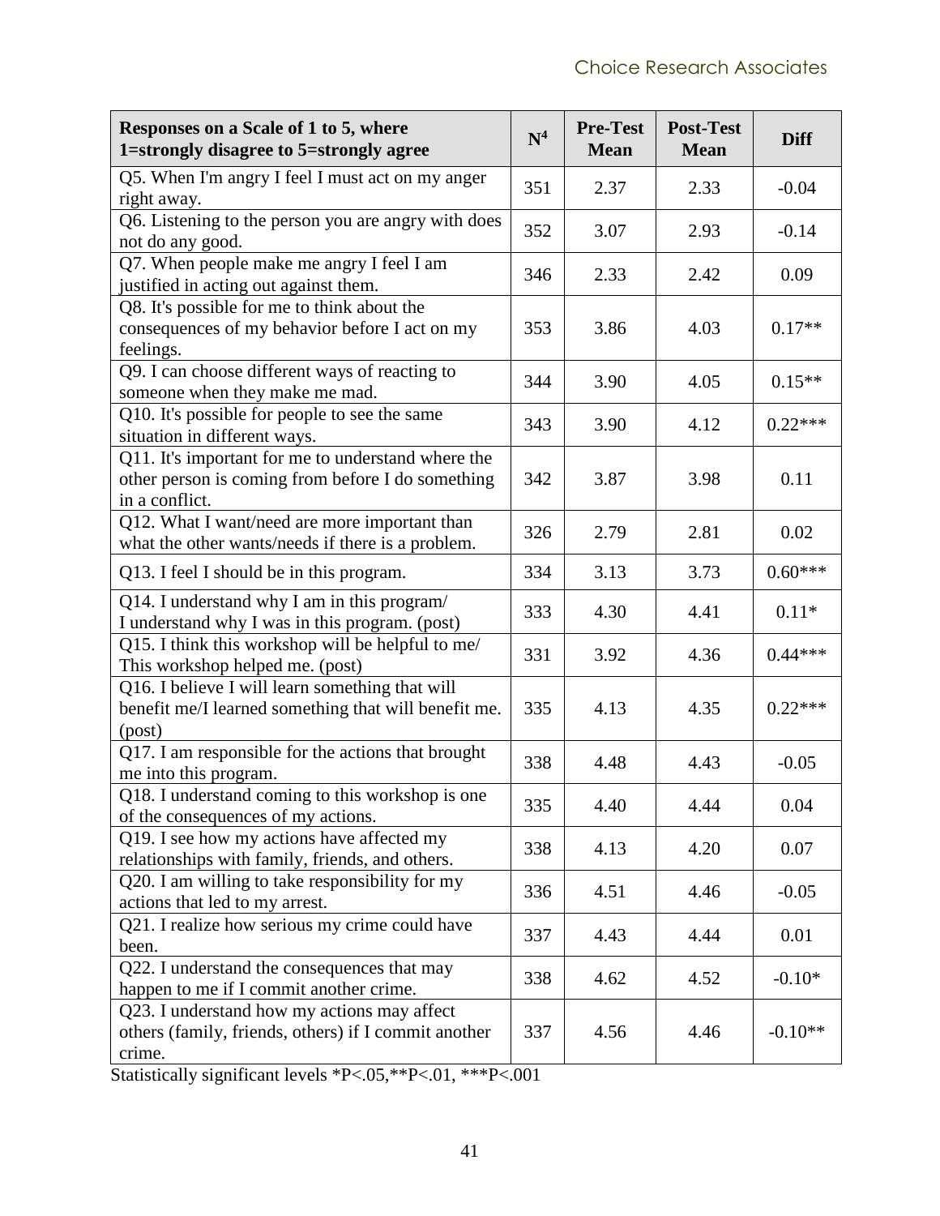| Responses on a Scale of 1 to 5, where 1=strongly disagree to 5=strongly agree | N[4] | Pre-Test Mean | Post-Test Mean | Diff |
|---|---|---|---|---|
| Q5. When I'm angry I feel I must act on my anger right away. | 351 | 2.37 | 2.33 | -0.04 |
| Q6. Listening to the person you are angry with does not do any good. | 352 | 3.07 | 2.93 | -0.14 |
| Q7. When people make me angry I feel I am justified in acting out against them. | 346 | 2.33 | 2.42 | 0.09 |
| Q8. It's possible for me to think about the consequences of my behavior before I act on my feelings. | 353 | 3.86 | 4.03 | 0.17** |
| Q9. I can choose different ways of reacting to someone when they make me mad. | 344 | 3.90 | 4.05 | 0.15** |
| Q10. It's possible for people to see the same situation in different ways. | 343 | 3.90 | 4.12 | 0.22*** |
| Q11. It's important for me to understand where the other person is coming from before I do something in a conflict. | 342 | 3.87 | 3.98 | 0.11 |
| Q12. What I want/need are more important than what the other wants/needs if there is a problem. | 326 | 2.79 | 2.81 | 0.02 |
| Q13. I feel I should be in this program. | 334 | 3.13 | 3.73 | 0.60*** |
| Q14. I understand why I am in this program/ I understand why I was in this program. (post) | 333 | 4.30 | 4.41 | 0.11* |
| Q15. I think this workshop will be helpful to me/ This workshop helped me. (post) | 331 | 3.92 | 4.36 | 0.44*** |
| Q16. I believe I will learn something that will benefit me/I learned something that will benefit me. (post) | 335 | 4.13 | 4.35 | 0.22*** |
| Q17. I am responsible for the actions that brought me into this program. | 338 | 4.48 | 4.43 | -0.05 |
| Q18. I understand coming to this workshop is one of the consequences of my actions. | 335 | 4.40 | 4.44 | 0.04 |
| Q19. I see how my actions have affected my relationships with family, friends, and others. | 338 | 4.13 | 4.20 | 0.07 |
| Q20. I am willing to take responsibility for my actions that led to my arrest. | 336 | 4.51 | 4.46 | -0.05 |
| Q21. I realize how serious my crime could have been. | 337 | 4.43 | 4.44 | 0.01 |
| Q22. I understand the consequences that may happen to me if I commit another crime. | 338 | 4.62 | 4.52 | -0.10* |
| Q23. I understand how my actions may affect others (family, friends, others) if I commit another crime. | 337 | 4.56 | 4.46 | -0.10** |

Statistically significant levels *P<.05,**P<.01, ***P<.001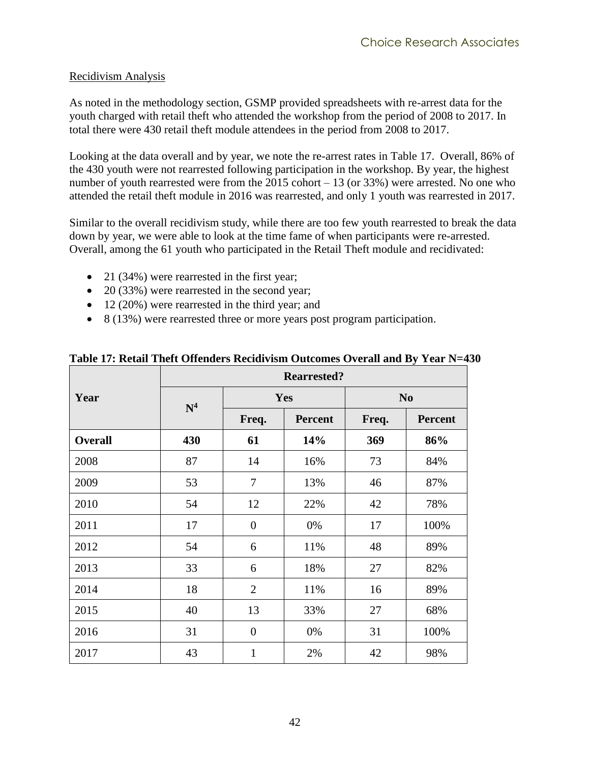Recidivism Analysis

As noted in the methodology section, GSMP provided spreadsheets with re-arrest data for the youth charged with retail theft who attended the workshop from the period of 2008 to 2017. In total there were 430 retail theft module attendees in the period from 2008 to 2017.

Looking at the data overall and by year, we note the re-arrest rates in Table 17. Overall, 86% of the 430 youth were not rearrested following participation in the workshop. By year, the highest number of youth rearrested were from the 2015 cohort – 13 (or 33%) were arrested. No one who attended the retail theft module in 2016 was rearrested, and only 1 youth was rearrested in 2017.

Similar to the overall recidivism study, while there are too few youth rearrested to break the data down by year, we were able to look at the time fame of when participants were re-arrested. Overall, among the 61 youth who participated in the Retail Theft module and recidivated:

- 21 (34%) were rearrested in the first year;
- 20 (33%) were rearrested in the second year;
- 12 (20%) were rearrested in the third year; and
- 8 (13%) were rearrested three or more years post program participation.

**Table 17: Retail Theft Offenders Recidivism Outcomes Overall and By Year N=430**

| Year | Rearrested? | | | | |
|---|---|---|---|---|---|
| | N[4] | Yes | | No | |
| | | Freq. | Percent | Freq. | Percent |
| **Overall** | **430** | **61** | **14%** | **369** | **86%** |
| 2008 | 87 | 14 | 16% | 73 | 84% |
| 2009 | 53 | 7 | 13% | 46 | 87% |
| 2010 | 54 | 12 | 22% | 42 | 78% |
| 2011 | 17 | 0 | 0% | 17 | 100% |
| 2012 | 54 | 6 | 11% | 48 | 89% |
| 2013 | 33 | 6 | 18% | 27 | 82% |
| 2014 | 18 | 2 | 11% | 16 | 89% |
| 2015 | 40 | 13 | 33% | 27 | 68% |
| 2016 | 31 | 0 | 0% | 31 | 100% |
| 2017 | 43 | 1 | 2% | 42 | 98% |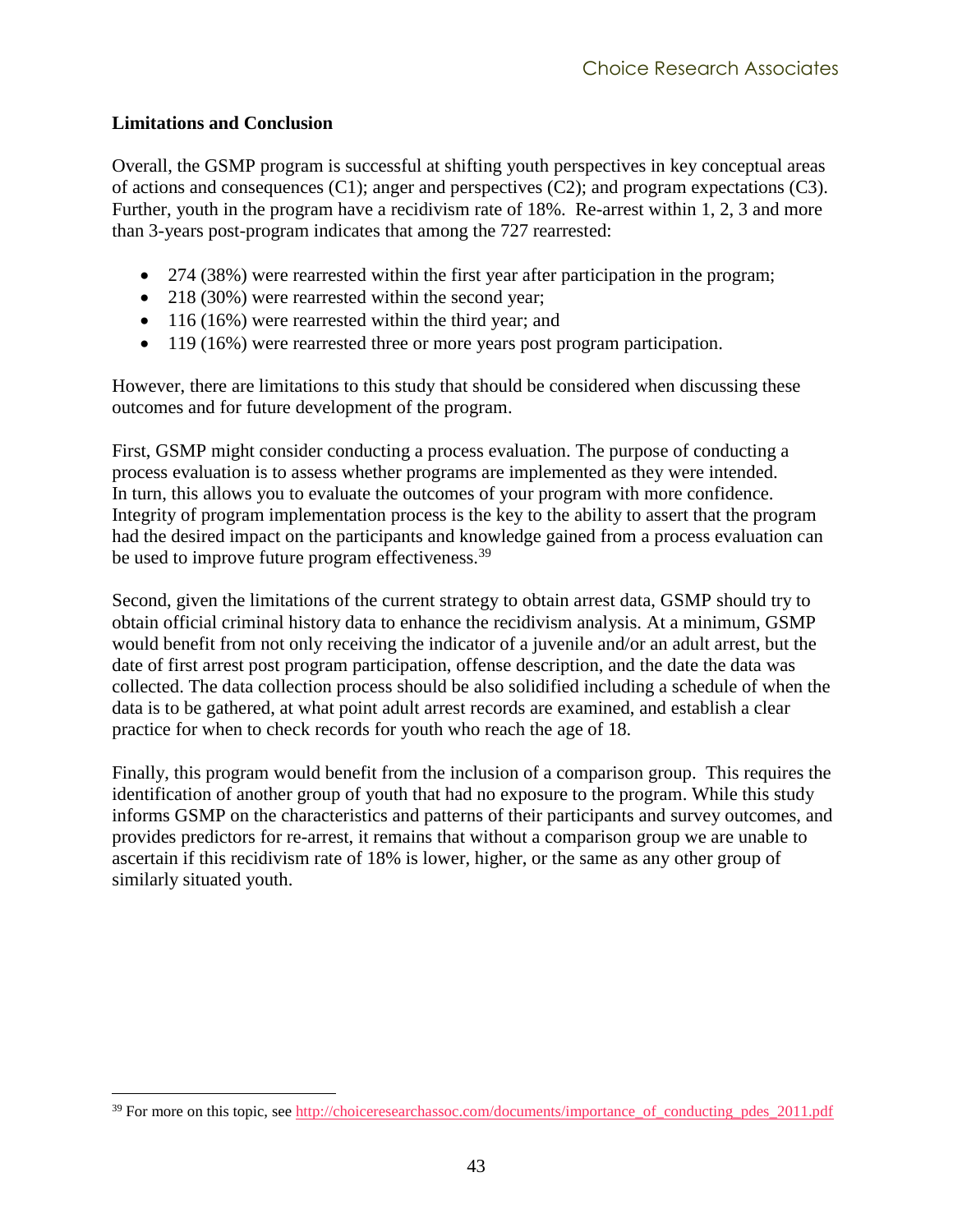**Limitations and Conclusion**

Overall, the GSMP program is successful at shifting youth perspectives in key conceptual areas of actions and consequences (C1); anger and perspectives (C2); and program expectations (C3). Further, youth in the program have a recidivism rate of 18%. Re-arrest within 1, 2, 3 and more than 3-years post-program indicates that among the 727 rearrested:

- 274 (38%) were rearrested within the first year after participation in the program;
- 218 (30%) were rearrested within the second year;
- 116 (16%) were rearrested within the third year; and
- 119 (16%) were rearrested three or more years post program participation.

However, there are limitations to this study that should be considered when discussing these outcomes and for future development of the program.

First, GSMP might consider conducting a process evaluation. The purpose of conducting a process evaluation is to assess whether programs are implemented as they were intended. In turn, this allows you to evaluate the outcomes of your program with more confidence. Integrity of program implementation process is the key to the ability to assert that the program had the desired impact on the participants and knowledge gained from a process evaluation can be used to improve future program effectiveness.[39]

Second, given the limitations of the current strategy to obtain arrest data, GSMP should try to obtain official criminal history data to enhance the recidivism analysis. At a minimum, GSMP would benefit from not only receiving the indicator of a juvenile and/or an adult arrest, but the date of first arrest post program participation, offense description, and the date the data was collected. The data collection process should be also solidified including a schedule of when the data is to be gathered, at what point adult arrest records are examined, and establish a clear practice for when to check records for youth who reach the age of 18.

Finally, this program would benefit from the inclusion of a comparison group. This requires the identification of another group of youth that had no exposure to the program. While this study informs GSMP on the characteristics and patterns of their participants and survey outcomes, and provides predictors for re-arrest, it remains that without a comparison group we are unable to ascertain if this recidivism rate of 18% is lower, higher, or the same as any other group of similarly situated youth.

---

[39] For more on this topic, see http://choiceresearchassoc.com/documents/importance_of_conducting_pdes_2011.pdf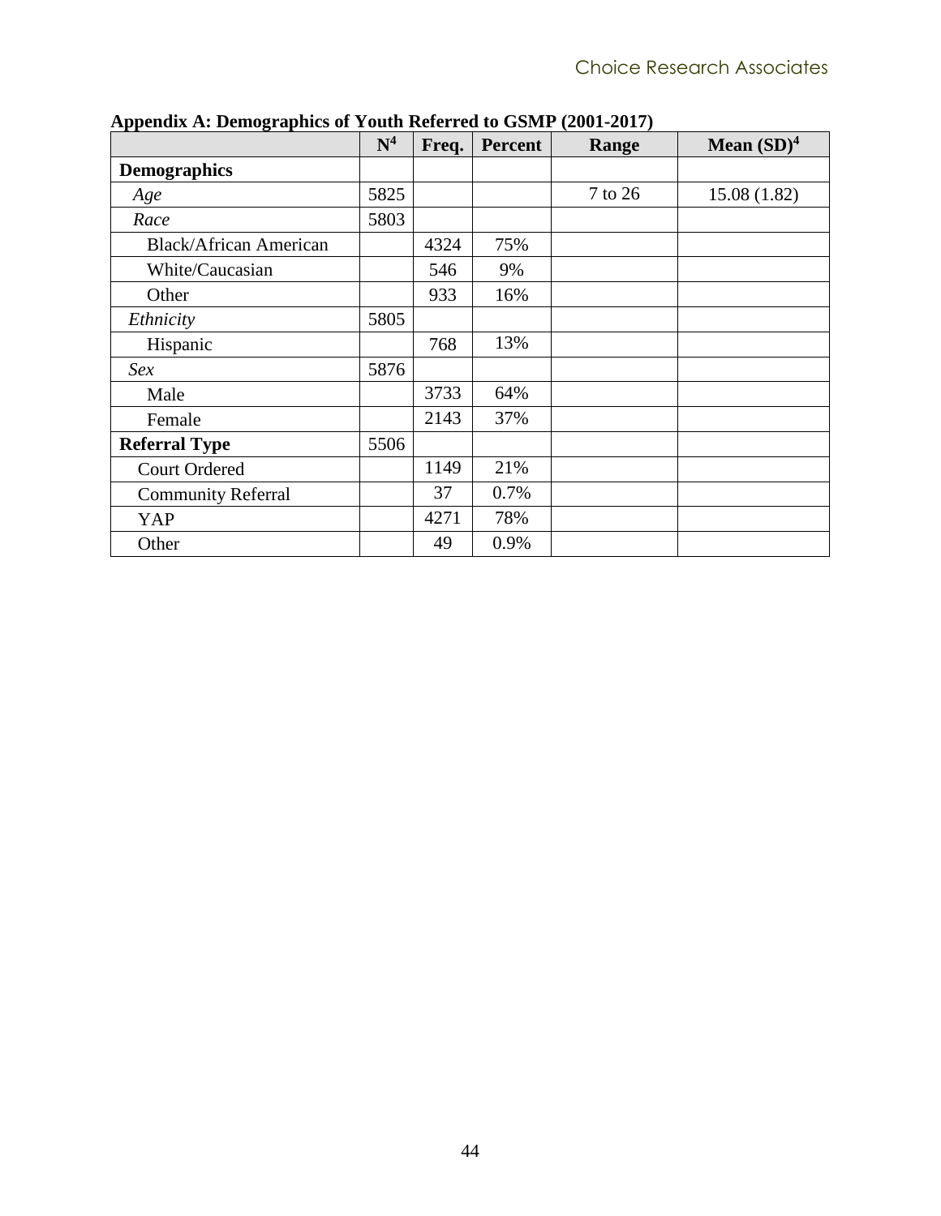**Appendix A: Demographics of Youth Referred to GSMP (2001-2017)**

| | N[4] | Freq. | Percent | Range | Mean (SD)[4] |
|---|---|---|---|---|---|
| **Demographics** | | | | | |
| *Age* | 5825 | | | 7 to 26 | 15.08 (1.82) |
| *Race* | 5803 | | | | |
| Black/African American | | 4324 | 75% | | |
| White/Caucasian | | 546 | 9% | | |
| Other | | 933 | 16% | | |
| *Ethnicity* | 5805 | | | | |
| Hispanic | | 768 | 13% | | |
| *Sex* | 5876 | | | | |
| Male | | 3733 | 64% | | |
| Female | | 2143 | 37% | | |
| **Referral Type** | 5506 | | | | |
| Court Ordered | | 1149 | 21% | | |
| Community Referral | | 37 | 0.7% | | |
| YAP | | 4271 | 78% | | |
| Other | | 49 | 0.9% | | |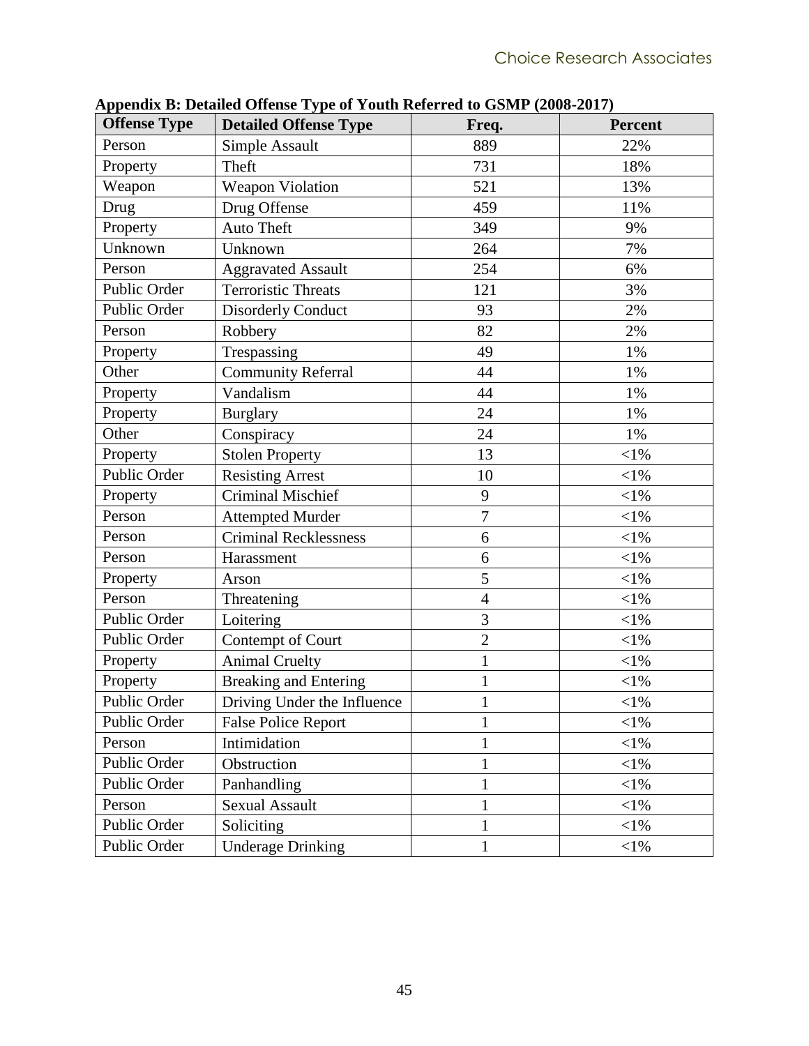**Appendix B: Detailed Offense Type of Youth Referred to GSMP (2008-2017)**

| Offense Type | Detailed Offense Type | Freq. | Percent |
|---|---|---|---|
| Person | Simple Assault | 889 | 22% |
| Property | Theft | 731 | 18% |
| Weapon | Weapon Violation | 521 | 13% |
| Drug | Drug Offense | 459 | 11% |
| Property | Auto Theft | 349 | 9% |
| Unknown | Unknown | 264 | 7% |
| Person | Aggravated Assault | 254 | 6% |
| Public Order | Terroristic Threats | 121 | 3% |
| Public Order | Disorderly Conduct | 93 | 2% |
| Person | Robbery | 82 | 2% |
| Property | Trespassing | 49 | 1% |
| Other | Community Referral | 44 | 1% |
| Property | Vandalism | 44 | 1% |
| Property | Burglary | 24 | 1% |
| Other | Conspiracy | 24 | 1% |
| Property | Stolen Property | 13 | <1% |
| Public Order | Resisting Arrest | 10 | <1% |
| Property | Criminal Mischief | 9 | <1% |
| Person | Attempted Murder | 7 | <1% |
| Person | Criminal Recklessness | 6 | <1% |
| Person | Harassment | 6 | <1% |
| Property | Arson | 5 | <1% |
| Person | Threatening | 4 | <1% |
| Public Order | Loitering | 3 | <1% |
| Public Order | Contempt of Court | 2 | <1% |
| Property | Animal Cruelty | 1 | <1% |
| Property | Breaking and Entering | 1 | <1% |
| Public Order | Driving Under the Influence | 1 | <1% |
| Public Order | False Police Report | 1 | <1% |
| Person | Intimidation | 1 | <1% |
| Public Order | Obstruction | 1 | <1% |
| Public Order | Panhandling | 1 | <1% |
| Person | Sexual Assault | 1 | <1% |
| Public Order | Soliciting | 1 | <1% |
| Public Order | Underage Drinking | 1 | <1% |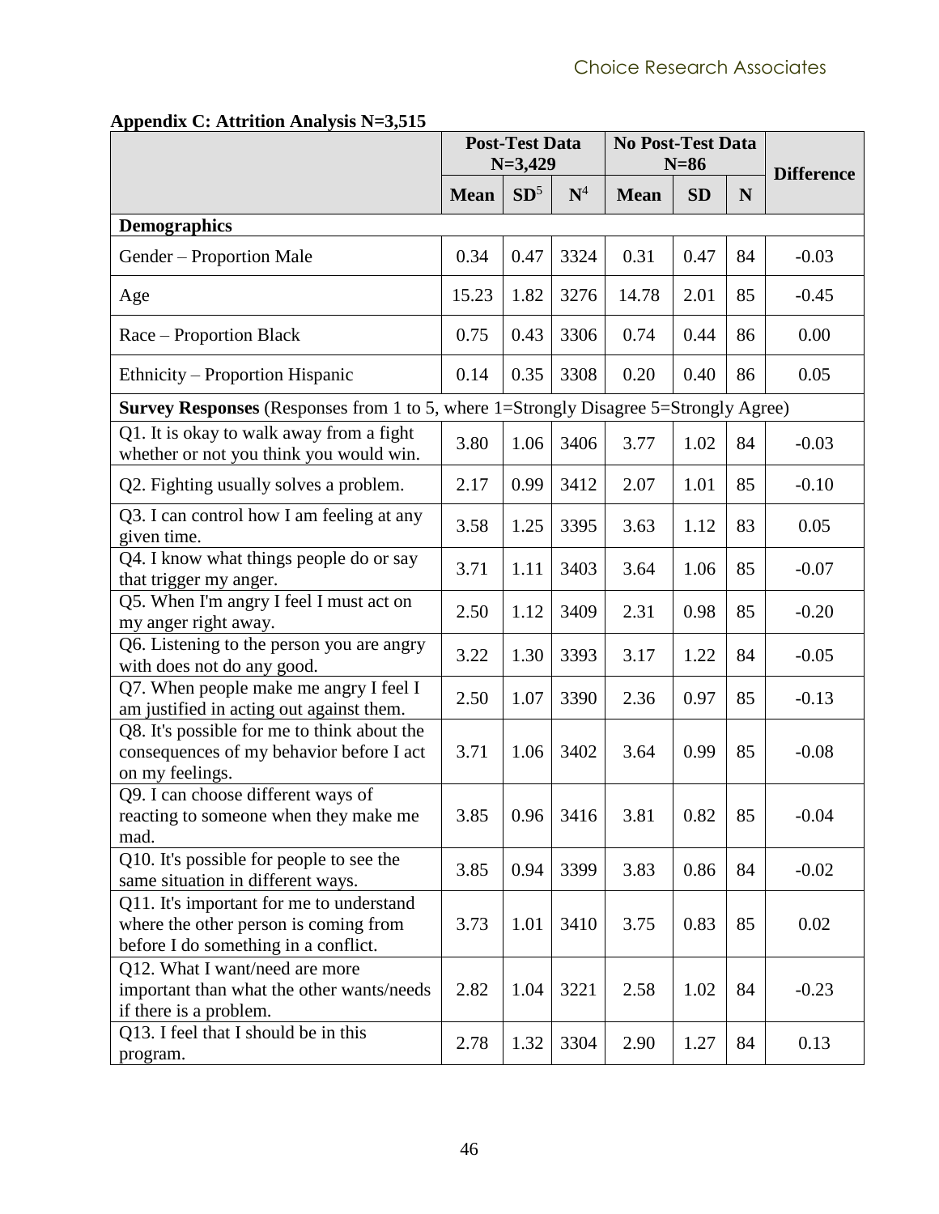**Appendix C: Attrition Analysis N=3,515**

| | Post-Test Data N=3,429 | | | No Post-Test Data N=86 | | | Difference |
|---|---|---|---|---|---|---|---|
| | Mean | SD[5] | N[4] | Mean | SD | N | |
| **Demographics** | | | | | | | |
| Gender – Proportion Male | 0.34 | 0.47 | 3324 | 0.31 | 0.47 | 84 | -0.03 |
| Age | 15.23 | 1.82 | 3276 | 14.78 | 2.01 | 85 | -0.45 |
| Race – Proportion Black | 0.75 | 0.43 | 3306 | 0.74 | 0.44 | 86 | 0.00 |
| Ethnicity – Proportion Hispanic | 0.14 | 0.35 | 3308 | 0.20 | 0.40 | 86 | 0.05 |
| **Survey Responses** (Responses from 1 to 5, where 1=Strongly Disagree 5=Strongly Agree) | | | | | | | |
| Q1. It is okay to walk away from a fight whether or not you think you would win. | 3.80 | 1.06 | 3406 | 3.77 | 1.02 | 84 | -0.03 |
| Q2. Fighting usually solves a problem. | 2.17 | 0.99 | 3412 | 2.07 | 1.01 | 85 | -0.10 |
| Q3. I can control how I am feeling at any given time. | 3.58 | 1.25 | 3395 | 3.63 | 1.12 | 83 | 0.05 |
| Q4. I know what things people do or say that trigger my anger. | 3.71 | 1.11 | 3403 | 3.64 | 1.06 | 85 | -0.07 |
| Q5. When I'm angry I feel I must act on my anger right away. | 2.50 | 1.12 | 3409 | 2.31 | 0.98 | 85 | -0.20 |
| Q6. Listening to the person you are angry with does not do any good. | 3.22 | 1.30 | 3393 | 3.17 | 1.22 | 84 | -0.05 |
| Q7. When people make me angry I feel I am justified in acting out against them. | 2.50 | 1.07 | 3390 | 2.36 | 0.97 | 85 | -0.13 |
| Q8. It's possible for me to think about the consequences of my behavior before I act on my feelings. | 3.71 | 1.06 | 3402 | 3.64 | 0.99 | 85 | -0.08 |
| Q9. I can choose different ways of reacting to someone when they make me mad. | 3.85 | 0.96 | 3416 | 3.81 | 0.82 | 85 | -0.04 |
| Q10. It's possible for people to see the same situation in different ways. | 3.85 | 0.94 | 3399 | 3.83 | 0.86 | 84 | -0.02 |
| Q11. It's important for me to understand where the other person is coming from before I do something in a conflict. | 3.73 | 1.01 | 3410 | 3.75 | 0.83 | 85 | 0.02 |
| Q12. What I want/need are more important than what the other wants/needs if there is a problem. | 2.82 | 1.04 | 3221 | 2.58 | 1.02 | 84 | -0.23 |
| Q13. I feel that I should be in this program. | 2.78 | 1.32 | 3304 | 2.90 | 1.27 | 84 | 0.13 |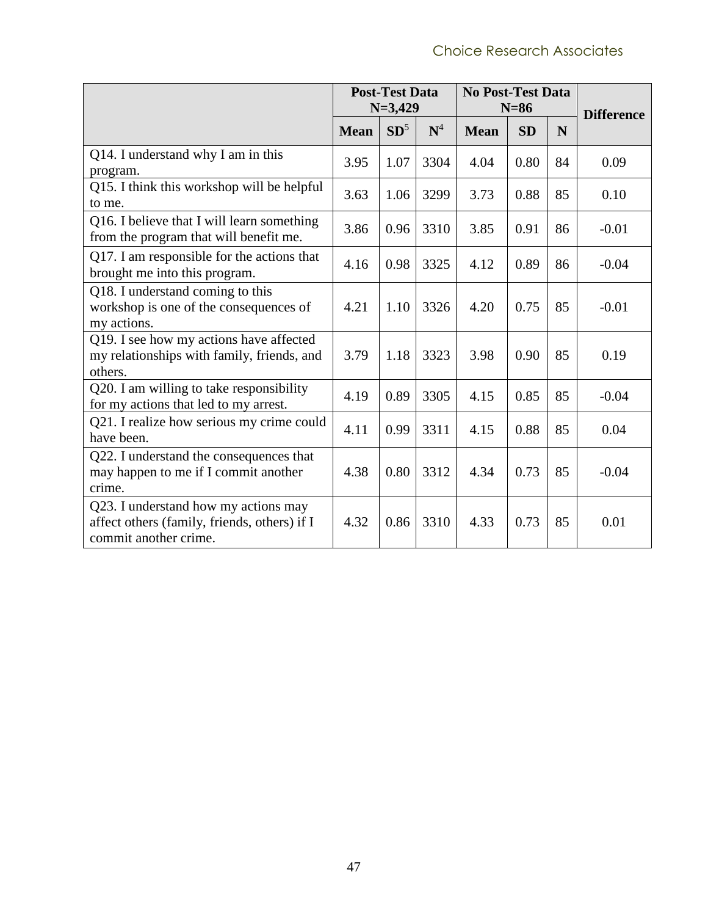| | Post-Test Data N=3,429 | | | No Post-Test Data N=86 | | | Difference |
|---|---|---|---|---|---|---|---|
| | Mean | SD[5] | N[4] | Mean | SD | N | |
| Q14. I understand why I am in this program. | 3.95 | 1.07 | 3304 | 4.04 | 0.80 | 84 | 0.09 |
| Q15. I think this workshop will be helpful to me. | 3.63 | 1.06 | 3299 | 3.73 | 0.88 | 85 | 0.10 |
| Q16. I believe that I will learn something from the program that will benefit me. | 3.86 | 0.96 | 3310 | 3.85 | 0.91 | 86 | -0.01 |
| Q17. I am responsible for the actions that brought me into this program. | 4.16 | 0.98 | 3325 | 4.12 | 0.89 | 86 | -0.04 |
| Q18. I understand coming to this workshop is one of the consequences of my actions. | 4.21 | 1.10 | 3326 | 4.20 | 0.75 | 85 | -0.01 |
| Q19. I see how my actions have affected my relationships with family, friends, and others. | 3.79 | 1.18 | 3323 | 3.98 | 0.90 | 85 | 0.19 |
| Q20. I am willing to take responsibility for my actions that led to my arrest. | 4.19 | 0.89 | 3305 | 4.15 | 0.85 | 85 | -0.04 |
| Q21. I realize how serious my crime could have been. | 4.11 | 0.99 | 3311 | 4.15 | 0.88 | 85 | 0.04 |
| Q22. I understand the consequences that may happen to me if I commit another crime. | 4.38 | 0.80 | 3312 | 4.34 | 0.73 | 85 | -0.04 |
| Q23. I understand how my actions may affect others (family, friends, others) if I commit another crime. | 4.32 | 0.86 | 3310 | 4.33 | 0.73 | 85 | 0.01 |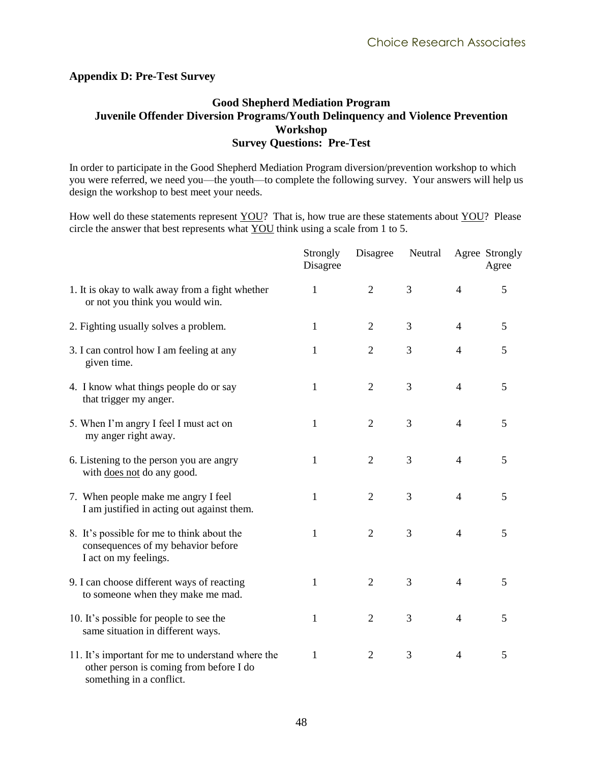## Appendix D: Pre-Test Survey

### Good Shepherd Mediation Program
### Juvenile Offender Diversion Programs/Youth Delinquency and Violence Prevention Workshop
### Survey Questions: Pre-Test

In order to participate in the Good Shepherd Mediation Program diversion/prevention workshop to which you were referred, we need you—the youth—to complete the following survey. Your answers will help us design the workshop to best meet your needs.

How well do these statements represent YOU? That is, how true are these statements about YOU? Please circle the answer that best represents what YOU think using a scale from 1 to 5.

| | Strongly Disagree | Disagree | Neutral | Agree | Strongly Agree |
|---|---|---|---|---|---|
| 1. It is okay to walk away from a fight whether or not you think you would win. | 1 | 2 | 3 | 4 | 5 |
| 2. Fighting usually solves a problem. | 1 | 2 | 3 | 4 | 5 |
| 3. I can control how I am feeling at any given time. | 1 | 2 | 3 | 4 | 5 |
| 4. I know what things people do or say that trigger my anger. | 1 | 2 | 3 | 4 | 5 |
| 5. When I'm angry I feel I must act on my anger right away. | 1 | 2 | 3 | 4 | 5 |
| 6. Listening to the person you are angry with does not do any good. | 1 | 2 | 3 | 4 | 5 |
| 7. When people make me angry I feel I am justified in acting out against them. | 1 | 2 | 3 | 4 | 5 |
| 8. It's possible for me to think about the consequences of my behavior before I act on my feelings. | 1 | 2 | 3 | 4 | 5 |
| 9. I can choose different ways of reacting to someone when they make me mad. | 1 | 2 | 3 | 4 | 5 |
| 10. It's possible for people to see the same situation in different ways. | 1 | 2 | 3 | 4 | 5 |
| 11. It's important for me to understand where the other person is coming from before I do something in a conflict. | 1 | 2 | 3 | 4 | 5 |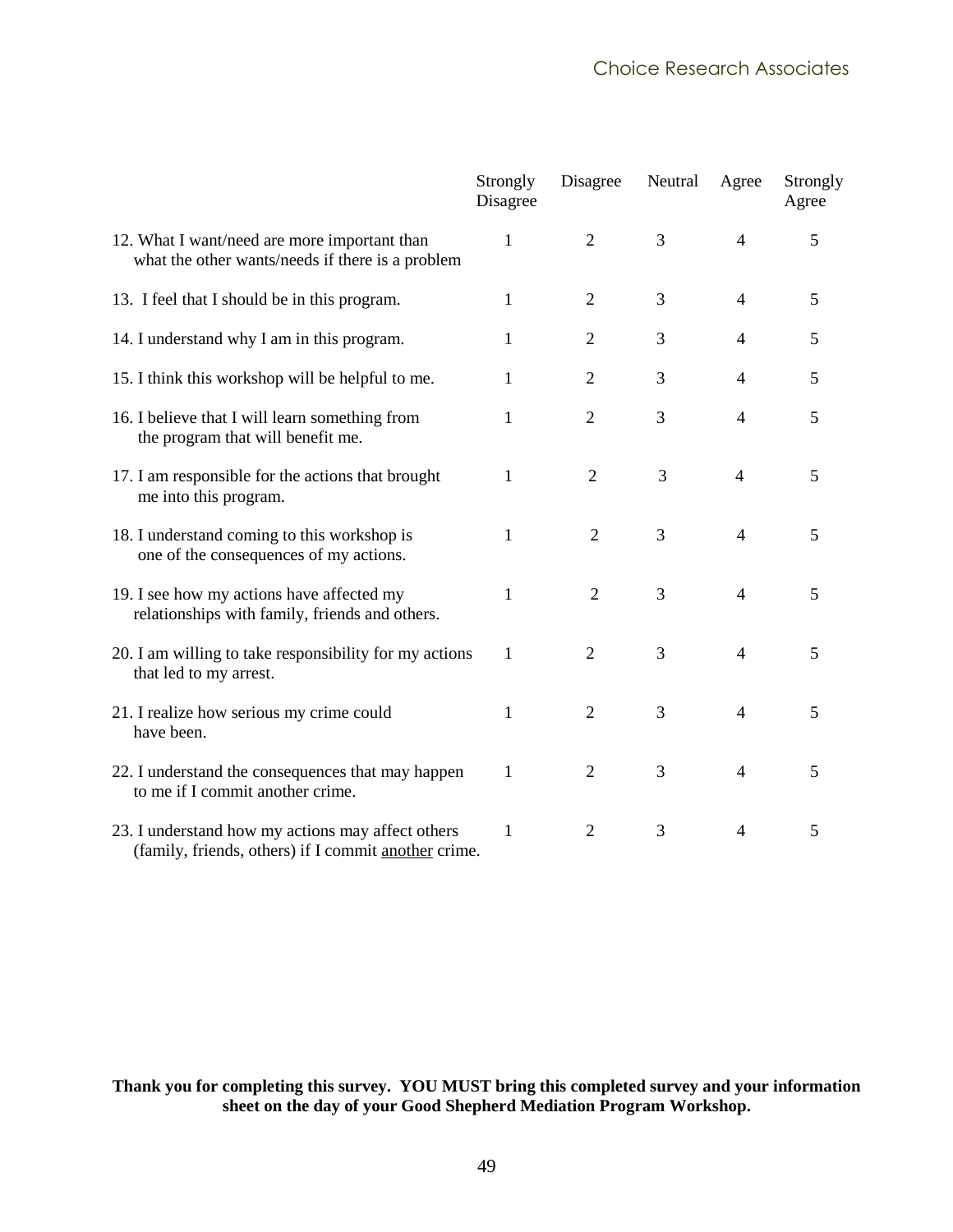| | Strongly Disagree | Disagree | Neutral | Agree | Strongly Agree |
|---|---|---|---|---|---|
| 12. What I want/need are more important than what the other wants/needs if there is a problem | 1 | 2 | 3 | 4 | 5 |
| 13. I feel that I should be in this program. | 1 | 2 | 3 | 4 | 5 |
| 14. I understand why I am in this program. | 1 | 2 | 3 | 4 | 5 |
| 15. I think this workshop will be helpful to me. | 1 | 2 | 3 | 4 | 5 |
| 16. I believe that I will learn something from the program that will benefit me. | 1 | 2 | 3 | 4 | 5 |
| 17. I am responsible for the actions that brought me into this program. | 1 | 2 | 3 | 4 | 5 |
| 18. I understand coming to this workshop is one of the consequences of my actions. | 1 | 2 | 3 | 4 | 5 |
| 19. I see how my actions have affected my relationships with family, friends and others. | 1 | 2 | 3 | 4 | 5 |
| 20. I am willing to take responsibility for my actions that led to my arrest. | 1 | 2 | 3 | 4 | 5 |
| 21. I realize how serious my crime could have been. | 1 | 2 | 3 | 4 | 5 |
| 22. I understand the consequences that may happen to me if I commit another crime. | 1 | 2 | 3 | 4 | 5 |
| 23. I understand how my actions may affect others (family, friends, others) if I commit <u>another</u> crime. | 1 | 2 | 3 | 4 | 5 |

**Thank you for completing this survey. YOU MUST bring this completed survey and your information sheet on the day of your Good Shepherd Mediation Program Workshop.**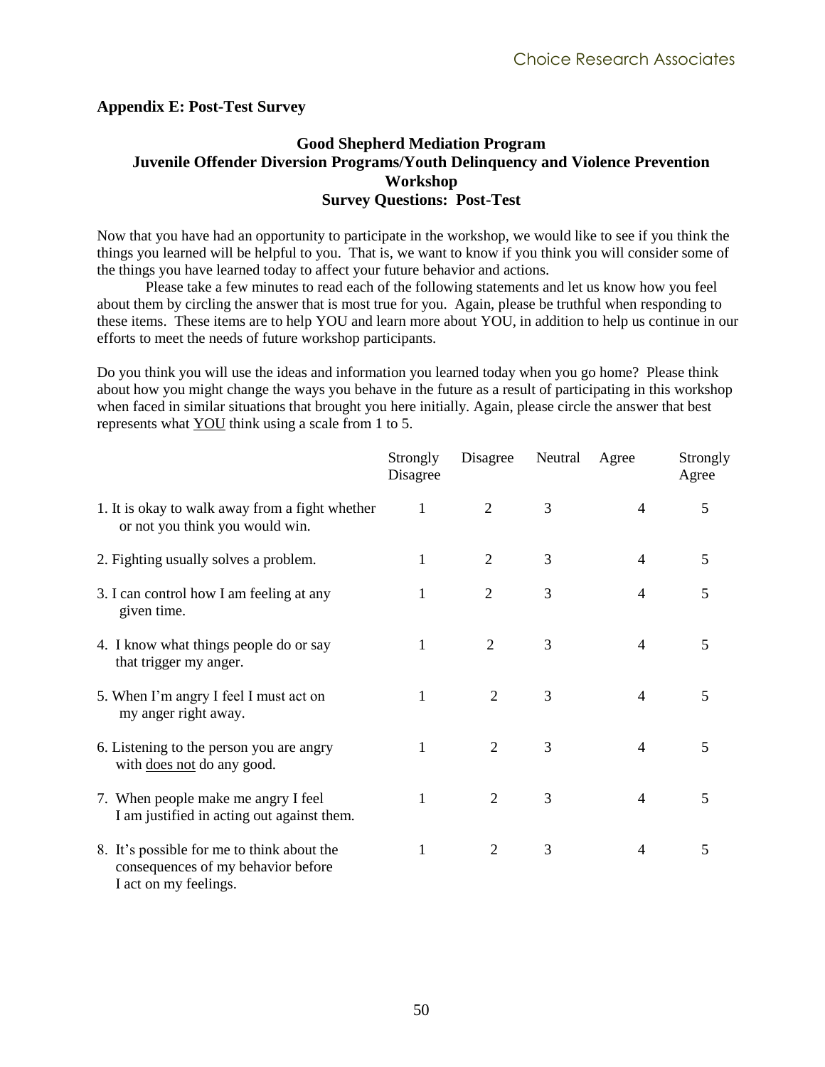## Appendix E: Post-Test Survey

### Good Shepherd Mediation Program
### Juvenile Offender Diversion Programs/Youth Delinquency and Violence Prevention Workshop
### Survey Questions: Post-Test

Now that you have had an opportunity to participate in the workshop, we would like to see if you think the things you learned will be helpful to you. That is, we want to know if you think you will consider some of the things you have learned today to affect your future behavior and actions.

Please take a few minutes to read each of the following statements and let us know how you feel about them by circling the answer that is most true for you. Again, please be truthful when responding to these items. These items are to help YOU and learn more about YOU, in addition to help us continue in our efforts to meet the needs of future workshop participants.

Do you think you will use the ideas and information you learned today when you go home? Please think about how you might change the ways you behave in the future as a result of participating in this workshop when faced in similar situations that brought you here initially. Again, please circle the answer that best represents what <u>YOU</u> think using a scale from 1 to 5.

| | Strongly Disagree | Disagree | Neutral | Agree | Strongly Agree |
|---|---|---|---|---|---|
| 1. It is okay to walk away from a fight whether or not you think you would win. | 1 | 2 | 3 | 4 | 5 |
| 2. Fighting usually solves a problem. | 1 | 2 | 3 | 4 | 5 |
| 3. I can control how I am feeling at any given time. | 1 | 2 | 3 | 4 | 5 |
| 4. I know what things people do or say that trigger my anger. | 1 | 2 | 3 | 4 | 5 |
| 5. When I'm angry I feel I must act on my anger right away. | 1 | 2 | 3 | 4 | 5 |
| 6. Listening to the person you are angry with <u>does not</u> do any good. | 1 | 2 | 3 | 4 | 5 |
| 7. When people make me angry I feel I am justified in acting out against them. | 1 | 2 | 3 | 4 | 5 |
| 8. It's possible for me to think about the consequences of my behavior before I act on my feelings. | 1 | 2 | 3 | 4 | 5 |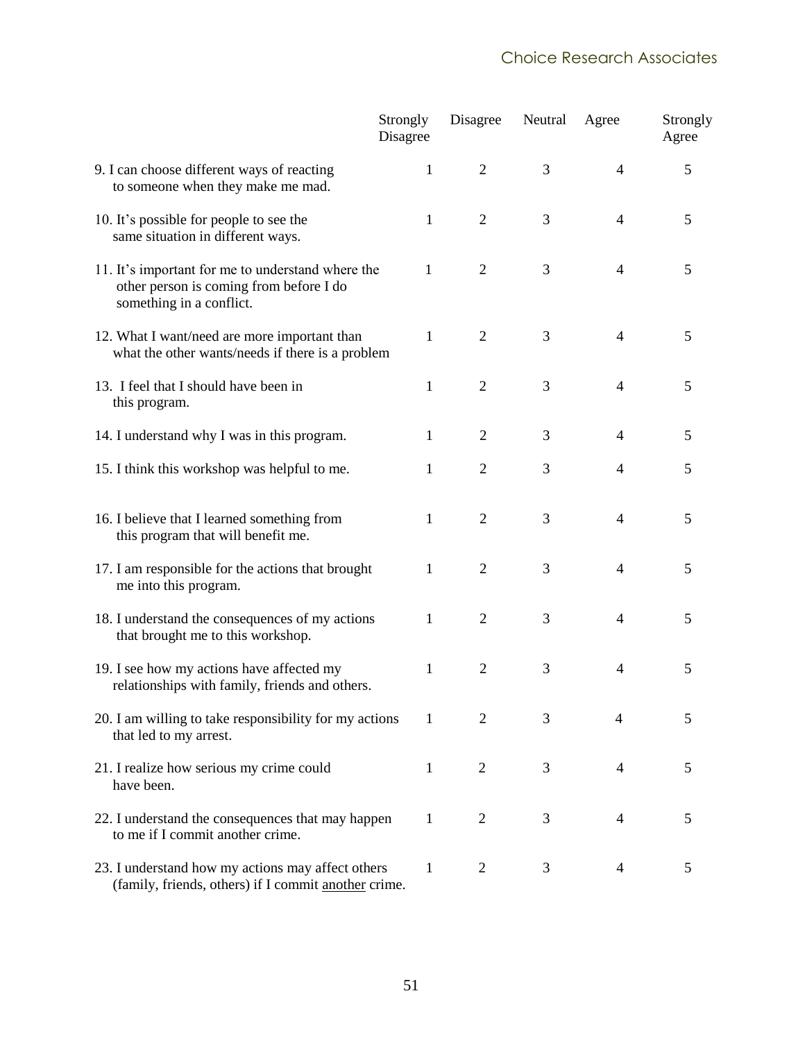| | Strongly Disagree | Disagree | Neutral | Agree | Strongly Agree |
|---|---|---|---|---|---|
| 9. I can choose different ways of reacting to someone when they make me mad. | 1 | 2 | 3 | 4 | 5 |
| 10. It's possible for people to see the same situation in different ways. | 1 | 2 | 3 | 4 | 5 |
| 11. It's important for me to understand where the other person is coming from before I do something in a conflict. | 1 | 2 | 3 | 4 | 5 |
| 12. What I want/need are more important than what the other wants/needs if there is a problem | 1 | 2 | 3 | 4 | 5 |
| 13. I feel that I should have been in this program. | 1 | 2 | 3 | 4 | 5 |
| 14. I understand why I was in this program. | 1 | 2 | 3 | 4 | 5 |
| 15. I think this workshop was helpful to me. | 1 | 2 | 3 | 4 | 5 |
| 16. I believe that I learned something from this program that will benefit me. | 1 | 2 | 3 | 4 | 5 |
| 17. I am responsible for the actions that brought me into this program. | 1 | 2 | 3 | 4 | 5 |
| 18. I understand the consequences of my actions that brought me to this workshop. | 1 | 2 | 3 | 4 | 5 |
| 19. I see how my actions have affected my relationships with family, friends and others. | 1 | 2 | 3 | 4 | 5 |
| 20. I am willing to take responsibility for my actions that led to my arrest. | 1 | 2 | 3 | 4 | 5 |
| 21. I realize how serious my crime could have been. | 1 | 2 | 3 | 4 | 5 |
| 22. I understand the consequences that may happen to me if I commit another crime. | 1 | 2 | 3 | 4 | 5 |
| 23. I understand how my actions may affect others (family, friends, others) if I commit another crime. | 1 | 2 | 3 | 4 | 5 |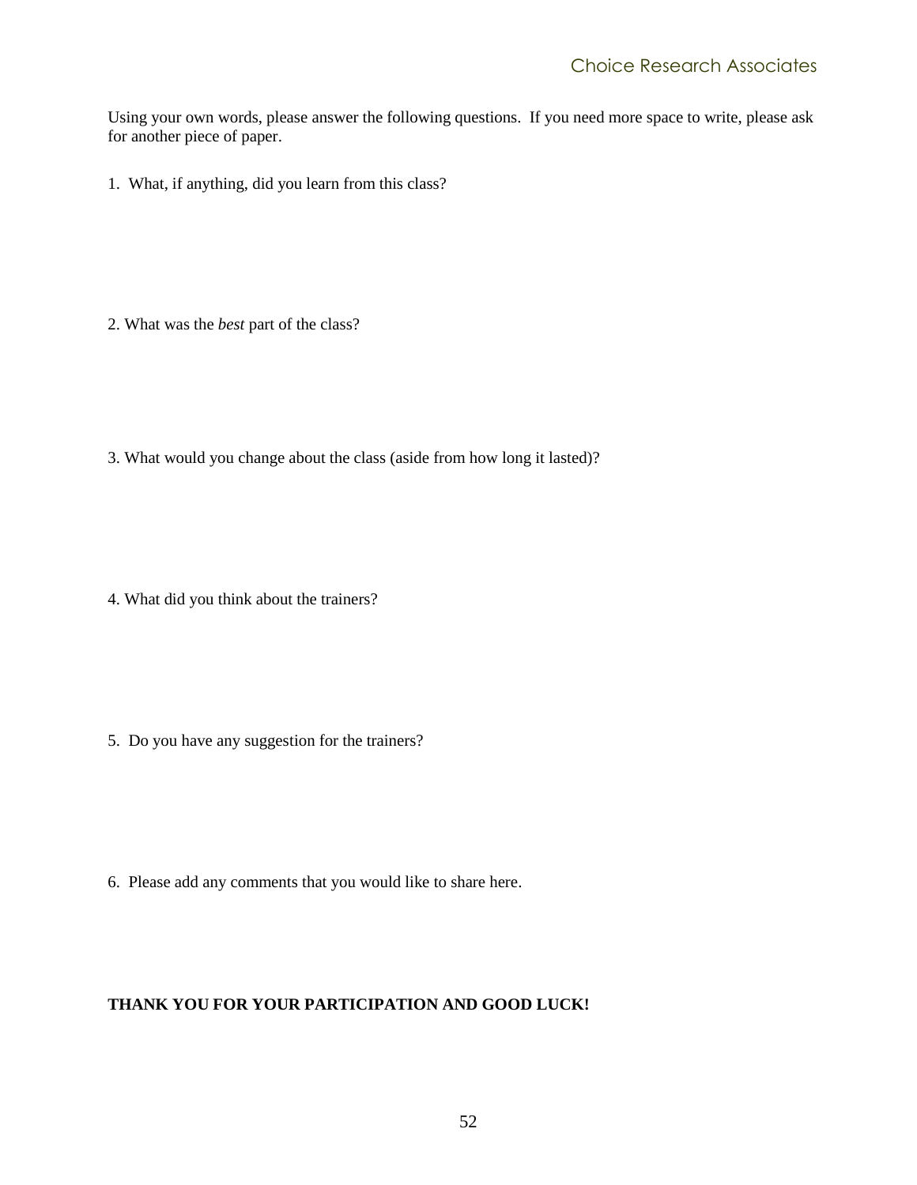Using your own words, please answer the following questions. If you need more space to write, please ask for another piece of paper.

1. What, if anything, did you learn from this class?

2. What was the *best* part of the class?

3. What would you change about the class (aside from how long it lasted)?

4. What did you think about the trainers?

5. Do you have any suggestion for the trainers?

6. Please add any comments that you would like to share here.

**THANK YOU FOR YOUR PARTICIPATION AND GOOD LUCK!**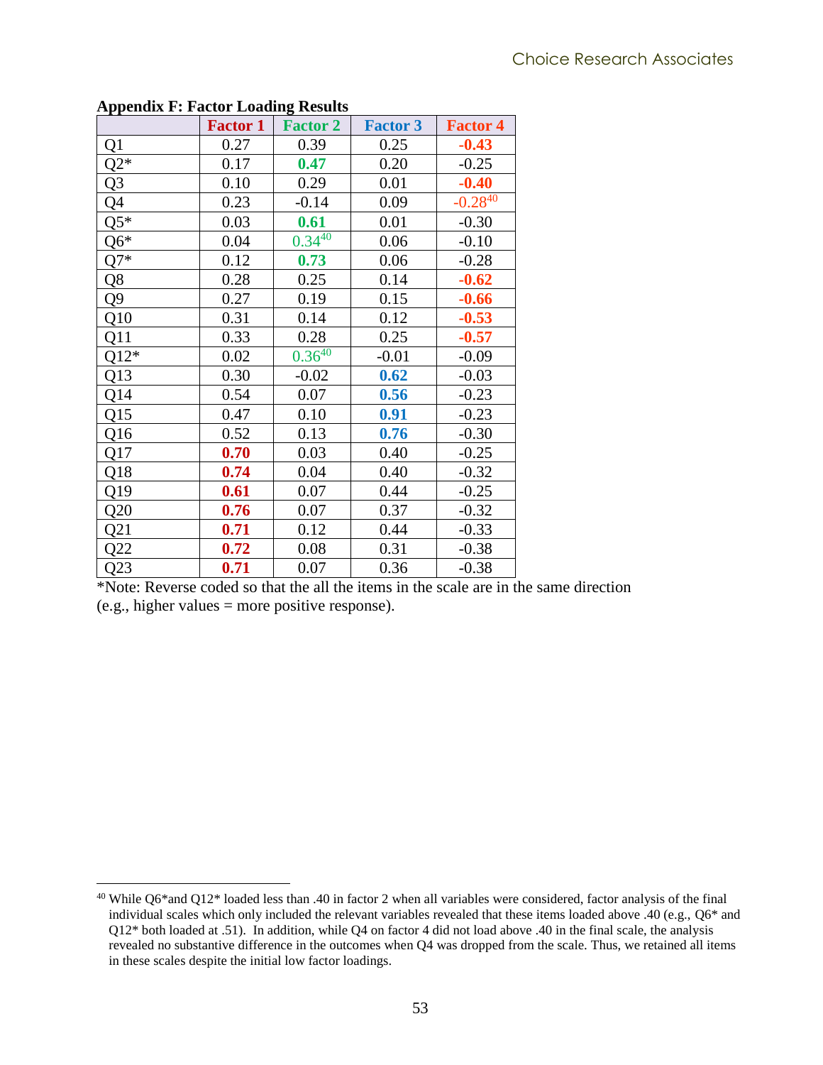## Appendix F: Factor Loading Results

| | Factor 1 | Factor 2 | Factor 3 | Factor 4 |
|---|---|---|---|---|
| Q1 | 0.27 | 0.39 | 0.25 | **-0.43** |
| Q2* | 0.17 | **0.47** | 0.20 | -0.25 |
| Q3 | 0.10 | 0.29 | 0.01 | **-0.40** |
| Q4 | 0.23 | -0.14 | 0.09 | -0.28[40] |
| Q5* | 0.03 | **0.61** | 0.01 | -0.30 |
| Q6* | 0.04 | 0.34[40] | 0.06 | -0.10 |
| Q7* | 0.12 | **0.73** | 0.06 | -0.28 |
| Q8 | 0.28 | 0.25 | 0.14 | **-0.62** |
| Q9 | 0.27 | 0.19 | 0.15 | **-0.66** |
| Q10 | 0.31 | 0.14 | 0.12 | **-0.53** |
| Q11 | 0.33 | 0.28 | 0.25 | **-0.57** |
| Q12* | 0.02 | 0.36[40] | -0.01 | -0.09 |
| Q13 | 0.30 | -0.02 | **0.62** | -0.03 |
| Q14 | 0.54 | 0.07 | **0.56** | -0.23 |
| Q15 | 0.47 | 0.10 | **0.91** | -0.23 |
| Q16 | 0.52 | 0.13 | **0.76** | -0.30 |
| Q17 | **0.70** | 0.03 | 0.40 | -0.25 |
| Q18 | **0.74** | 0.04 | 0.40 | -0.32 |
| Q19 | **0.61** | 0.07 | 0.44 | -0.25 |
| Q20 | **0.76** | 0.07 | 0.37 | -0.32 |
| Q21 | **0.71** | 0.12 | 0.44 | -0.33 |
| Q22 | **0.72** | 0.08 | 0.31 | -0.38 |
| Q23 | **0.71** | 0.07 | 0.36 | -0.38 |

*Note: Reverse coded so that the all the items in the scale are in the same direction (e.g., higher values = more positive response).

[40] While Q6*and Q12* loaded less than .40 in factor 2 when all variables were considered, factor analysis of the final individual scales which only included the relevant variables revealed that these items loaded above .40 (e.g., Q6* and Q12* both loaded at .51). In addition, while Q4 on factor 4 did not load above .40 in the final scale, the analysis revealed no substantive difference in the outcomes when Q4 was dropped from the scale. Thus, we retained all items in these scales despite the initial low factor loadings.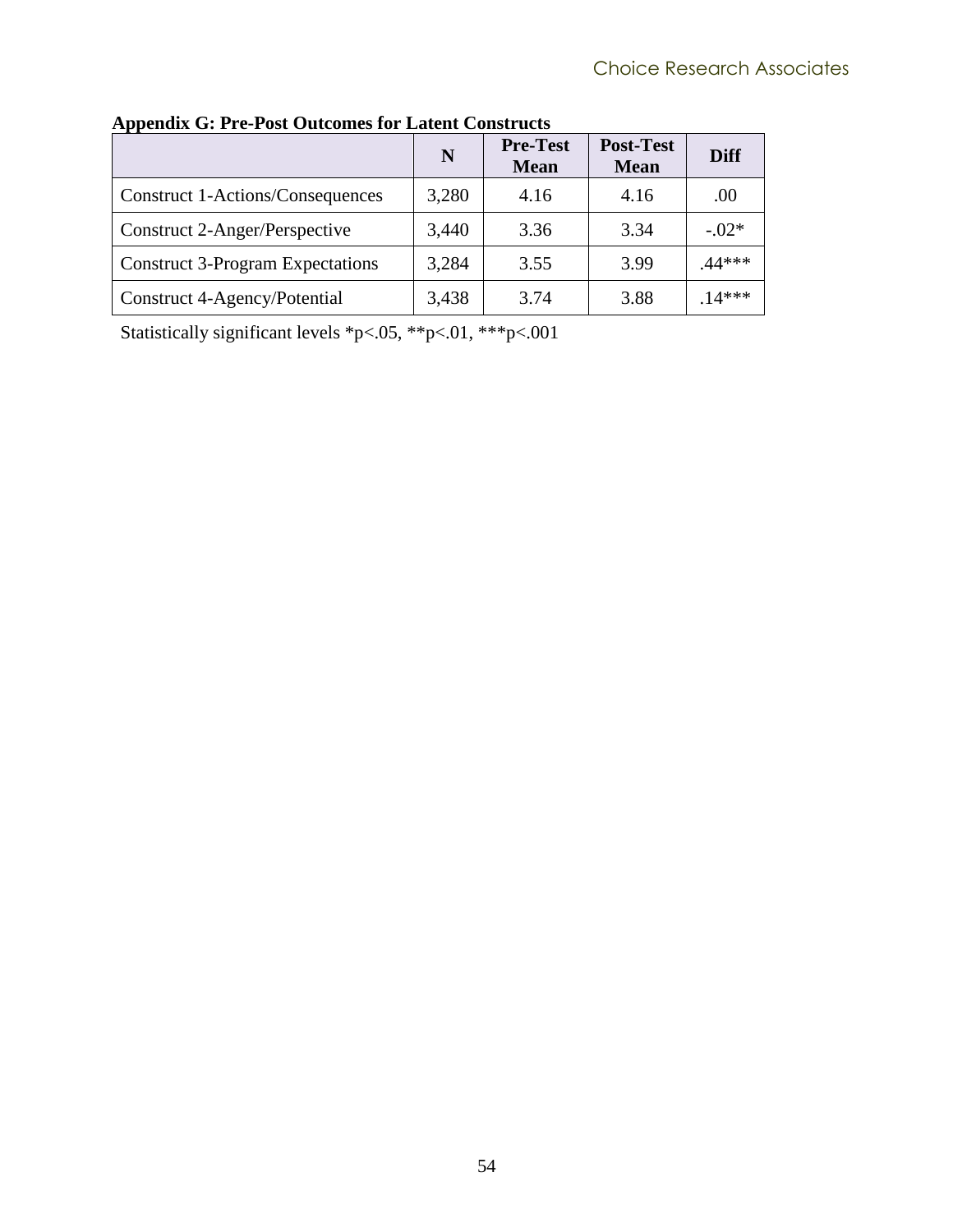**Appendix G: Pre-Post Outcomes for Latent Constructs**

| | N | Pre-Test Mean | Post-Test Mean | Diff |
|---|---|---|---|---|
| Construct 1-Actions/Consequences | 3,280 | 4.16 | 4.16 | .00 |
| Construct 2-Anger/Perspective | 3,440 | 3.36 | 3.34 | -.02* |
| Construct 3-Program Expectations | 3,284 | 3.55 | 3.99 | .44*** |
| Construct 4-Agency/Potential | 3,438 | 3.74 | 3.88 | .14*** |

Statistically significant levels *p<.05, **p<.01, ***p<.001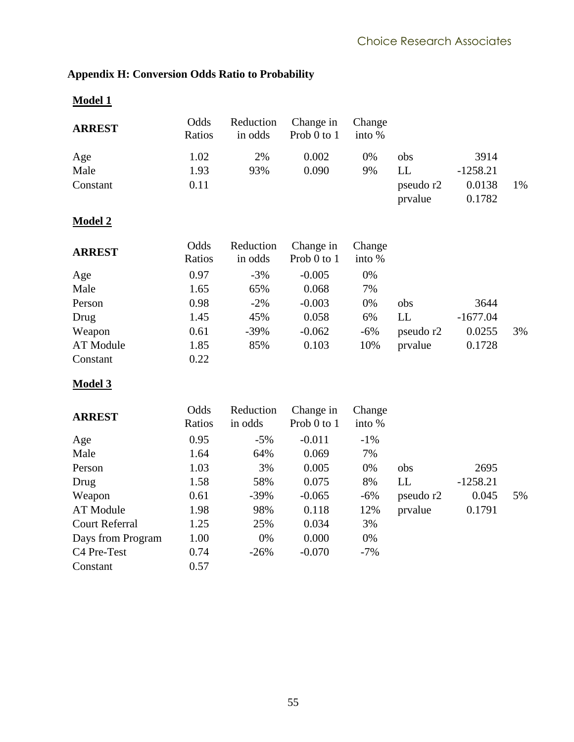## Appendix H: Conversion Odds Ratio to Probability

**Model 1**

| ARREST | Odds Ratios | Reduction in odds | Change in Prob 0 to 1 | Change into % | | | |
|---|---|---|---|---|---|---|---|
| Age | 1.02 | 2% | 0.002 | 0% | obs | 3914 | |
| Male | 1.93 | 93% | 0.090 | 9% | LL | -1258.21 | |
| Constant | 0.11 | | | | pseudo r2 | 0.0138 | 1% |
| | | | | | prvalue | 0.1782 | |

**Model 2**

| ARREST | Odds Ratios | Reduction in odds | Change in Prob 0 to 1 | Change into % | | | |
|---|---|---|---|---|---|---|---|
| Age | 0.97 | -3% | -0.005 | 0% | | | |
| Male | 1.65 | 65% | 0.068 | 7% | | | |
| Person | 0.98 | -2% | -0.003 | 0% | obs | 3644 | |
| Drug | 1.45 | 45% | 0.058 | 6% | LL | -1677.04 | |
| Weapon | 0.61 | -39% | -0.062 | -6% | pseudo r2 | 0.0255 | 3% |
| AT Module | 1.85 | 85% | 0.103 | 10% | prvalue | 0.1728 | |
| Constant | 0.22 | | | | | | |

**Model 3**

| ARREST | Odds Ratios | Reduction in odds | Change in Prob 0 to 1 | Change into % | | | |
|---|---|---|---|---|---|---|---|
| Age | 0.95 | -5% | -0.011 | -1% | | | |
| Male | 1.64 | 64% | 0.069 | 7% | | | |
| Person | 1.03 | 3% | 0.005 | 0% | obs | 2695 | |
| Drug | 1.58 | 58% | 0.075 | 8% | LL | -1258.21 | |
| Weapon | 0.61 | -39% | -0.065 | -6% | pseudo r2 | 0.045 | 5% |
| AT Module | 1.98 | 98% | 0.118 | 12% | prvalue | 0.1791 | |
| Court Referral | 1.25 | 25% | 0.034 | 3% | | | |
| Days from Program | 1.00 | 0% | 0.000 | 0% | | | |
| C4 Pre-Test | 0.74 | -26% | -0.070 | -7% | | | |
| Constant | 0.57 | | | | | | |